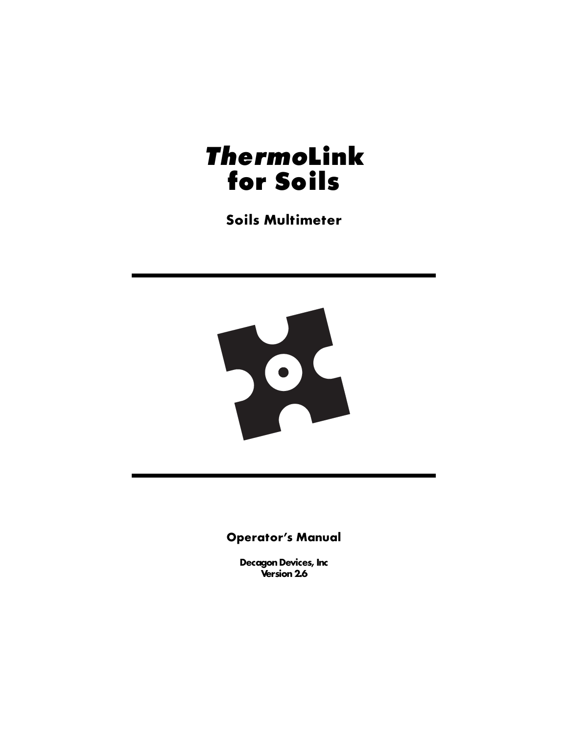# *Thermo*Link for Soils

**Soils Multimeter**

**Operator's Manual**

**Decagon Devices, Inc**
**Version 2.6**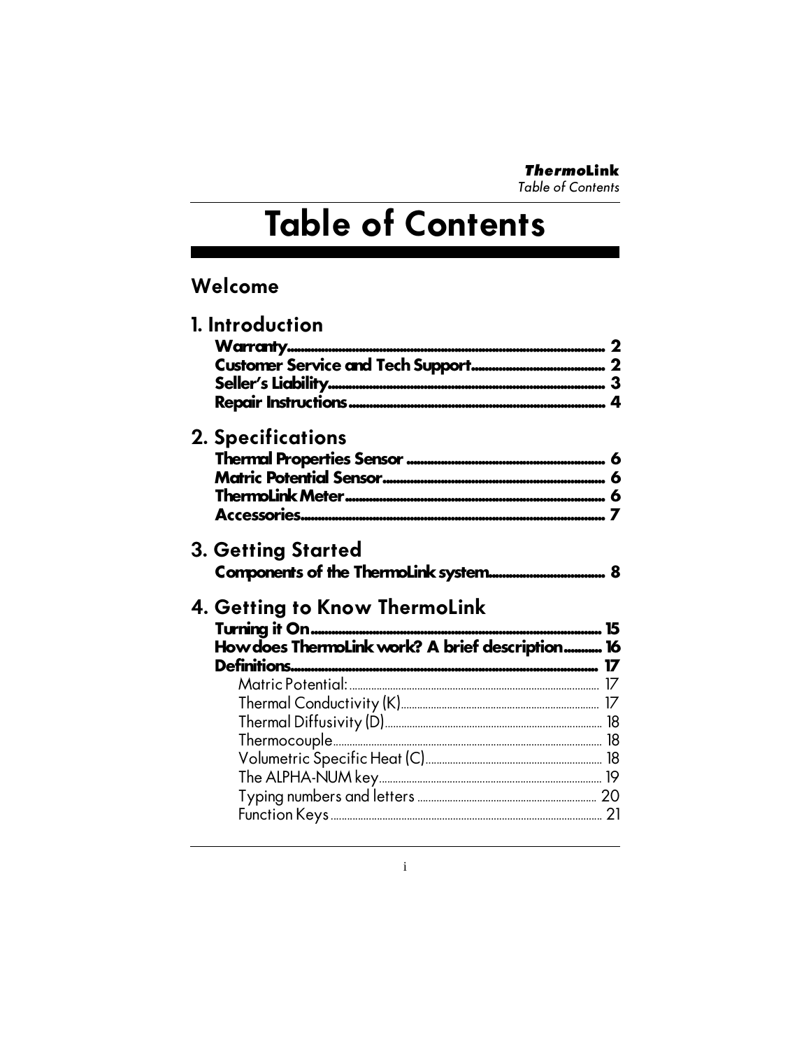# Table of Contents

## Welcome

## 1. Introduction

**Warranty** ........ 2
**Customer Service and Tech Support** ........ 2
**Seller's Liability** ........ 3
**Repair Instructions** ........ 4

## 2. Specifications

**Thermal Properties Sensor** ........ 6
**Matric Potential Sensor** ........ 6
**ThermoLink Meter** ........ 6
**Accessories** ........ 7

## 3. Getting Started

**Components of the ThermoLink system** ........ 8

## 4. Getting to Know ThermoLink

**Turning it On** ........ 15
**How does ThermoLink work? A brief description** ........ 16
**Definitions** ........ 17

- Matric Potential: ........ 17
- Thermal Conductivity (K) ........ 17
- Thermal Diffusivity (D) ........ 18
- Thermocouple ........ 18
- Volumetric Specific Heat (C) ........ 18
- The ALPHA-NUM key ........ 19
- Typing numbers and letters ........ 20
- Function Keys ........ 21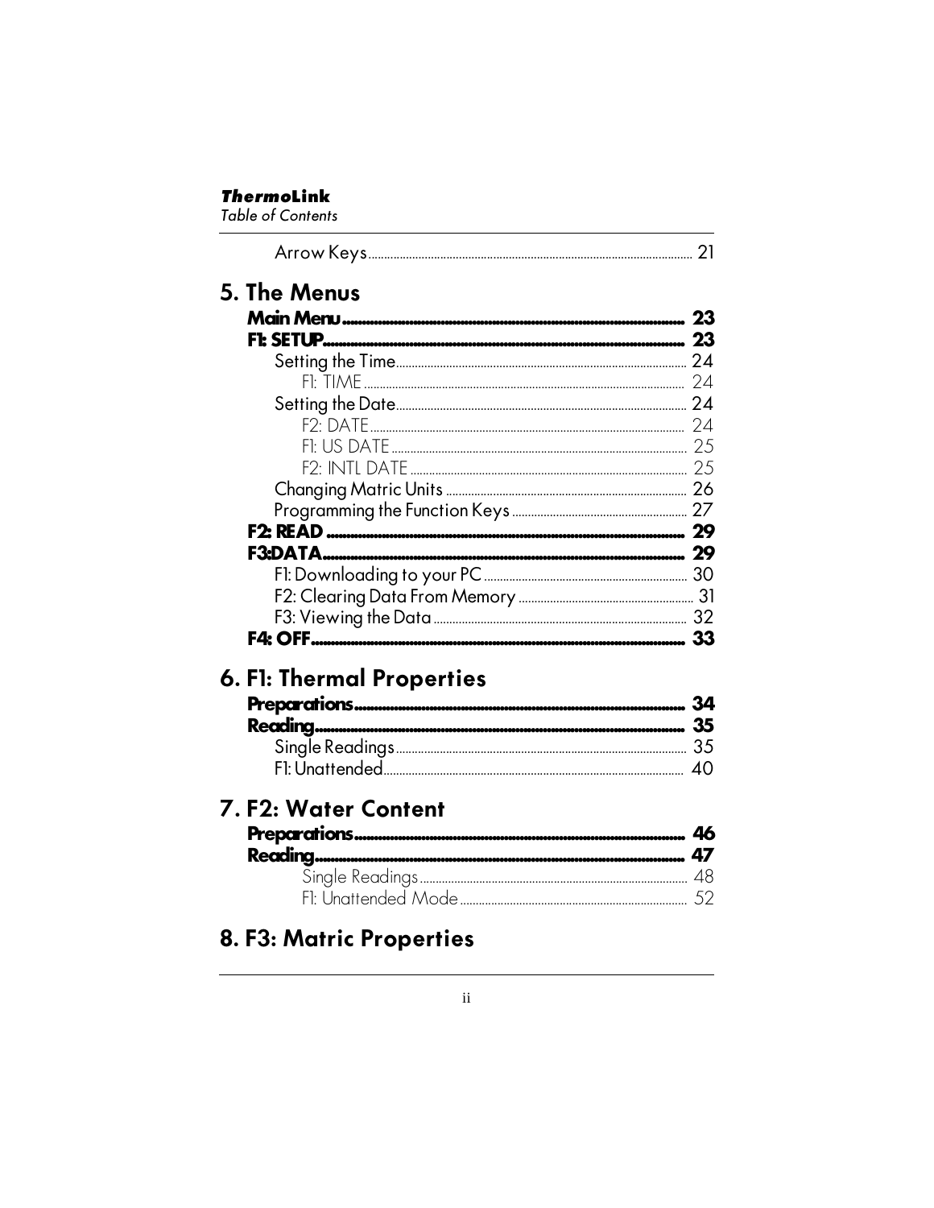Arrow Keys ..... 21

## 5. The Menus

**Main Menu ..... 23**
**F1: SETUP ..... 23**
Setting the Time ..... 24
F1: TIME ..... 24
Setting the Date ..... 24
F2: DATE ..... 24
F1: US DATE ..... 25
F2: INTL DATE ..... 25
Changing Matric Units ..... 26
Programming the Function Keys ..... 27
**F2: READ ..... 29**
**F3:DATA ..... 29**
F1: Downloading to your PC ..... 30
F2: Clearing Data From Memory ..... 31
F3: Viewing the Data ..... 32
**F4: OFF ..... 33**

## 6. F1: Thermal Properties

**Preparations ..... 34**
**Reading ..... 35**
Single Readings ..... 35
F1: Unattended ..... 40

## 7. F2: Water Content

**Preparations ..... 46**
**Reading ..... 47**
Single Readings ..... 48
F1: Unattended Mode ..... 52

## 8. F3: Matric Properties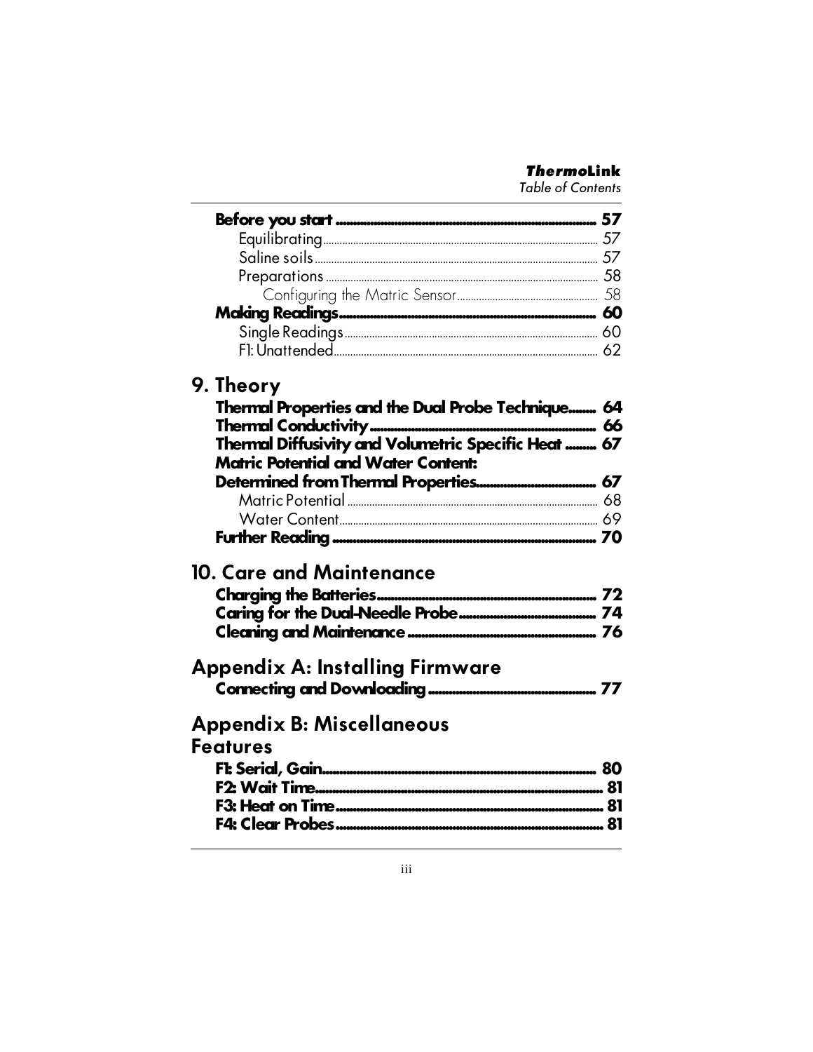**Before you start** .......... 57
Equilibrating .......... 57
Saline soils .......... 57
Preparations .......... 58
Configuring the Matric Sensor .......... 58
**Making Readings** .......... 60
Single Readings .......... 60
F1: Unattended .......... 62

## 9. Theory

**Thermal Properties and the Dual Probe Technique** .......... 64
**Thermal Conductivity** .......... 66
**Thermal Diffusivity and Volumetric Specific Heat** .......... 67
**Matric Potential and Water Content: Determined from Thermal Properties** .......... 67
Matric Potential .......... 68
Water Content .......... 69
**Further Reading** .......... 70

## 10. Care and Maintenance

**Charging the Batteries** .......... 72
**Caring for the Dual-Needle Probe** .......... 74
**Cleaning and Maintenance** .......... 76

## Appendix A: Installing Firmware

**Connecting and Downloading** .......... 77

## Appendix B: Miscellaneous Features

**F1: Serial, Gain** .......... 80
**F2: Wait Time** .......... 81
**F3: Heat on Time** .......... 81
**F4: Clear Probes** .......... 81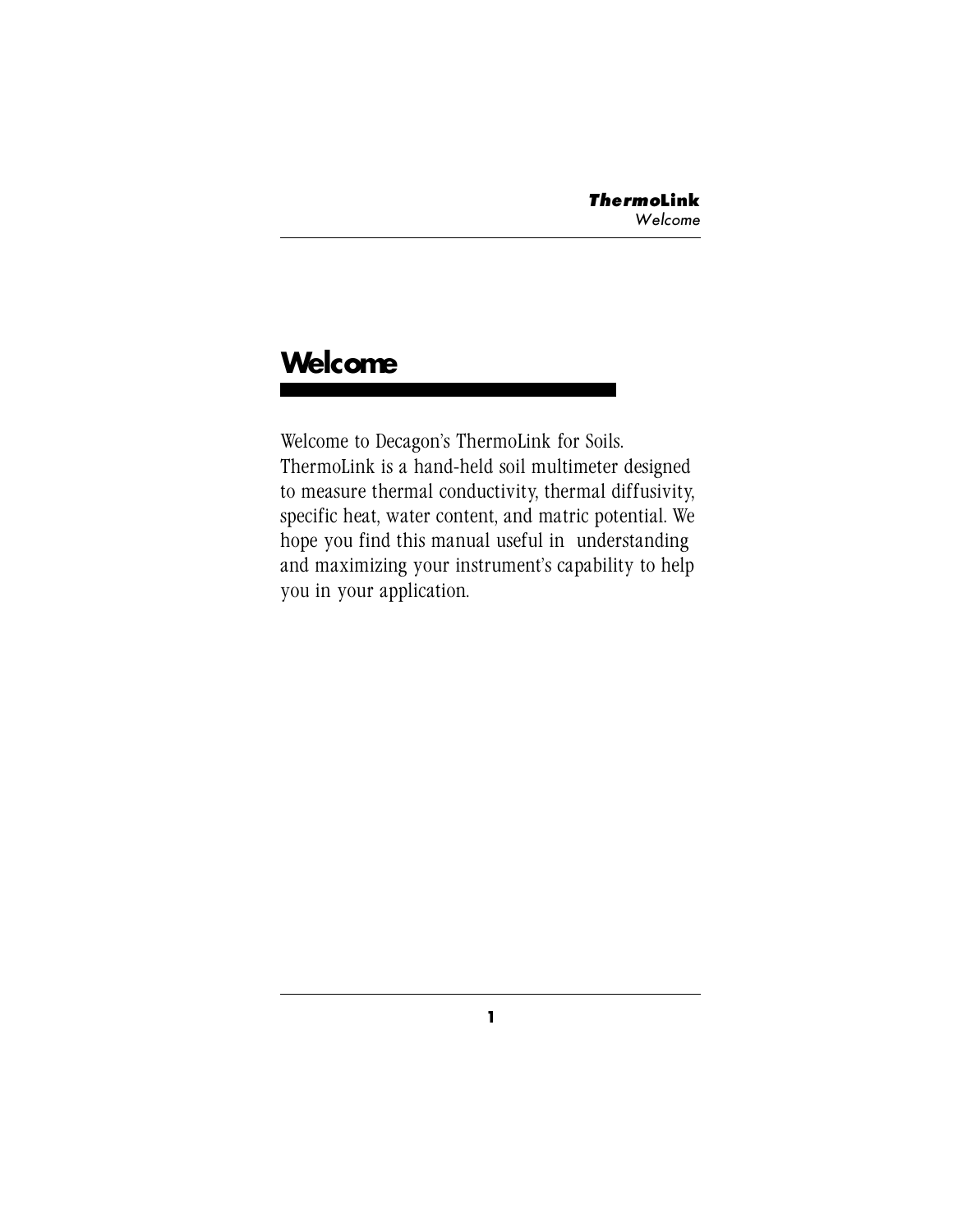# Welcome

Welcome to Decagon's ThermoLink for Soils. ThermoLink is a hand-held soil multimeter designed to measure thermal conductivity, thermal diffusivity, specific heat, water content, and matric potential. We hope you find this manual useful in understanding and maximizing your instrument's capability to help you in your application.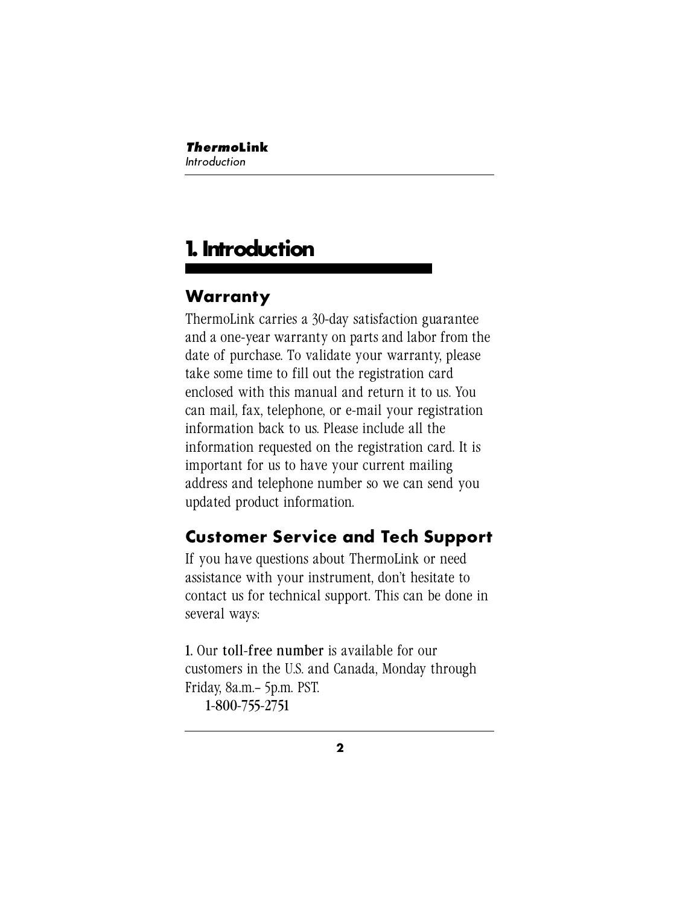# 1. Introduction

## Warranty

ThermoLink carries a 30-day satisfaction guarantee and a one-year warranty on parts and labor from the date of purchase. To validate your warranty, please take some time to fill out the registration card enclosed with this manual and return it to us. You can mail, fax, telephone, or e-mail your registration information back to us. Please include all the information requested on the registration card. It is important for us to have your current mailing address and telephone number so we can send you updated product information.

## Customer Service and Tech Support

If you have questions about ThermoLink or need assistance with your instrument, don't hesitate to contact us for technical support. This can be done in several ways:

1. Our toll-free number is available for our customers in the U.S. and Canada, Monday through Friday, 8a.m.– 5p.m. PST.
   1-800-755-2751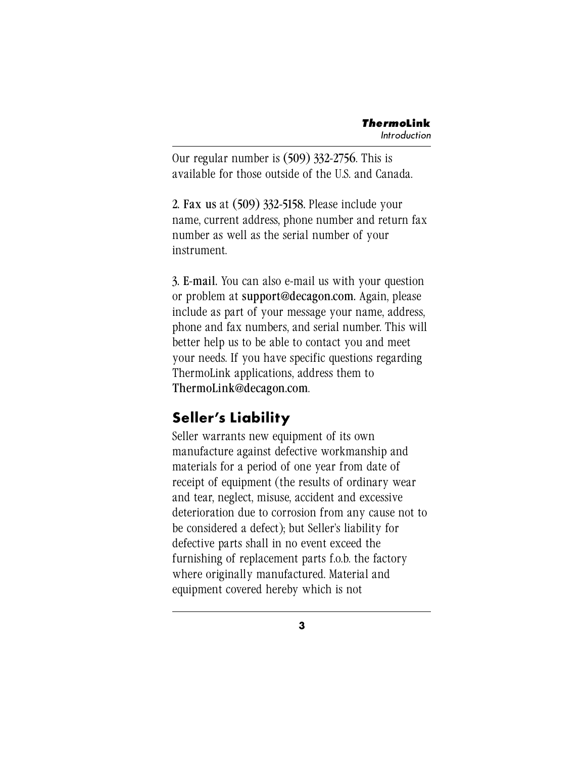Our regular number is **(509) 332-2756**. This is available for those outside of the U.S. and Canada.

2. **Fax us** at **(509) 332-5158**. Please include your name, current address, phone number and return fax number as well as the serial number of your instrument.

3. **E-mail**. You can also e-mail us with your question or problem at **support@decagon.com.** Again, please include as part of your message your name, address, phone and fax numbers, and serial number. This will better help us to be able to contact you and meet your needs. If you have specific questions regarding ThermoLink applications, address them to **ThermoLink@decagon.com**.

## Seller's Liability

Seller warrants new equipment of its own manufacture against defective workmanship and materials for a period of one year from date of receipt of equipment (the results of ordinary wear and tear, neglect, misuse, accident and excessive deterioration due to corrosion from any cause not to be considered a defect); but Seller's liability for defective parts shall in no event exceed the furnishing of replacement parts f.o.b. the factory where originally manufactured. Material and equipment covered hereby which is not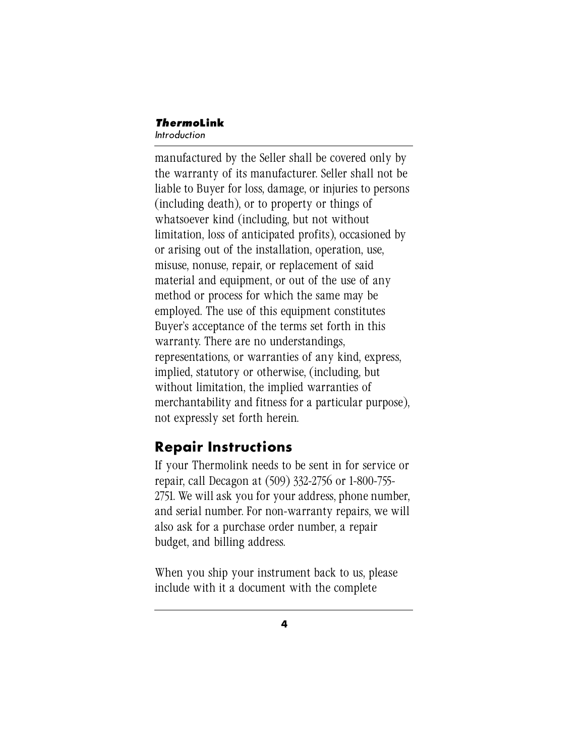manufactured by the Seller shall be covered only by the warranty of its manufacturer. Seller shall not be liable to Buyer for loss, damage, or injuries to persons (including death), or to property or things of whatsoever kind (including, but not without limitation, loss of anticipated profits), occasioned by or arising out of the installation, operation, use, misuse, nonuse, repair, or replacement of said material and equipment, or out of the use of any method or process for which the same may be employed. The use of this equipment constitutes Buyer's acceptance of the terms set forth in this warranty. There are no understandings, representations, or warranties of any kind, express, implied, statutory or otherwise, (including, but without limitation, the implied warranties of merchantability and fitness for a particular purpose), not expressly set forth herein.

## Repair Instructions

If your Thermolink needs to be sent in for service or repair, call Decagon at (509) 332-2756 or 1-800-755-2751. We will ask you for your address, phone number, and serial number. For non-warranty repairs, we will also ask for a purchase order number, a repair budget, and billing address.

When you ship your instrument back to us, please include with it a document with the complete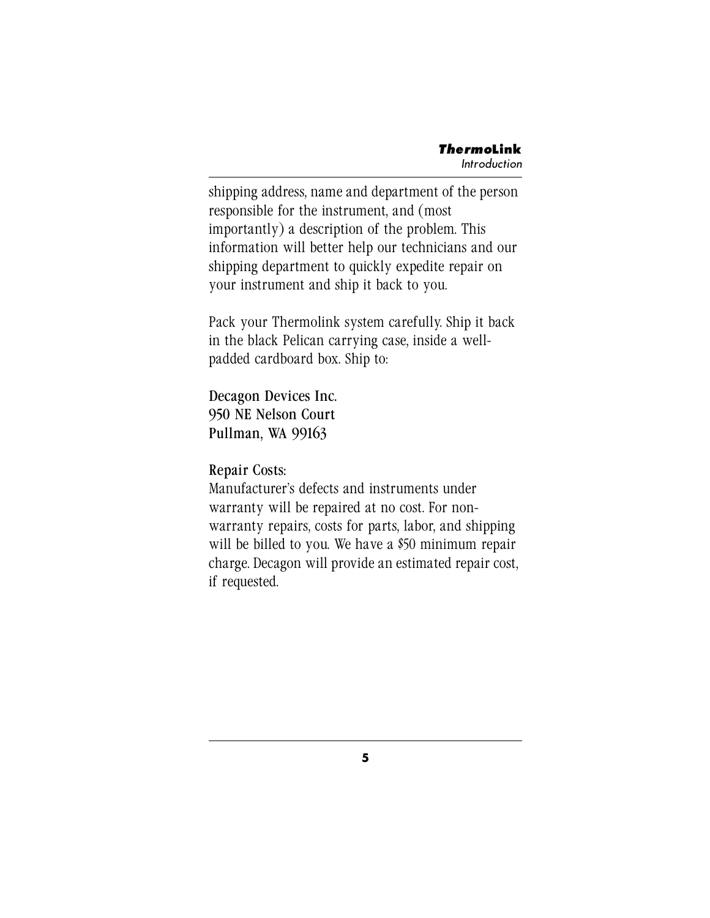shipping address, name and department of the person responsible for the instrument, and (most importantly) a description of the problem. This information will better help our technicians and our shipping department to quickly expedite repair on your instrument and ship it back to you.

Pack your Thermolink system carefully. Ship it back in the black Pelican carrying case, inside a well-padded cardboard box. Ship to:

Decagon Devices Inc.
950 NE Nelson Court
Pullman, WA 99163

Repair Costs:
Manufacturer's defects and instruments under warranty will be repaired at no cost. For non-warranty repairs, costs for parts, labor, and shipping will be billed to you. We have a $50 minimum repair charge. Decagon will provide an estimated repair cost, if requested.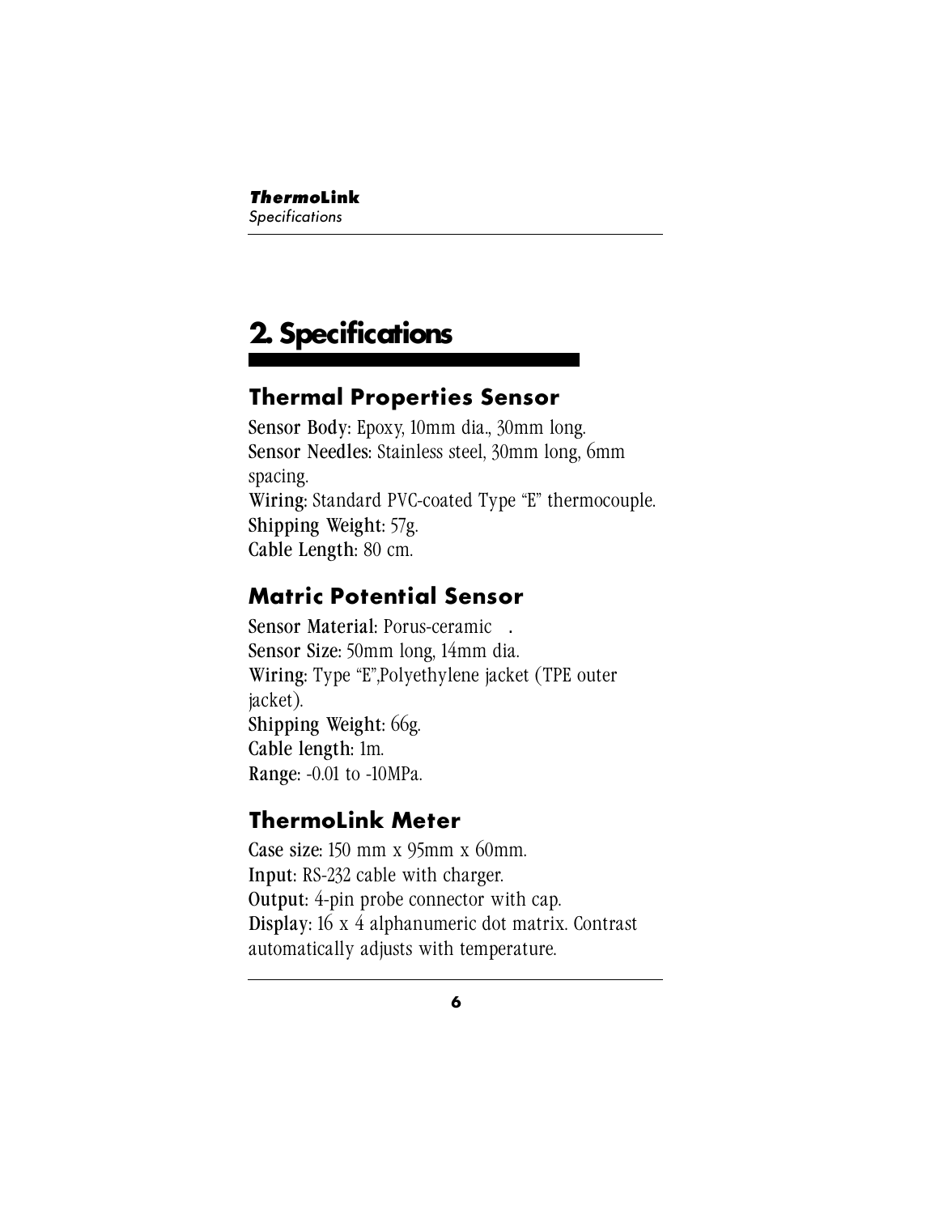# 2. Specifications

## Thermal Properties Sensor

**Sensor Body**: Epoxy, 10mm dia., 30mm long.
**Sensor Needles**: Stainless steel, 30mm long, 6mm spacing.
**Wiring**: Standard PVC-coated Type "E" thermocouple.
**Shipping Weight**: 57g.
**Cable Length**: 80 cm.

## Matric Potential Sensor

**Sensor Material**: Porus-ceramic .
**Sensor Size**: 50mm long, 14mm dia.
**Wiring**: Type "E",Polyethylene jacket (TPE outer jacket).
**Shipping Weight**: 66g.
**Cable length**: 1m.
**Range**: -0.01 to -10MPa.

## ThermoLink Meter

**Case size**: 150 mm x 95mm x 60mm.
**Input**: RS-232 cable with charger.
**Output**: 4-pin probe connector with cap.
**Display**: 16 x 4 alphanumeric dot matrix. Contrast automatically adjusts with temperature.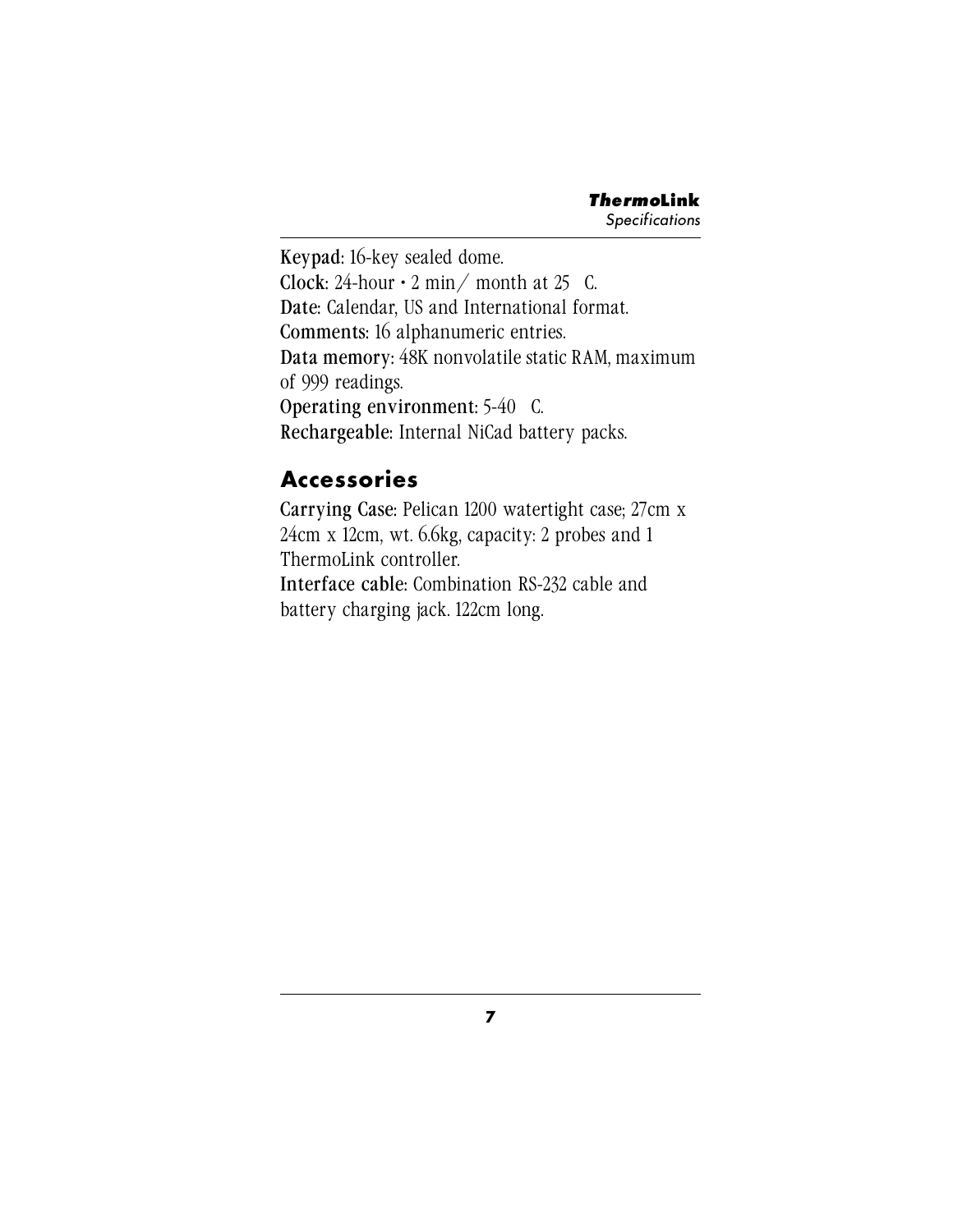**Keypad**: 16-key sealed dome.
**Clock**: 24-hour • 2 min/ month at 25 C.
**Date**: Calendar, US and International format.
**Comments**: 16 alphanumeric entries.
**Data memory**: 48K nonvolatile static RAM, maximum of 999 readings.
**Operating environment**: 5-40 C.
**Rechargeable**: Internal NiCad battery packs.

## Accessories

**Carrying Case**: Pelican 1200 watertight case; 27cm x 24cm x 12cm, wt. 6.6kg, capacity: 2 probes and 1 ThermoLink controller.
**Interface cable**: Combination RS-232 cable and battery charging jack. 122cm long.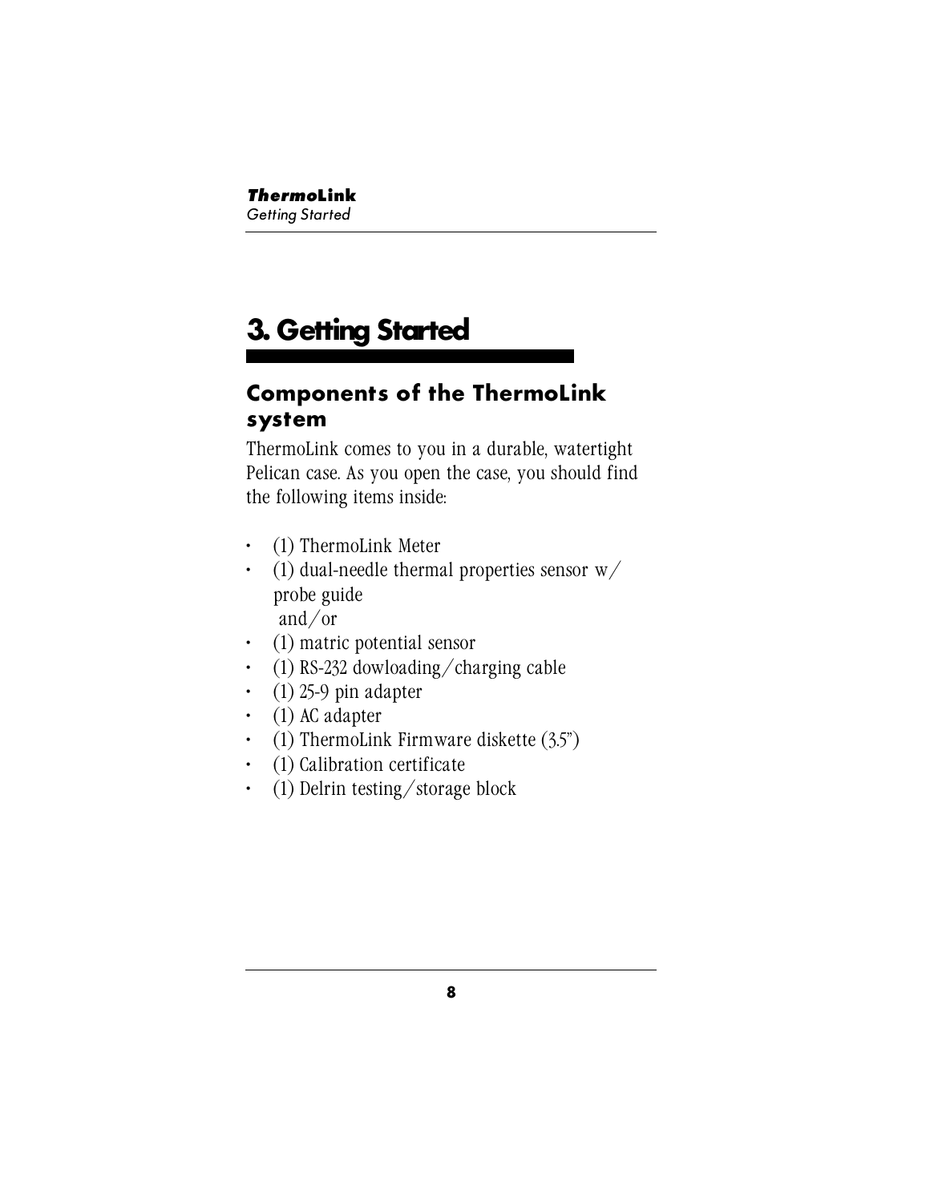# 3. Getting Started

## Components of the ThermoLink system

ThermoLink comes to you in a durable, watertight Pelican case. As you open the case, you should find the following items inside:

- (1) ThermoLink Meter
- (1) dual-needle thermal properties sensor w/ probe guide
  and/or
- (1) matric potential sensor
- (1) RS-232 dowloading/charging cable
- (1) 25-9 pin adapter
- (1) AC adapter
- (1) ThermoLink Firmware diskette (3.5")
- (1) Calibration certificate
- (1) Delrin testing/storage block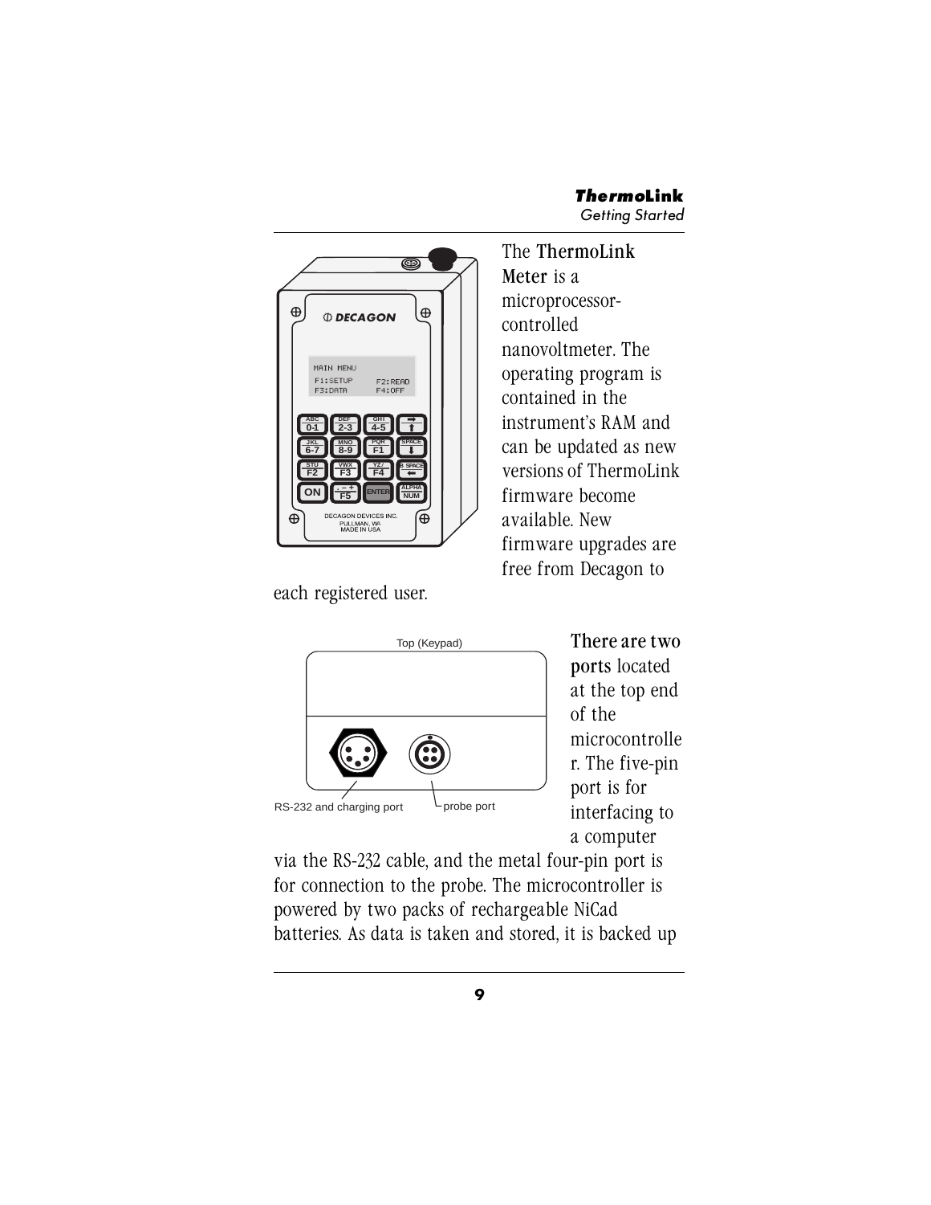The **ThermoLink Meter** is a microprocessor-controlled nanovoltmeter. The operating program is contained in the instrument's RAM and can be updated as new versions of ThermoLink firmware become available. New firmware upgrades are free from Decagon to each registered user.

Top (Keypad)

RS-232 and charging port

probe port

**There are two ports** located at the top end of the microcontroller. The five-pin port is for interfacing to a computer via the RS-232 cable, and the metal four-pin port is for connection to the probe. The microcontroller is powered by two packs of rechargeable NiCad batteries. As data is taken and stored, it is backed up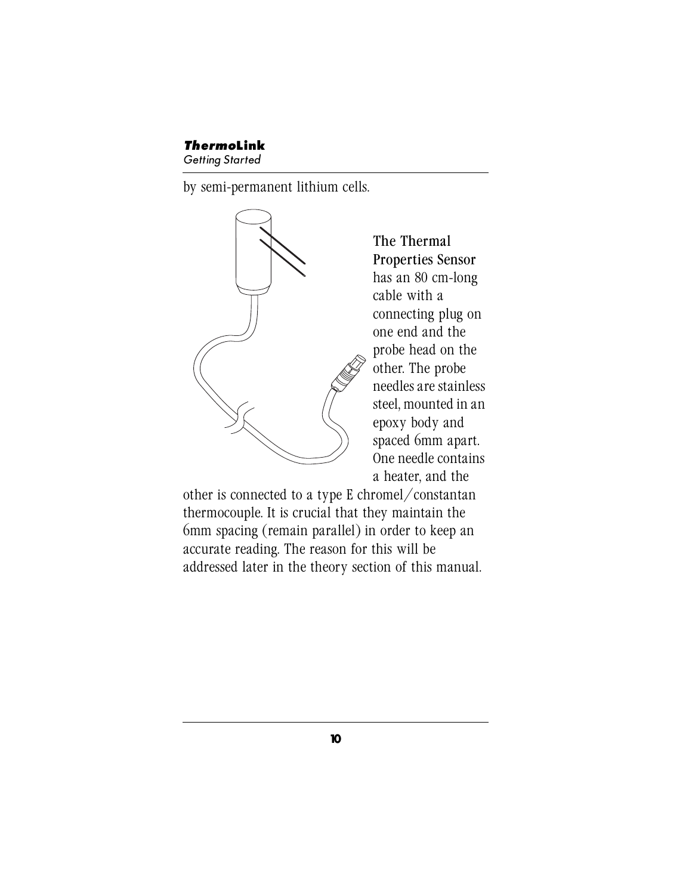by semi-permanent lithium cells.

**The Thermal Properties Sensor** has an 80 cm-long cable with a connecting plug on one end and the probe head on the other. The probe needles are stainless steel, mounted in an epoxy body and spaced 6mm apart. One needle contains a heater, and the other is connected to a type E chromel/constantan thermocouple. It is crucial that they maintain the 6mm spacing (remain parallel) in order to keep an accurate reading. The reason for this will be addressed later in the theory section of this manual.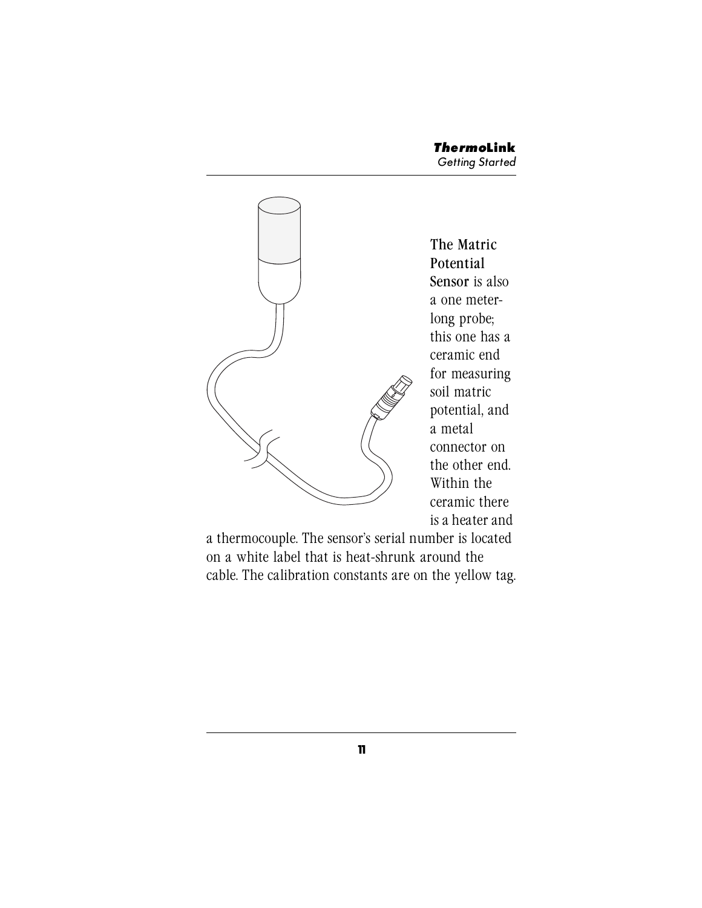**The Matric Potential Sensor** is also a one meter-long probe; this one has a ceramic end for measuring soil matric potential, and a metal connector on the other end. Within the ceramic there is a heater and a thermocouple. The sensor's serial number is located on a white label that is heat-shrunk around the cable. The calibration constants are on the yellow tag.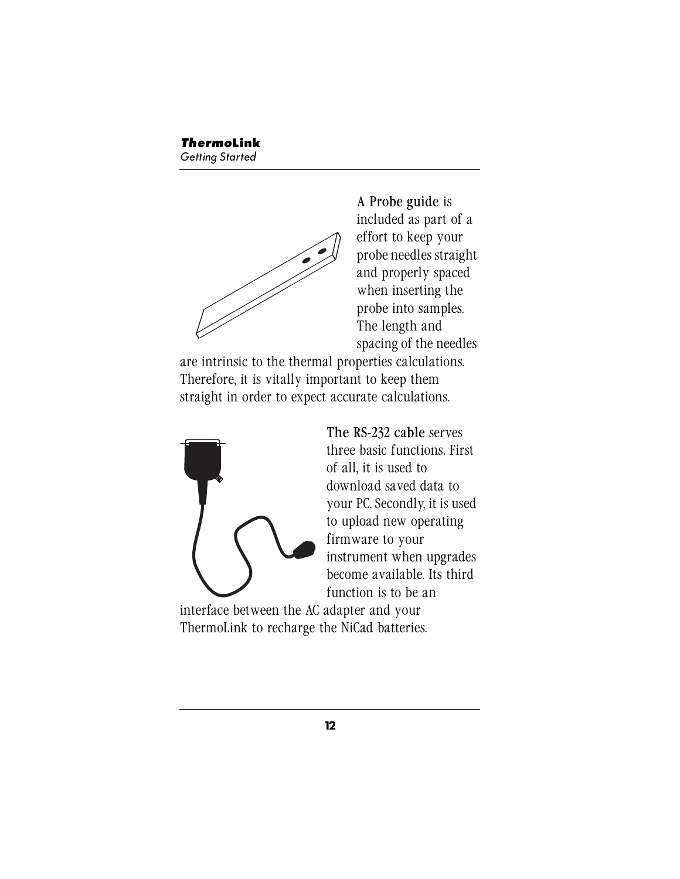**A Probe guide** is included as part of a effort to keep your probe needles straight and properly spaced when inserting the probe into samples. The length and spacing of the needles are intrinsic to the thermal properties calculations. Therefore, it is vitally important to keep them straight in order to expect accurate calculations.

**The RS-232 cable** serves three basic functions. First of all, it is used to download saved data to your PC. Secondly, it is used to upload new operating firmware to your instrument when upgrades become available. Its third function is to be an interface between the AC adapter and your ThermoLink to recharge the NiCad batteries.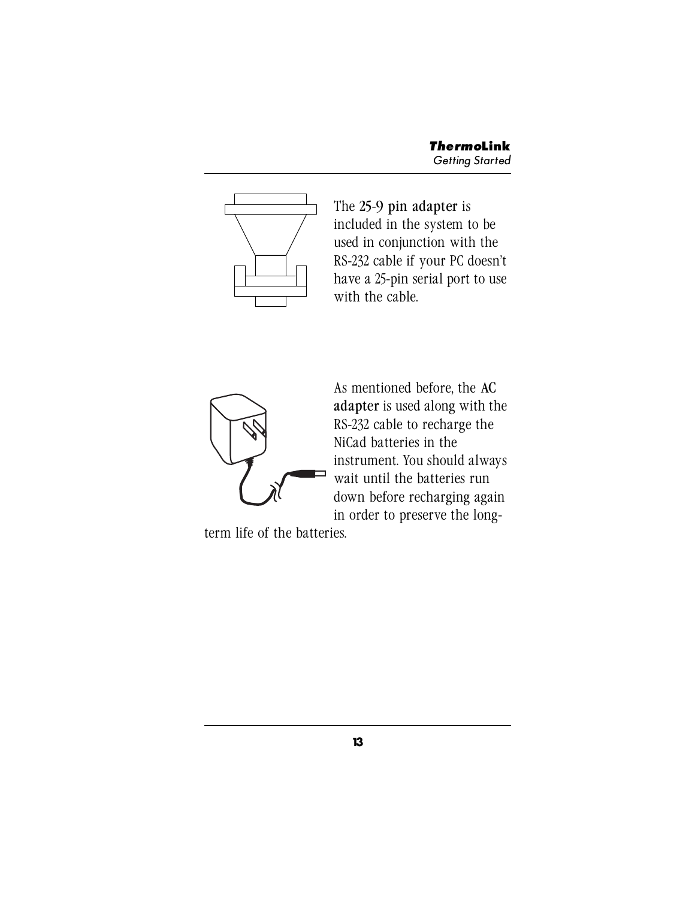The **25-9 pin adapter** is included in the system to be used in conjunction with the RS-232 cable if your PC doesn't have a 25-pin serial port to use with the cable.

As mentioned before, the **AC adapter** is used along with the RS-232 cable to recharge the NiCad batteries in the instrument. You should always wait until the batteries run down before recharging again in order to preserve the long-term life of the batteries.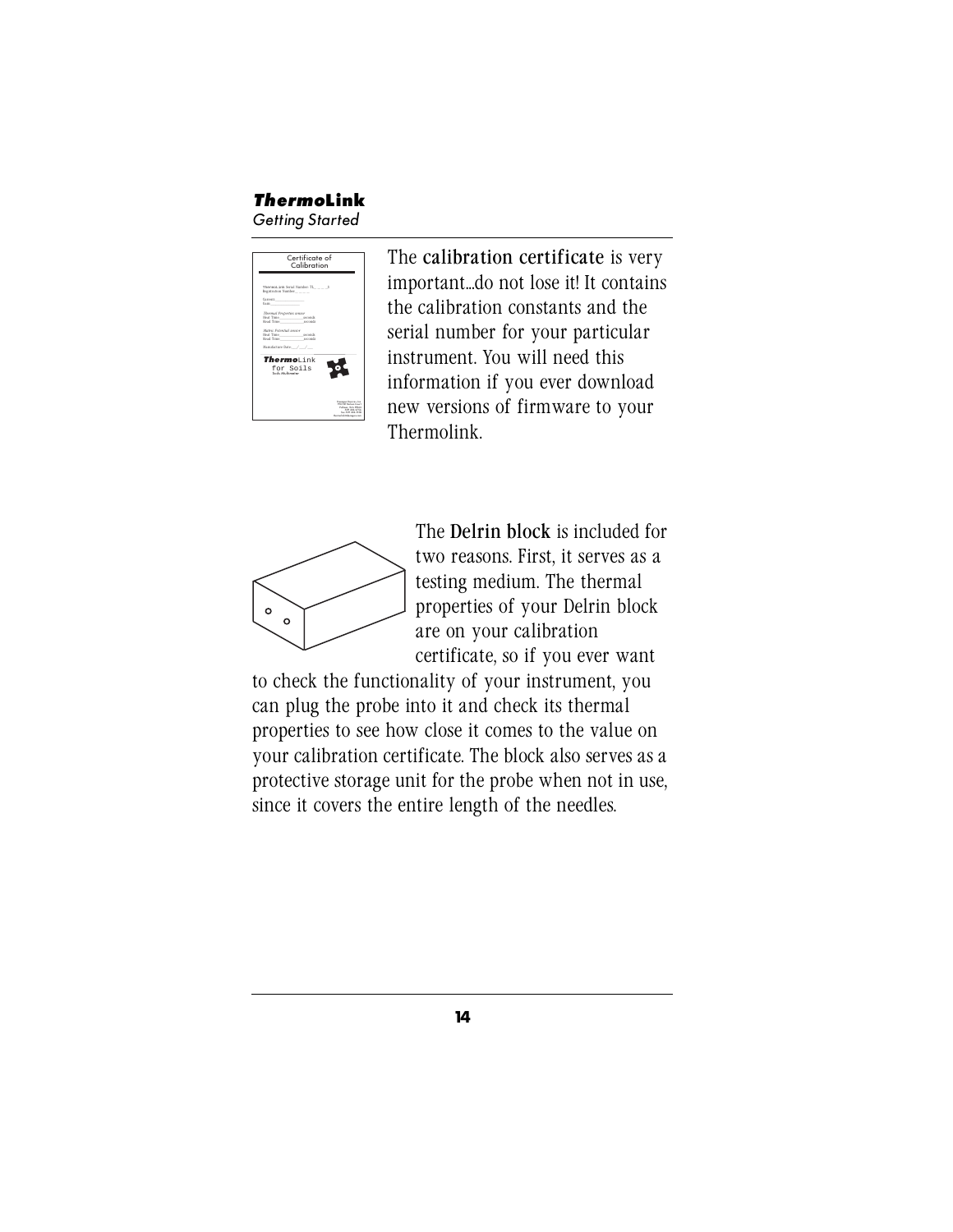The **calibration certificate** is very important...do not lose it! It contains the calibration constants and the serial number for your particular instrument. You will need this information if you ever download new versions of firmware to your Thermolink.

The **Delrin block** is included for two reasons. First, it serves as a testing medium. The thermal properties of your Delrin block are on your calibration certificate, so if you ever want to check the functionality of your instrument, you can plug the probe into it and check its thermal properties to see how close it comes to the value on your calibration certificate. The block also serves as a protective storage unit for the probe when not in use, since it covers the entire length of the needles.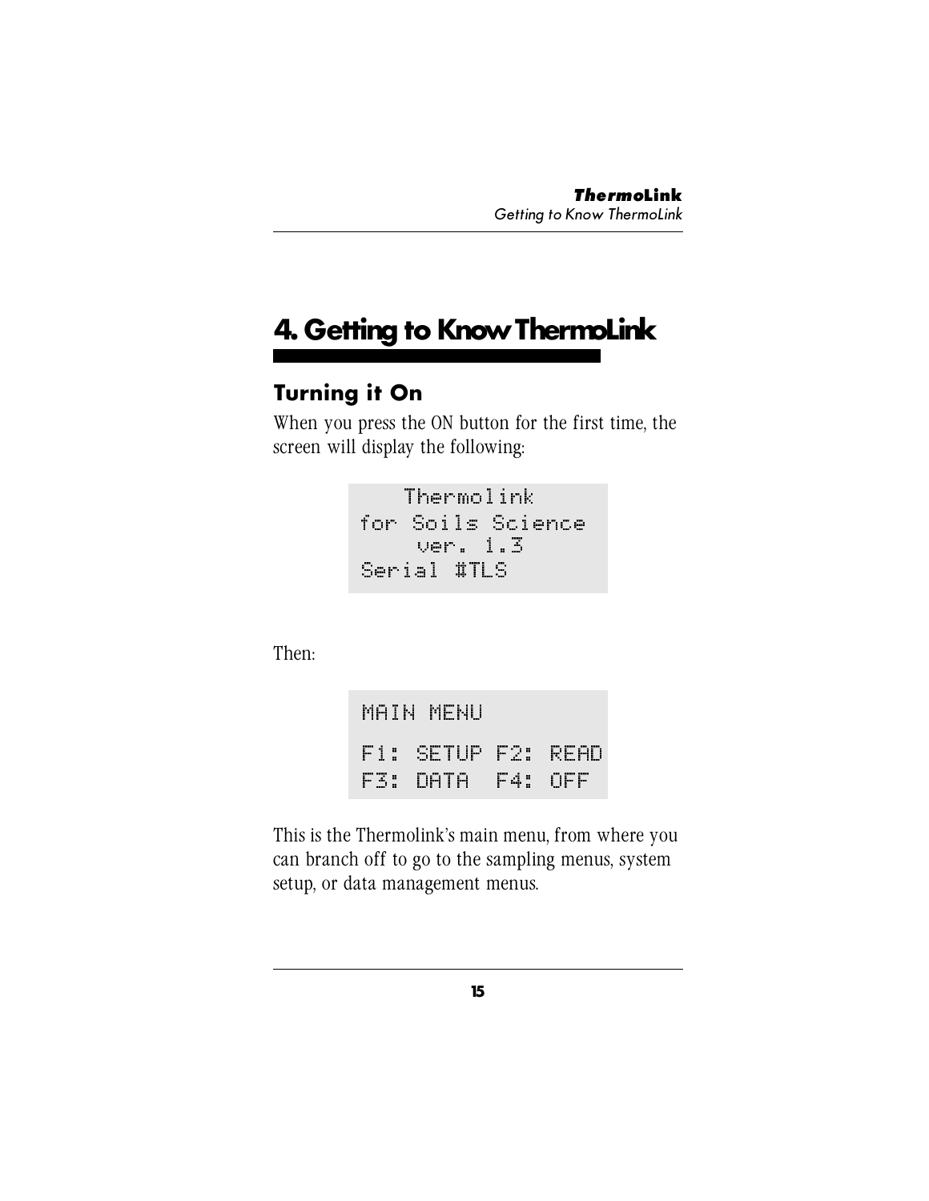# 4. Getting to Know ThermoLink

## Turning it On

When you press the ON button for the first time, the screen will display the following:

```
    Thermolink
for Soils Science
     ver. 1.3
Serial #TLS
```

Then:

```
MAIN MENU
F1: SETUP F2: READ
F3: DATA  F4: OFF
```

This is the Thermolink's main menu, from where you can branch off to go to the sampling menus, system setup, or data management menus.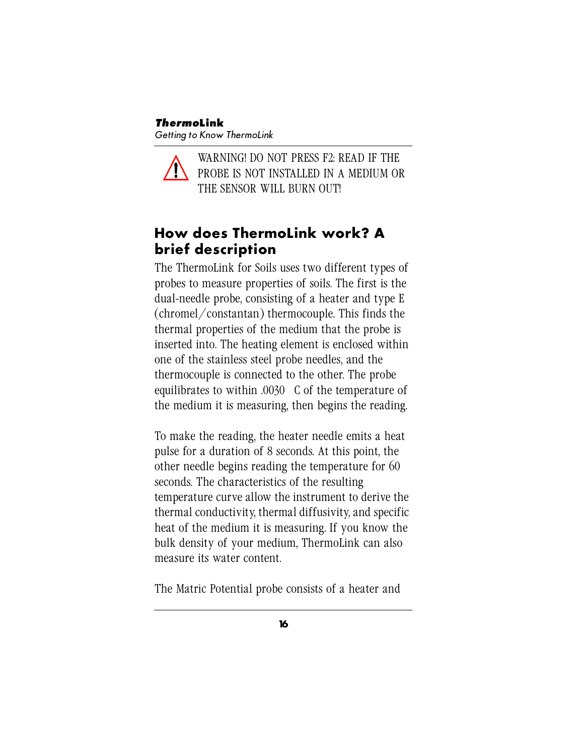WARNING! DO NOT PRESS F2: READ IF THE PROBE IS NOT INSTALLED IN A MEDIUM OR THE SENSOR WILL BURN OUT!

## How does ThermoLink work? A brief description

The ThermoLink for Soils uses two different types of probes to measure properties of soils. The first is the dual-needle probe, consisting of a heater and type E (chromel/constantan) thermocouple. This finds the thermal properties of the medium that the probe is inserted into. The heating element is enclosed within one of the stainless steel probe needles, and the thermocouple is connected to the other. The probe equilibrates to within .0030 C of the temperature of the medium it is measuring, then begins the reading.

To make the reading, the heater needle emits a heat pulse for a duration of 8 seconds. At this point, the other needle begins reading the temperature for 60 seconds. The characteristics of the resulting temperature curve allow the instrument to derive the thermal conductivity, thermal diffusivity, and specific heat of the medium it is measuring. If you know the bulk density of your medium, ThermoLink can also measure its water content.

The Matric Potential probe consists of a heater and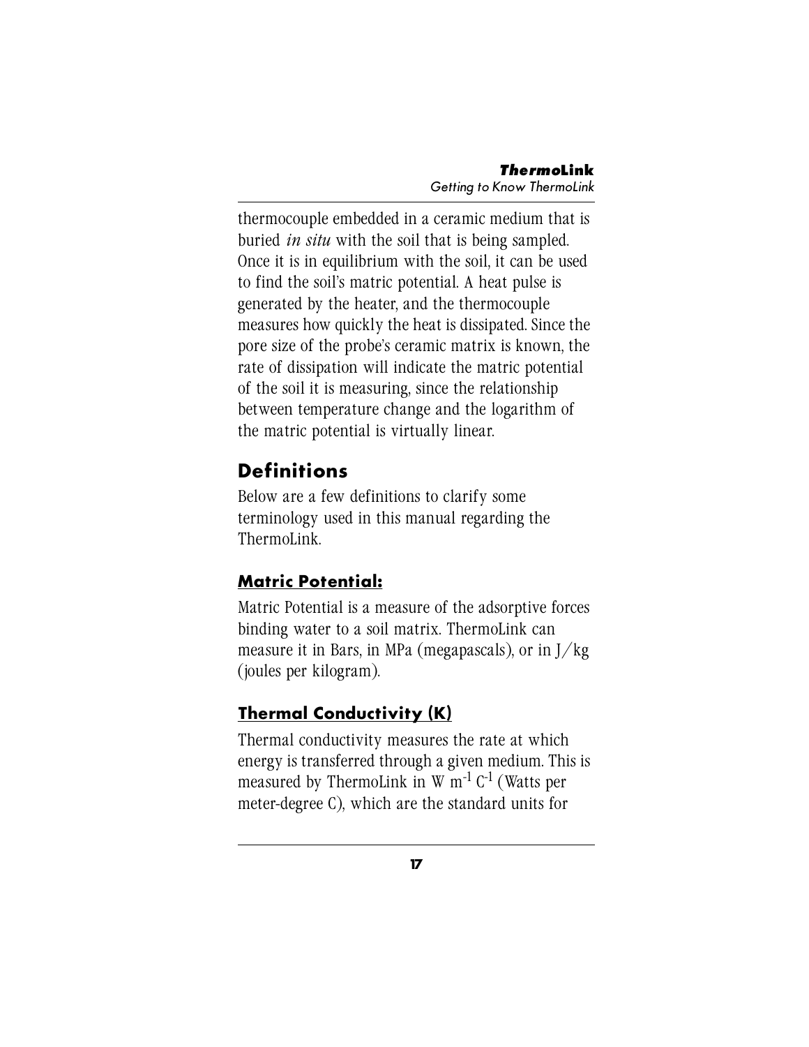thermocouple embedded in a ceramic medium that is buried *in situ* with the soil that is being sampled. Once it is in equilibrium with the soil, it can be used to find the soil's matric potential. A heat pulse is generated by the heater, and the thermocouple measures how quickly the heat is dissipated. Since the pore size of the probe's ceramic matrix is known, the rate of dissipation will indicate the matric potential of the soil it is measuring, since the relationship between temperature change and the logarithm of the matric potential is virtually linear.

## Definitions

Below are a few definitions to clarify some terminology used in this manual regarding the ThermoLink.

### Matric Potential:

Matric Potential is a measure of the adsorptive forces binding water to a soil matrix. ThermoLink can measure it in Bars, in MPa (megapascals), or in J/kg (joules per kilogram).

### Thermal Conductivity (K)

Thermal conductivity measures the rate at which energy is transferred through a given medium. This is measured by ThermoLink in W $m^{-1}$ $C^{-1}$ (Watts per meter-degree C), which are the standard units for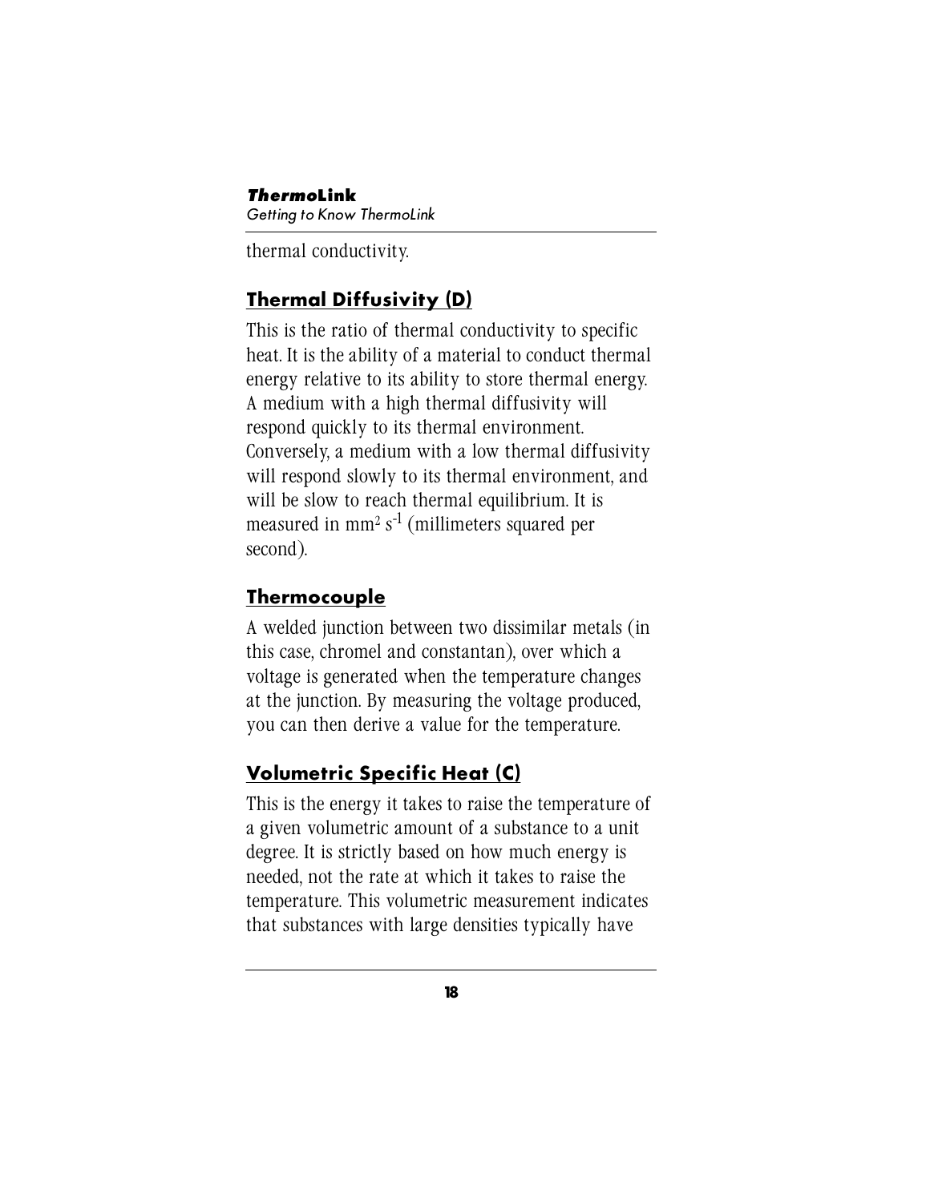thermal conductivity.

## Thermal Diffusivity (D)

This is the ratio of thermal conductivity to specific heat. It is the ability of a material to conduct thermal energy relative to its ability to store thermal energy. A medium with a high thermal diffusivity will respond quickly to its thermal environment. Conversely, a medium with a low thermal diffusivity will respond slowly to its thermal environment, and will be slow to reach thermal equilibrium. It is measured in $mm^2 s^{-1}$ (millimeters squared per second).

## Thermocouple

A welded junction between two dissimilar metals (in this case, chromel and constantan), over which a voltage is generated when the temperature changes at the junction. By measuring the voltage produced, you can then derive a value for the temperature.

## Volumetric Specific Heat (C)

This is the energy it takes to raise the temperature of a given volumetric amount of a substance to a unit degree. It is strictly based on how much energy is needed, not the rate at which it takes to raise the temperature. This volumetric measurement indicates that substances with large densities typically have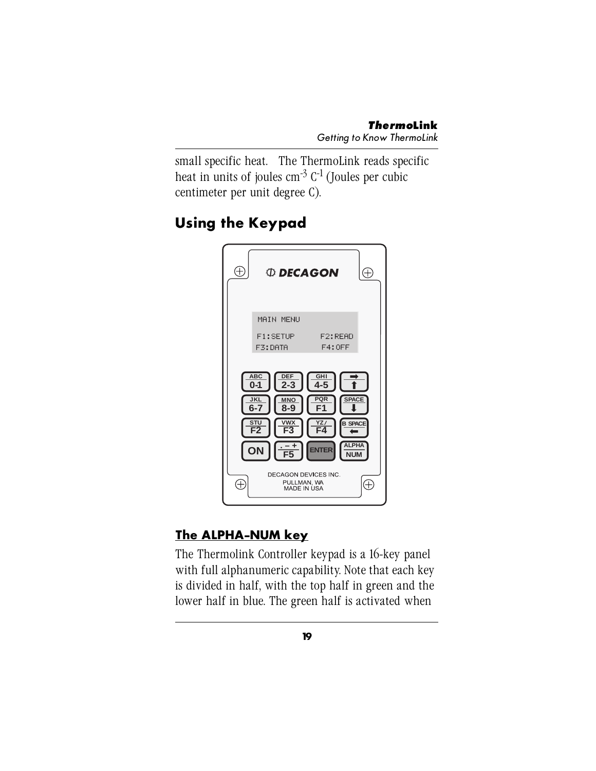small specific heat.  The ThermoLink reads specific heat in units of joules cm$^{-3}$ C$^{-1}$ (Joules per cubic centimeter per unit degree C).

## Using the Keypad

### The ALPHA-NUM key

The Thermolink Controller keypad is a 16-key panel with full alphanumeric capability. Note that each key is divided in half, with the top half in green and the lower half in blue. The green half is activated when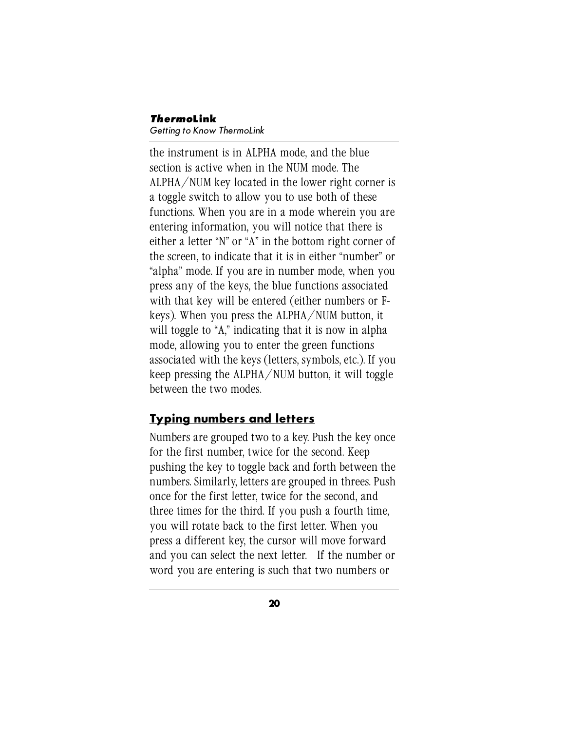the instrument is in ALPHA mode, and the blue section is active when in the NUM mode. The ALPHA/NUM key located in the lower right corner is a toggle switch to allow you to use both of these functions. When you are in a mode wherein you are entering information, you will notice that there is either a letter "N" or "A" in the bottom right corner of the screen, to indicate that it is in either "number" or "alpha" mode. If you are in number mode, when you press any of the keys, the blue functions associated with that key will be entered (either numbers or F-keys). When you press the ALPHA/NUM button, it will toggle to "A," indicating that it is now in alpha mode, allowing you to enter the green functions associated with the keys (letters, symbols, etc.). If you keep pressing the ALPHA/NUM button, it will toggle between the two modes.

## Typing numbers and letters

Numbers are grouped two to a key. Push the key once for the first number, twice for the second. Keep pushing the key to toggle back and forth between the numbers. Similarly, letters are grouped in threes. Push once for the first letter, twice for the second, and three times for the third. If you push a fourth time, you will rotate back to the first letter. When you press a different key, the cursor will move forward and you can select the next letter. If the number or word you are entering is such that two numbers or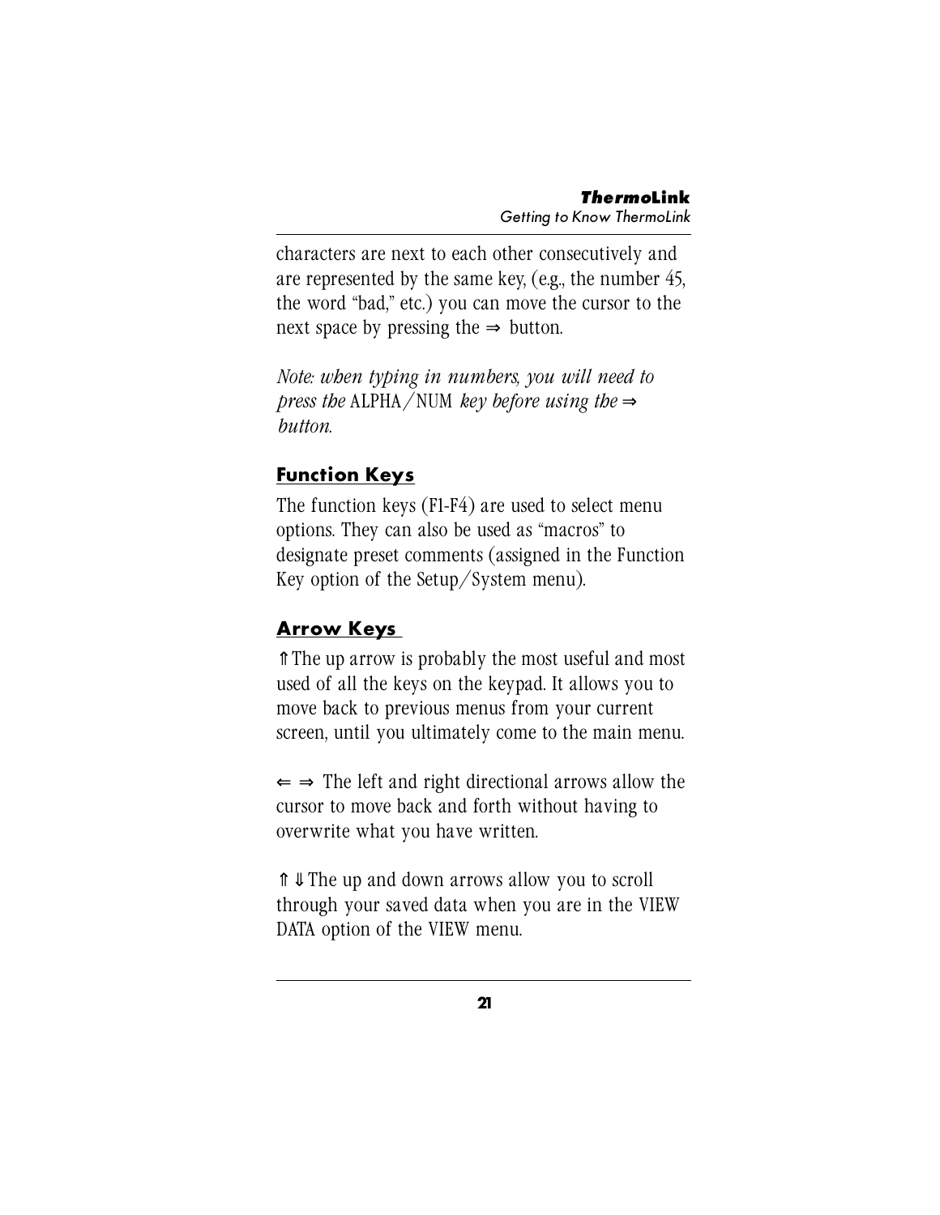characters are next to each other consecutively and are represented by the same key, (e.g., the number 45, the word “bad,” etc.) you can move the cursor to the next space by pressing the ⇒ button.

*Note: when typing in numbers, you will need to press the* ALPHA/NUM *key before using the* ⇒ *button.*

## Function Keys

The function keys (F1-F4) are used to select menu options. They can also be used as “macros” to designate preset comments (assigned in the Function Key option of the Setup/System menu).

## Arrow Keys

⇑ The up arrow is probably the most useful and most used of all the keys on the keypad. It allows you to move back to previous menus from your current screen, until you ultimately come to the main menu.

⇐ ⇒ The left and right directional arrows allow the cursor to move back and forth without having to overwrite what you have written.

⇑ ⇓ The up and down arrows allow you to scroll through your saved data when you are in the VIEW DATA option of the VIEW menu.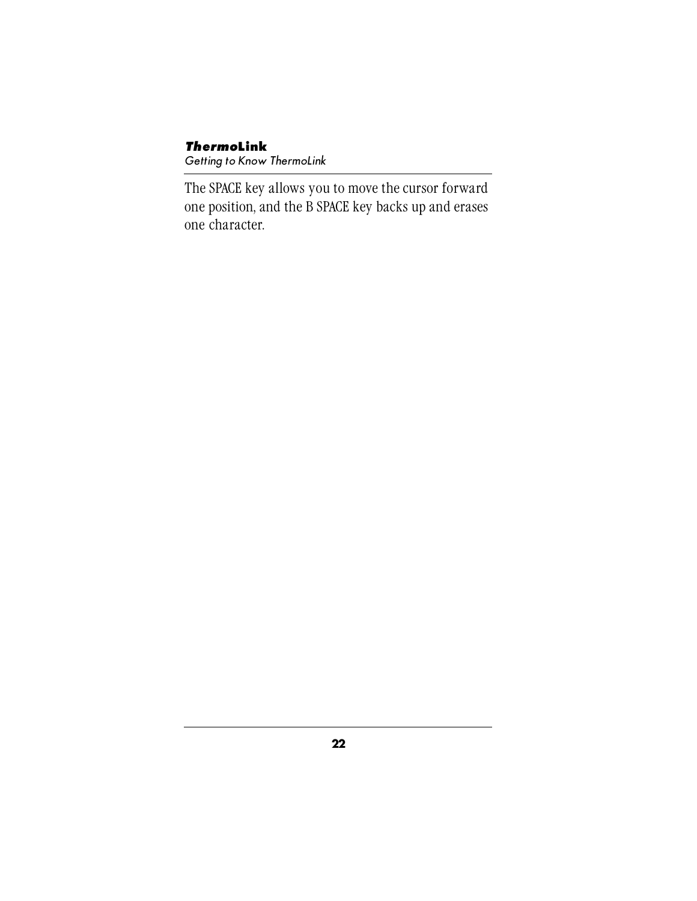The SPACE key allows you to move the cursor forward one position, and the B SPACE key backs up and erases one character.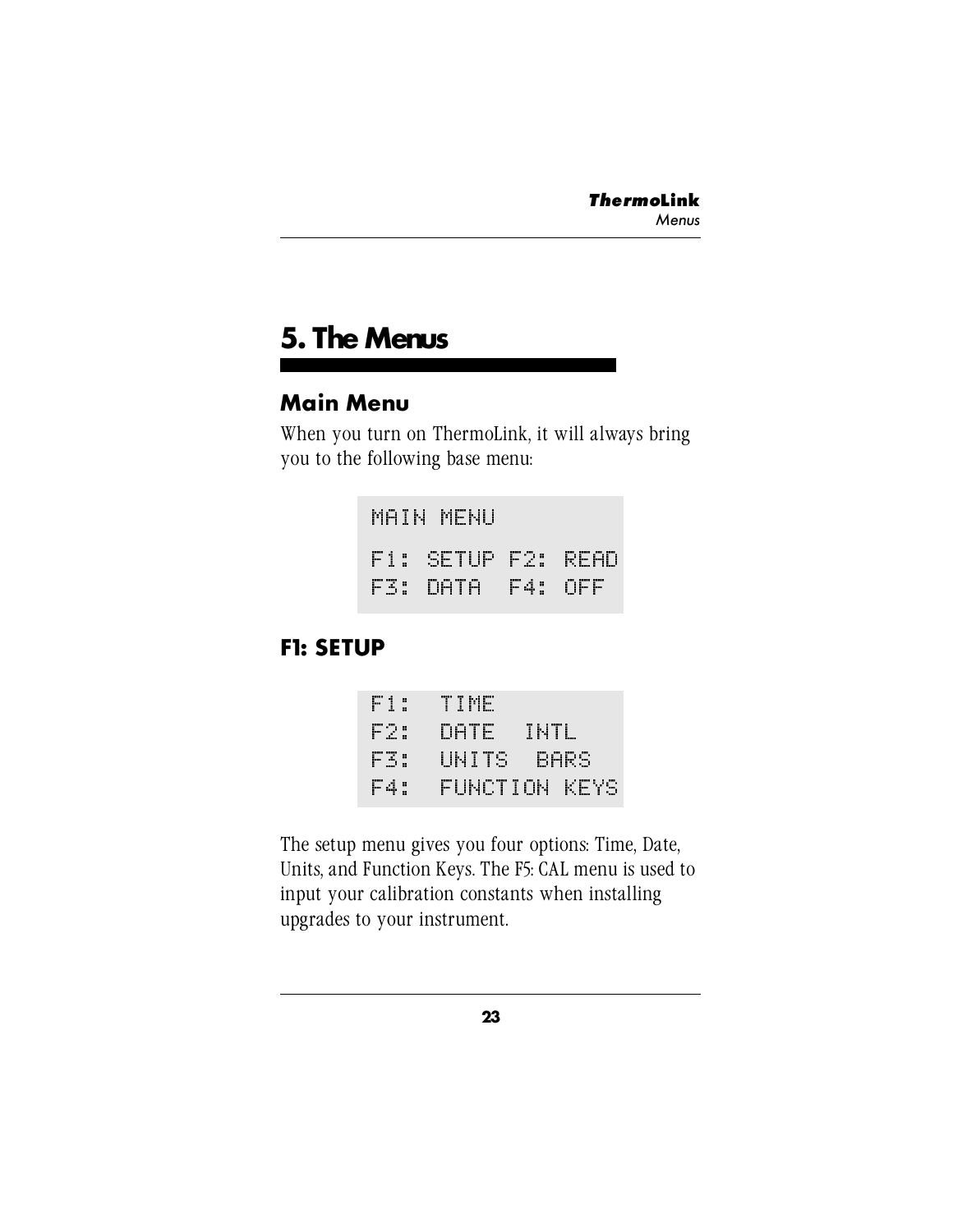# 5. The Menus

## Main Menu

When you turn on ThermoLink, it will always bring you to the following base menu:

```
MAIN MENU
F1: SETUP F2: READ
F3: DATA  F4: OFF
```

## F1: SETUP

```
F1:  TIME
F2:  DATE  INTL
F3:  UNITS  BARS
F4:  FUNCTION KEYS
```

The setup menu gives you four options: Time, Date, Units, and Function Keys. The F5: CAL menu is used to input your calibration constants when installing upgrades to your instrument.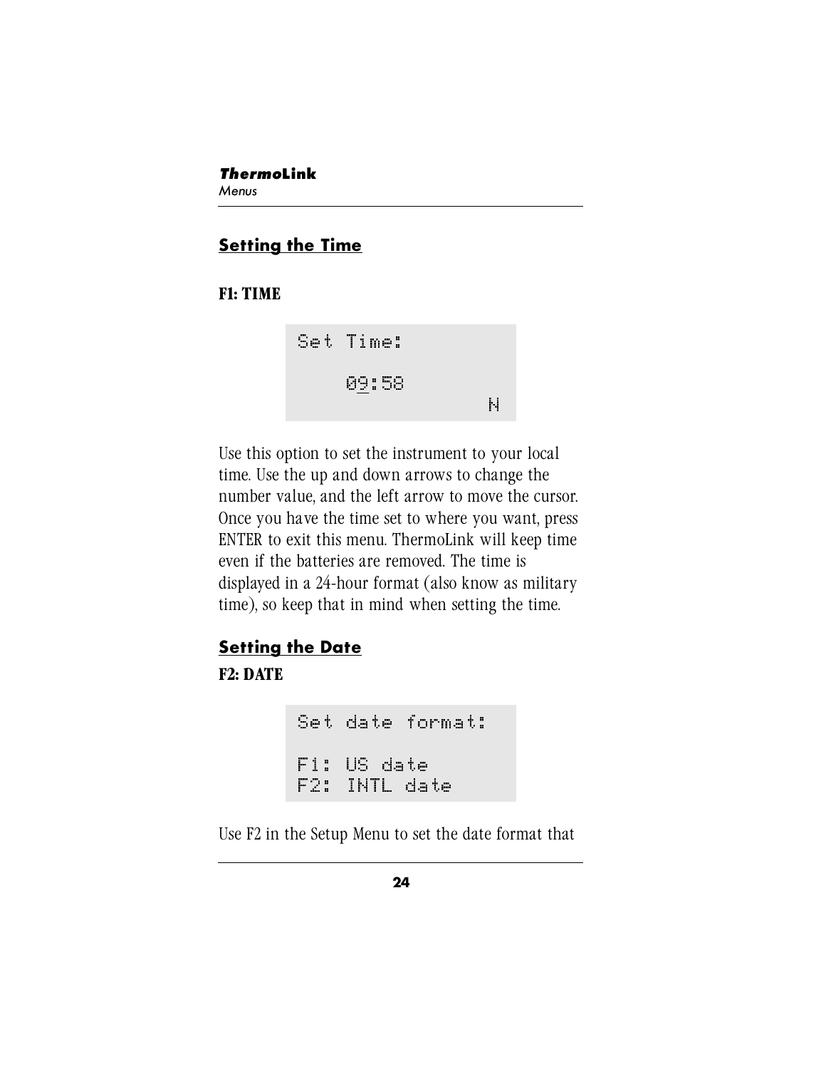## Setting the Time

**F1: TIME**

```
Set Time:

    09:58
                N
```

Use this option to set the instrument to your local time. Use the up and down arrows to change the number value, and the left arrow to move the cursor. Once you have the time set to where you want, press ENTER to exit this menu. ThermoLink will keep time even if the batteries are removed. The time is displayed in a 24-hour format (also know as military time), so keep that in mind when setting the time.

## Setting the Date

**F2: DATE**

```
Set date format:

F1: US date
F2: INTL date
```

Use F2 in the Setup Menu to set the date format that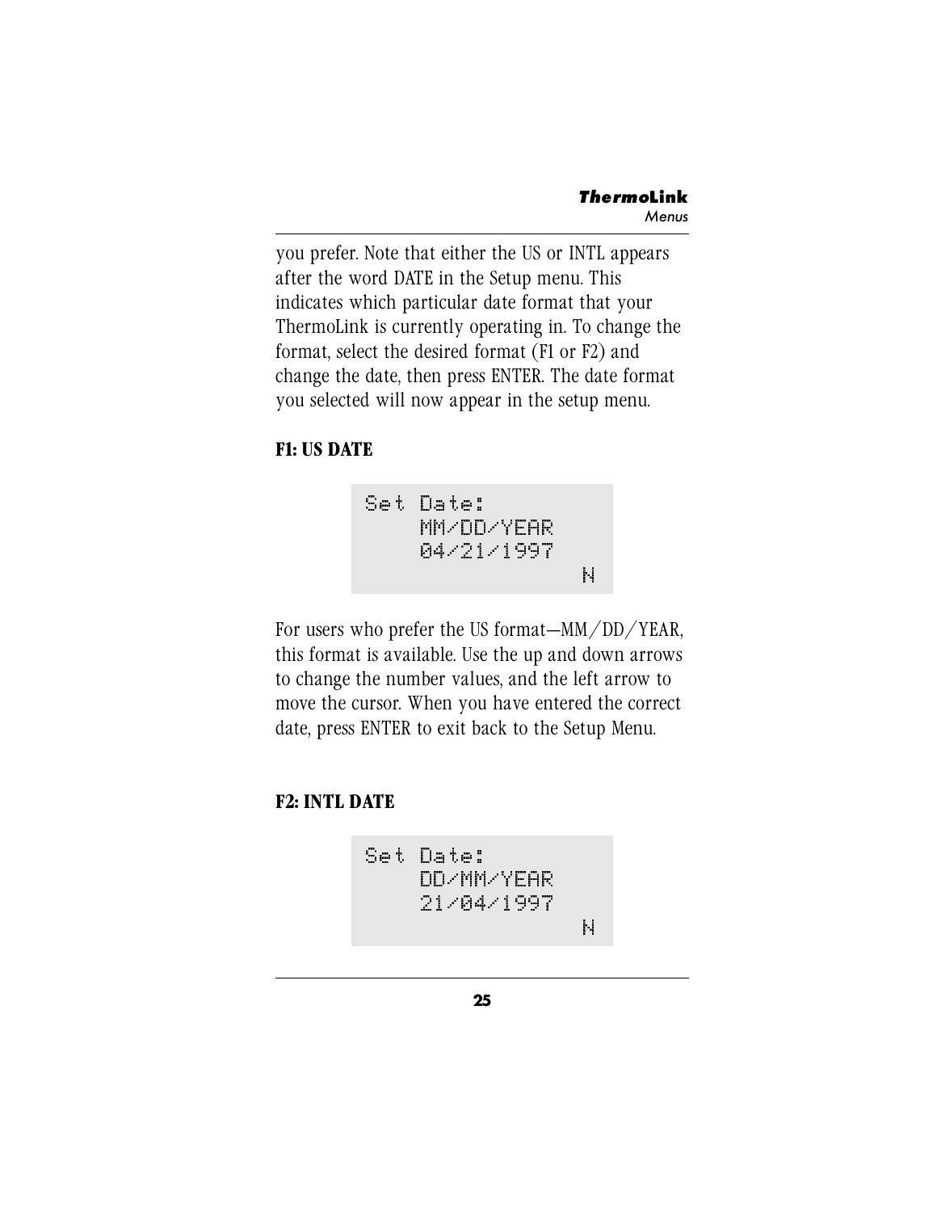you prefer. Note that either the US or INTL appears after the word DATE in the Setup menu. This indicates which particular date format that your ThermoLink is currently operating in. To change the format, select the desired format (F1 or F2) and change the date, then press ENTER. The date format you selected will now appear in the setup menu.

**F1: US DATE**

```
Set Date:
    MM/DD/YEAR
    04/21/1997
                N
```

For users who prefer the US format—MM/DD/YEAR, this format is available. Use the up and down arrows to change the number values, and the left arrow to move the cursor. When you have entered the correct date, press ENTER to exit back to the Setup Menu.

**F2: INTL DATE**

```
Set Date:
    DD/MM/YEAR
    21/04/1997
                N
```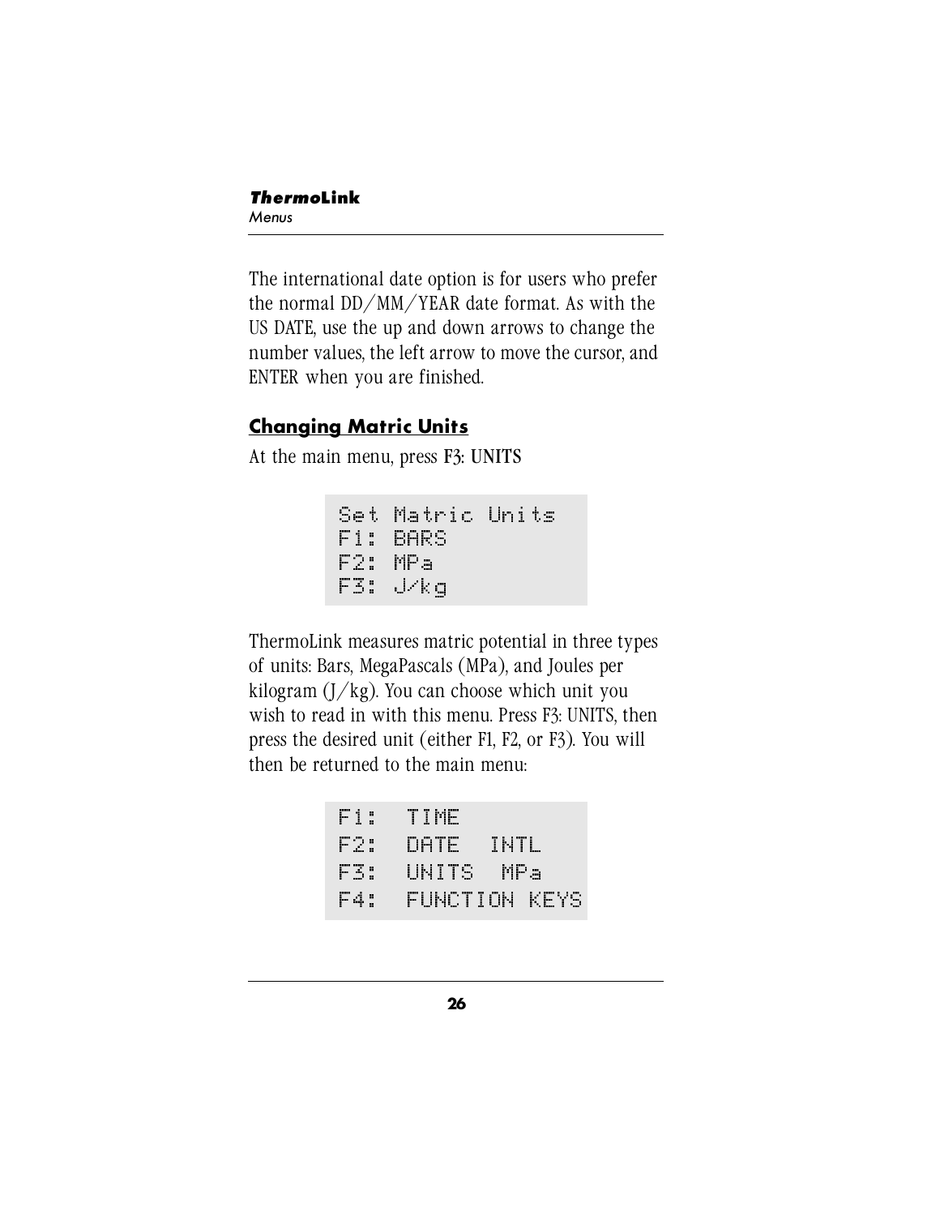The international date option is for users who prefer the normal DD/MM/YEAR date format. As with the US DATE, use the up and down arrows to change the number values, the left arrow to move the cursor, and ENTER when you are finished.

## Changing Matric Units

At the main menu, press **F3: UNITS**

```
Set Matric Units
F1: BARS
F2: MPa
F3: J/kg
```

ThermoLink measures matric potential in three types of units: Bars, MegaPascals (MPa), and Joules per kilogram (J/kg). You can choose which unit you wish to read in with this menu. Press F3: UNITS, then press the desired unit (either F1, F2, or F3). You will then be returned to the main menu:

```
F1:  TIME
F2:  DATE  INTL
F3:  UNITS  MPa
F4:  FUNCTION KEYS
```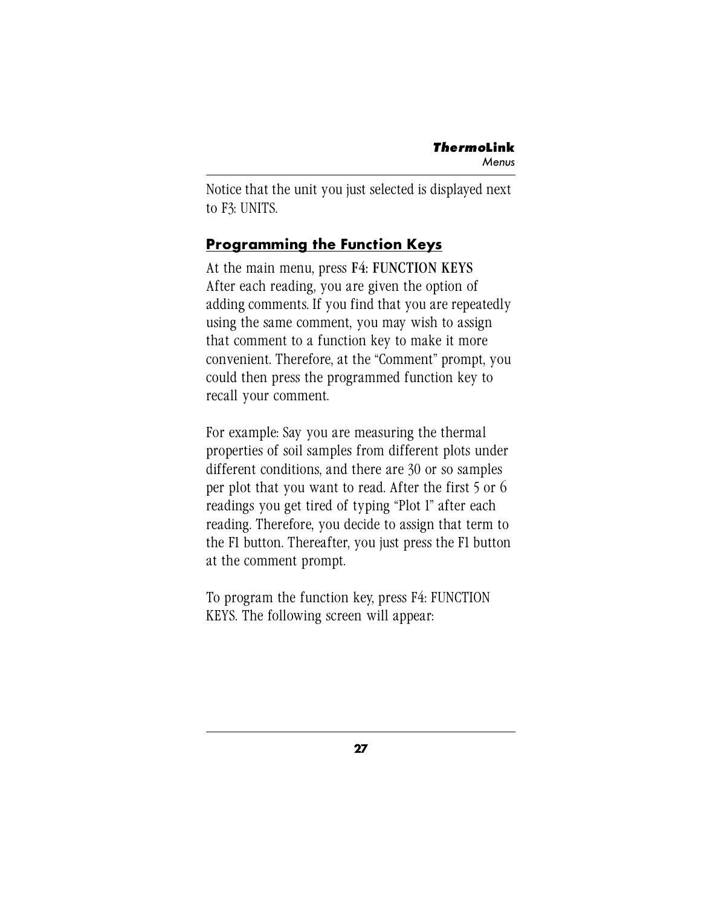Notice that the unit you just selected is displayed next to F3: UNITS.

## Programming the Function Keys

At the main menu, press F4: FUNCTION KEYS
After each reading, you are given the option of adding comments. If you find that you are repeatedly using the same comment, you may wish to assign that comment to a function key to make it more convenient. Therefore, at the "Comment" prompt, you could then press the programmed function key to recall your comment.

For example: Say you are measuring the thermal properties of soil samples from different plots under different conditions, and there are 30 or so samples per plot that you want to read. After the first 5 or 6 readings you get tired of typing "Plot 1" after each reading. Therefore, you decide to assign that term to the F1 button. Thereafter, you just press the F1 button at the comment prompt.

To program the function key, press F4: FUNCTION KEYS. The following screen will appear: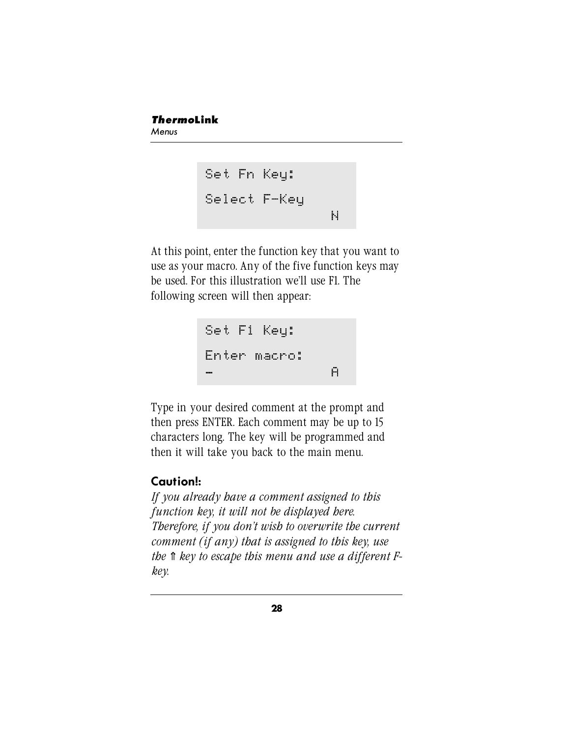```
Set Fn Key:
Select F-Key
                N
```

At this point, enter the function key that you want to use as your macro. Any of the five function keys may be used. For this illustration we'll use F1. The following screen will then appear:

```
Set F1 Key:
Enter macro:
_               A
```

Type in your desired comment at the prompt and then press ENTER. Each comment may be up to 15 characters long. The key will be programmed and then it will take you back to the main menu.

**Caution!:**

*If you already have a comment assigned to this function key, it will not be displayed here. Therefore, if you don't wish to overwrite the current comment (if any) that is assigned to this key, use the ⇑ key to escape this menu and use a different F-key.*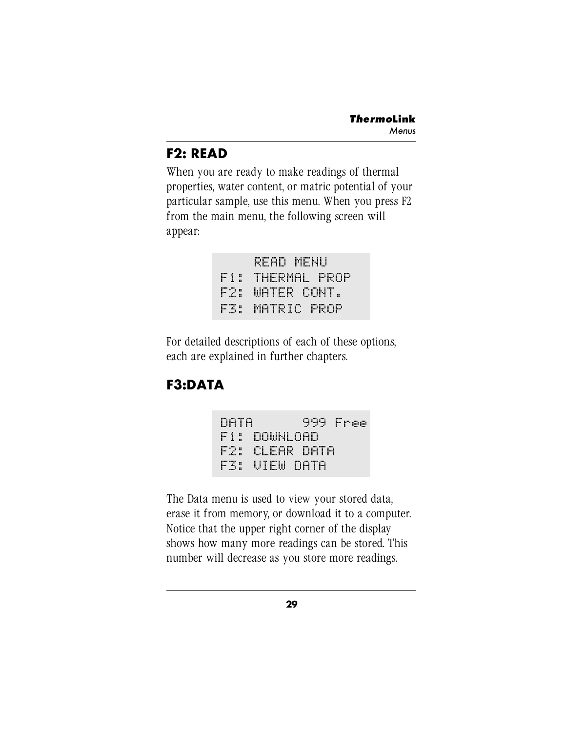## F2: READ

When you are ready to make readings of thermal properties, water content, or matric potential of your particular sample, use this menu. When you press F2 from the main menu, the following screen will appear:

```
    READ MENU
F1: THERMAL PROP
F2: WATER CONT.
F3: MATRIC PROP
```

For detailed descriptions of each of these options, each are explained in further chapters.

## F3:DATA

```
DATA       999 Free
F1: DOWNLOAD
F2: CLEAR DATA
F3: VIEW DATA
```

The Data menu is used to view your stored data, erase it from memory, or download it to a computer. Notice that the upper right corner of the display shows how many more readings can be stored. This number will decrease as you store more readings.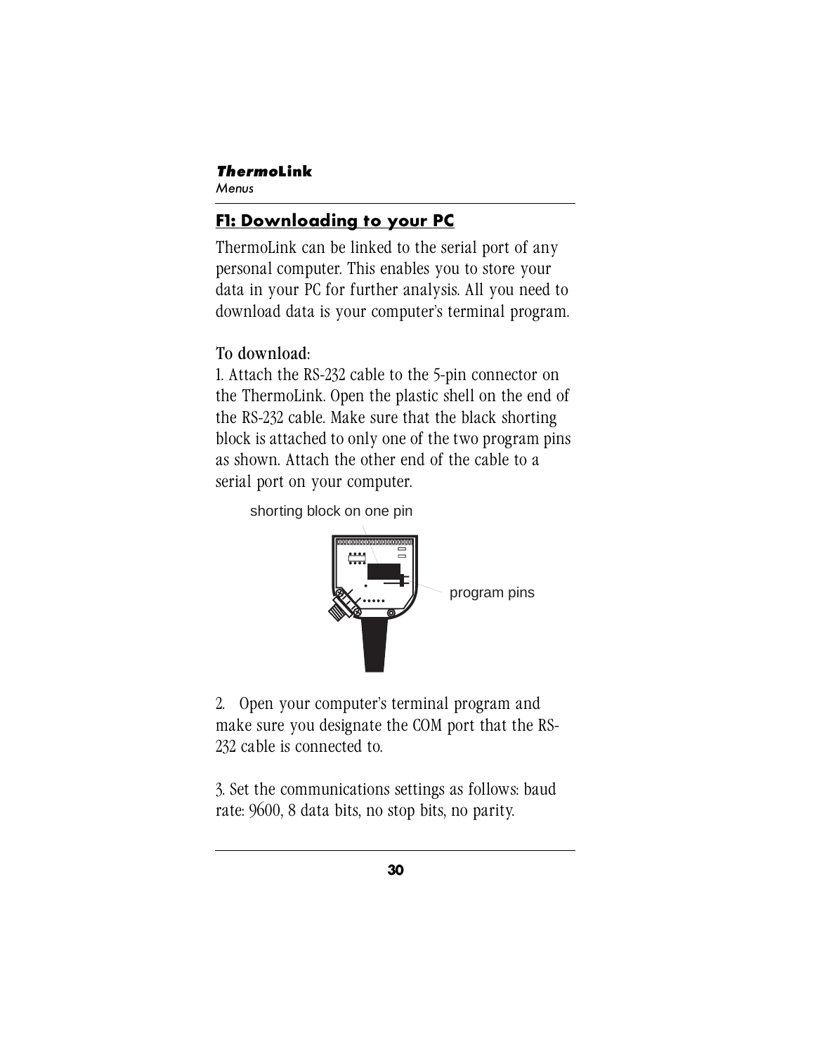## F1: Downloading to your PC

ThermoLink can be linked to the serial port of any personal computer. This enables you to store your data in your PC for further analysis. All you need to download data is your computer's terminal program.

To download:

1. Attach the RS-232 cable to the 5-pin connector on the ThermoLink. Open the plastic shell on the end of the RS-232 cable. Make sure that the black shorting block is attached to only one of the two program pins as shown. Attach the other end of the cable to a serial port on your computer.

shorting block on one pin

program pins

2. Open your computer's terminal program and make sure you designate the COM port that the RS-232 cable is connected to.

3. Set the communications settings as follows: baud rate: 9600, 8 data bits, no stop bits, no parity.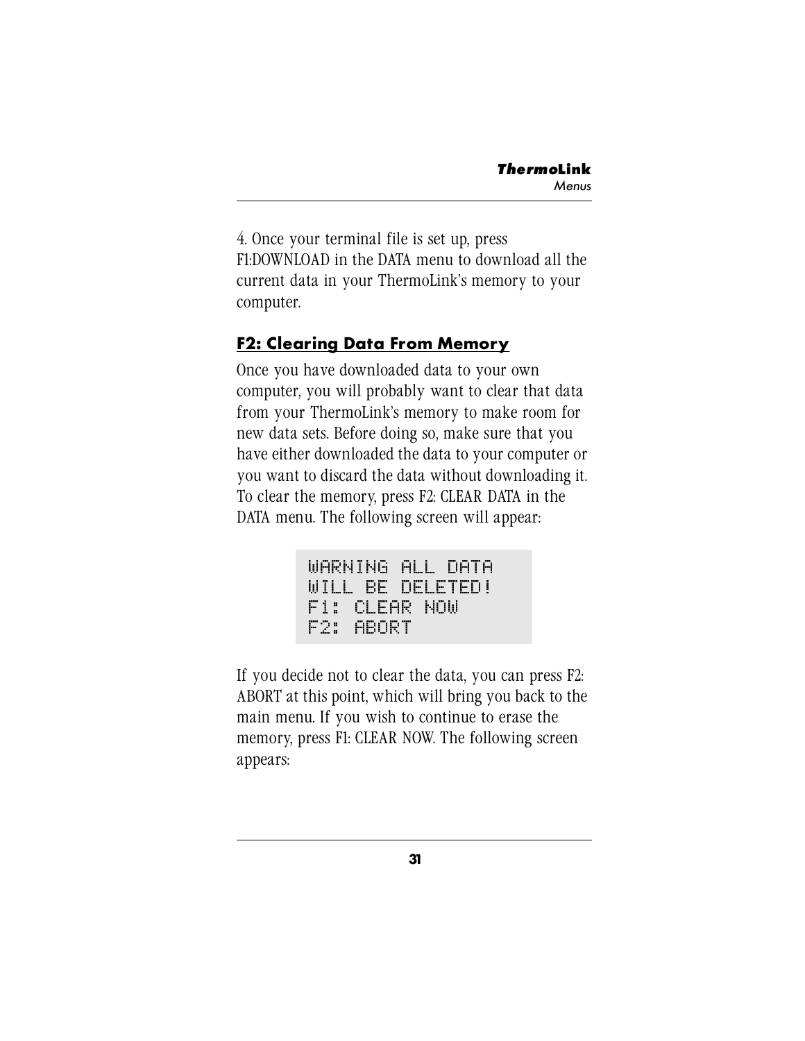4. Once your terminal file is set up, press F1:DOWNLOAD in the DATA menu to download all the current data in your ThermoLink's memory to your computer.

## F2: Clearing Data From Memory

Once you have downloaded data to your own computer, you will probably want to clear that data from your ThermoLink's memory to make room for new data sets. Before doing so, make sure that you have either downloaded the data to your computer or you want to discard the data without downloading it. To clear the memory, press F2: CLEAR DATA in the DATA menu. The following screen will appear:

```
WARNING ALL DATA
WILL BE DELETED!
F1: CLEAR NOW
F2: ABORT
```

If you decide not to clear the data, you can press F2: ABORT at this point, which will bring you back to the main menu. If you wish to continue to erase the memory, press F1: CLEAR NOW. The following screen appears: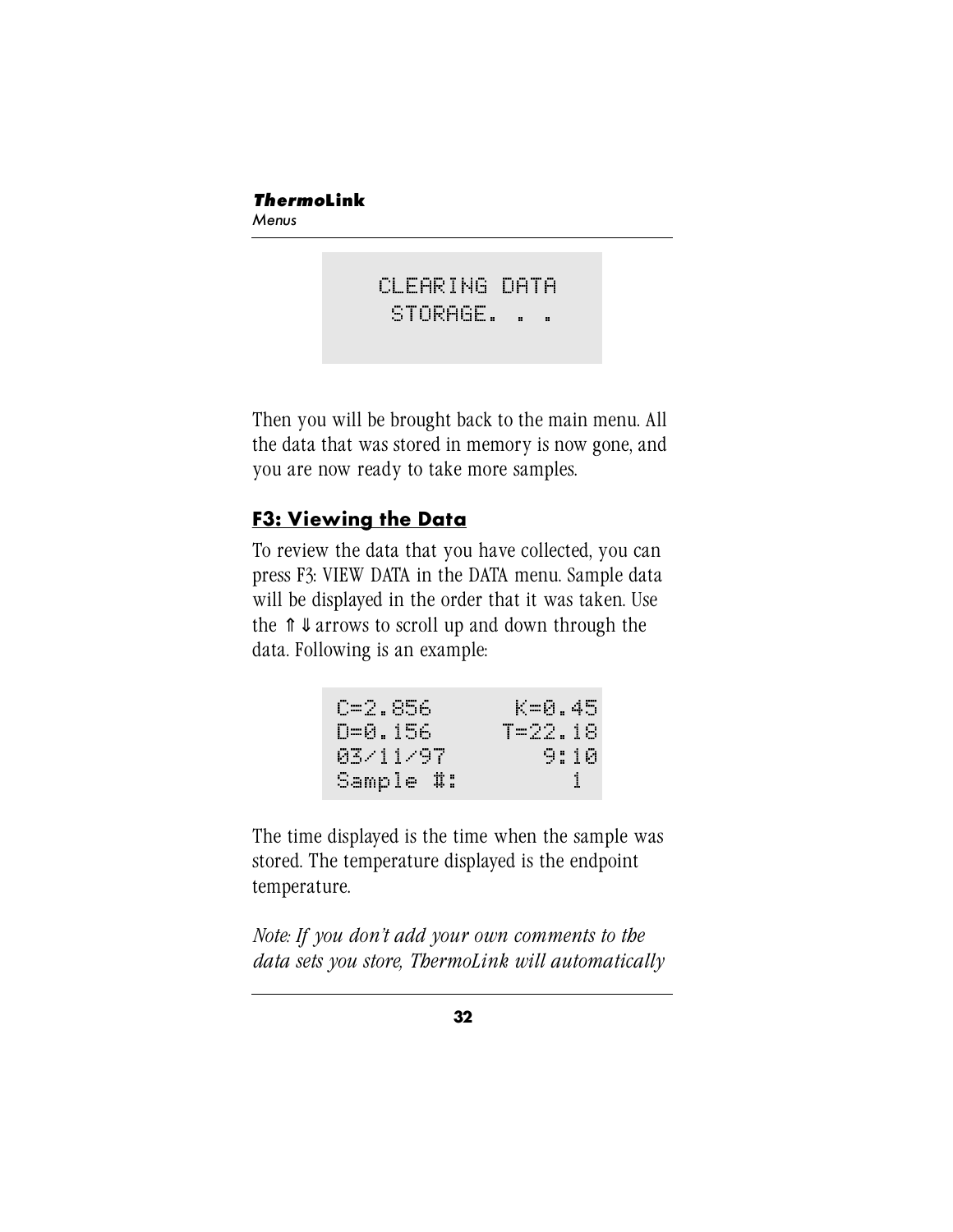```
CLEARING DATA
 STORAGE. . .
```

Then you will be brought back to the main menu. All the data that was stored in memory is now gone, and you are now ready to take more samples.

## F3: Viewing the Data

To review the data that you have collected, you can press F3: VIEW DATA in the DATA menu. Sample data will be displayed in the order that it was taken. Use the ⇑ ⇓ arrows to scroll up and down through the data. Following is an example:

```
C=2.856       K=0.45
D=0.156      T=22.18
03/11/97        9:10
Sample #:          1
```

The time displayed is the time when the sample was stored. The temperature displayed is the endpoint temperature.

*Note: If you don't add your own comments to the data sets you store, ThermoLink will automatically*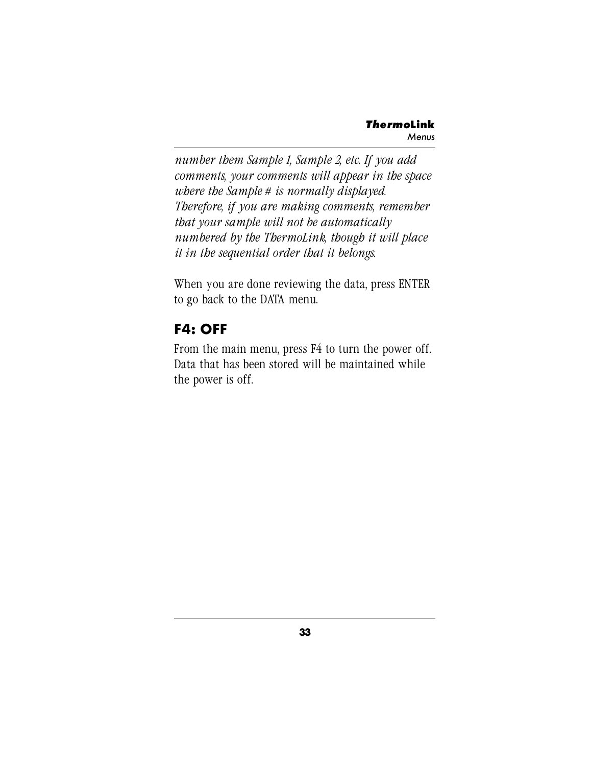*number them Sample 1, Sample 2, etc. If you add comments, your comments will appear in the space where the Sample # is normally displayed. Therefore, if you are making comments, remember that your sample will not be automatically numbered by the ThermoLink, though it will place it in the sequential order that it belongs.*

When you are done reviewing the data, press ENTER to go back to the DATA menu.

## F4: OFF

From the main menu, press F4 to turn the power off. Data that has been stored will be maintained while the power is off.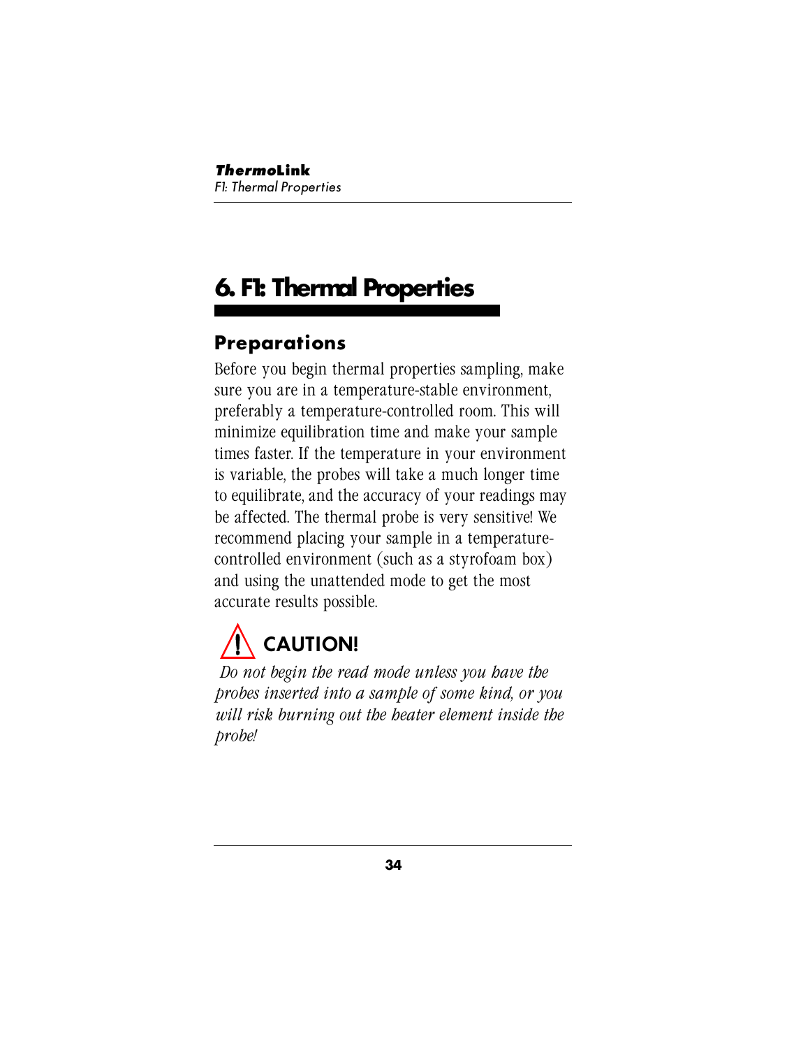# 6. F1: Thermal Properties

## Preparations

Before you begin thermal properties sampling, make sure you are in a temperature-stable environment, preferably a temperature-controlled room. This will minimize equilibration time and make your sample times faster. If the temperature in your environment is variable, the probes will take a much longer time to equilibrate, and the accuracy of your readings may be affected. The thermal probe is very sensitive! We recommend placing your sample in a temperature-controlled environment (such as a styrofoam box) and using the unattended mode to get the most accurate results possible.

### CAUTION!

*Do not begin the read mode unless you have the probes inserted into a sample of some kind, or you will risk burning out the heater element inside the probe!*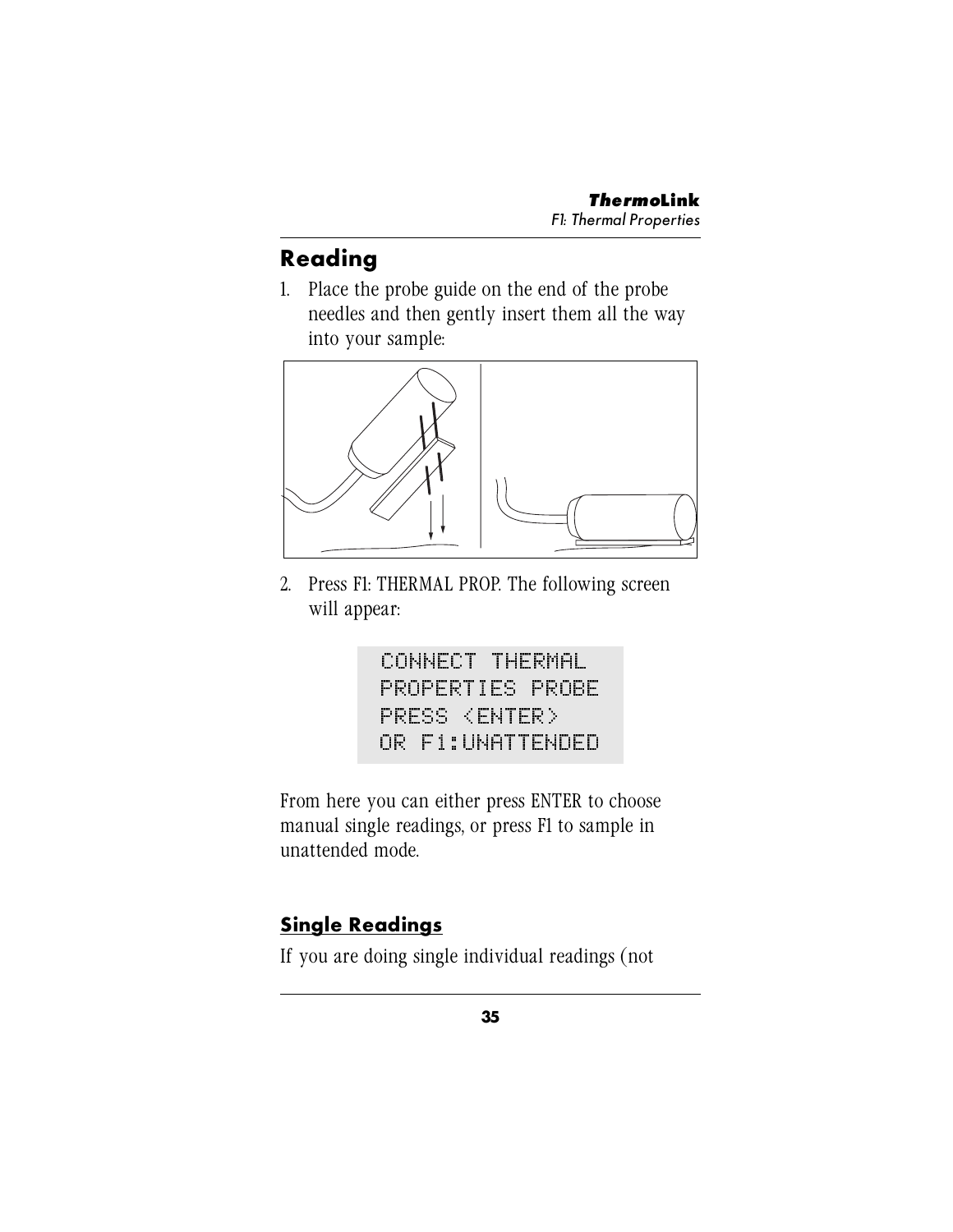## Reading

1. Place the probe guide on the end of the probe needles and then gently insert them all the way into your sample:

2. Press F1: THERMAL PROP. The following screen will appear:

```
CONNECT THERMAL
PROPERTIES PROBE
PRESS <ENTER>
OR F1:UNATTENDED
```

From here you can either press ENTER to choose manual single readings, or press F1 to sample in unattended mode.

### Single Readings

If you are doing single individual readings (not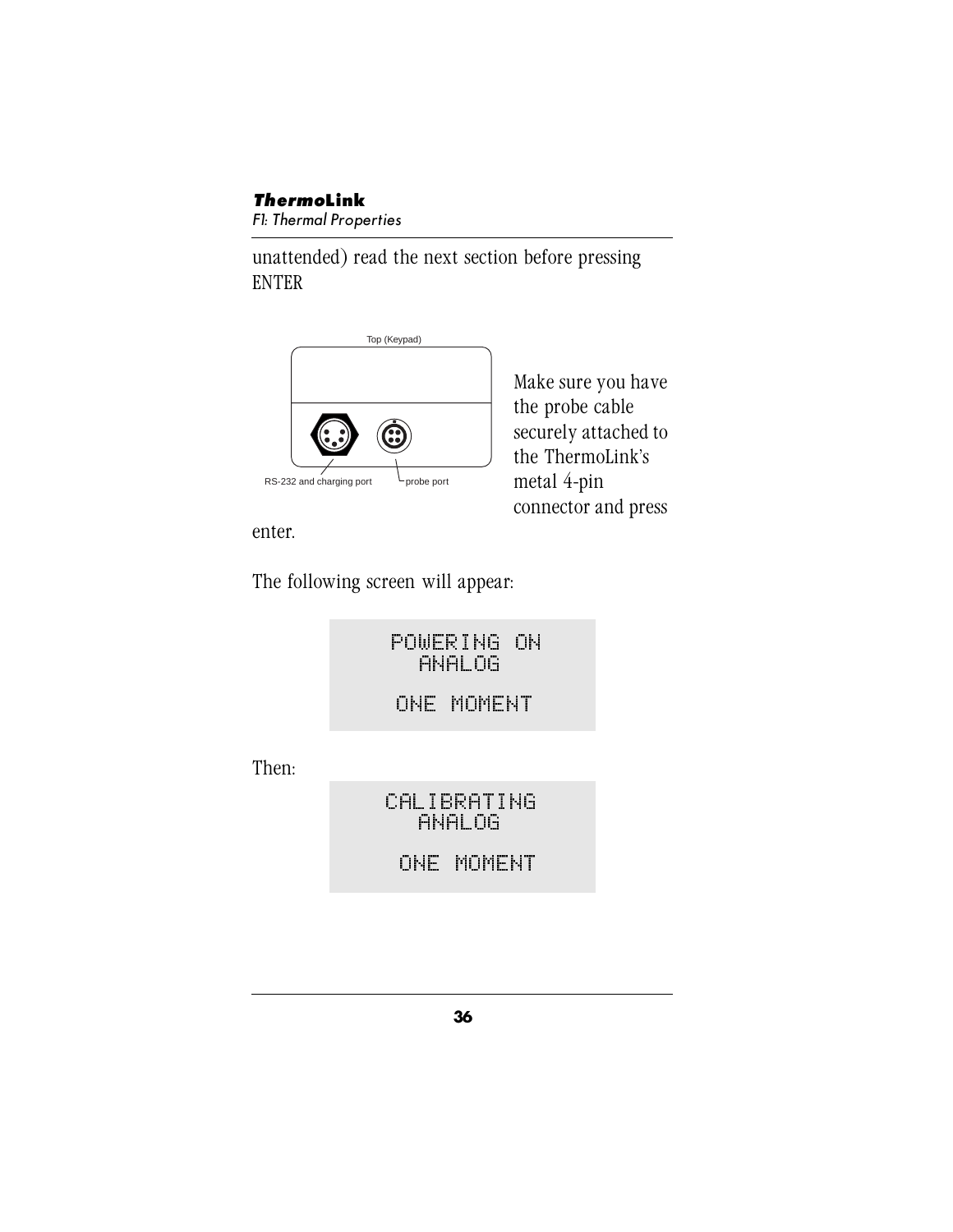unattended) read the next section before pressing ENTER

Top (Keypad)

RS-232 and charging port

probe port

Make sure you have the probe cable securely attached to the ThermoLink's metal 4-pin connector and press enter.

The following screen will appear:

```
POWERING ON
  ANALOG

ONE MOMENT
```

Then:

```
CALIBRATING
  ANALOG

ONE MOMENT
```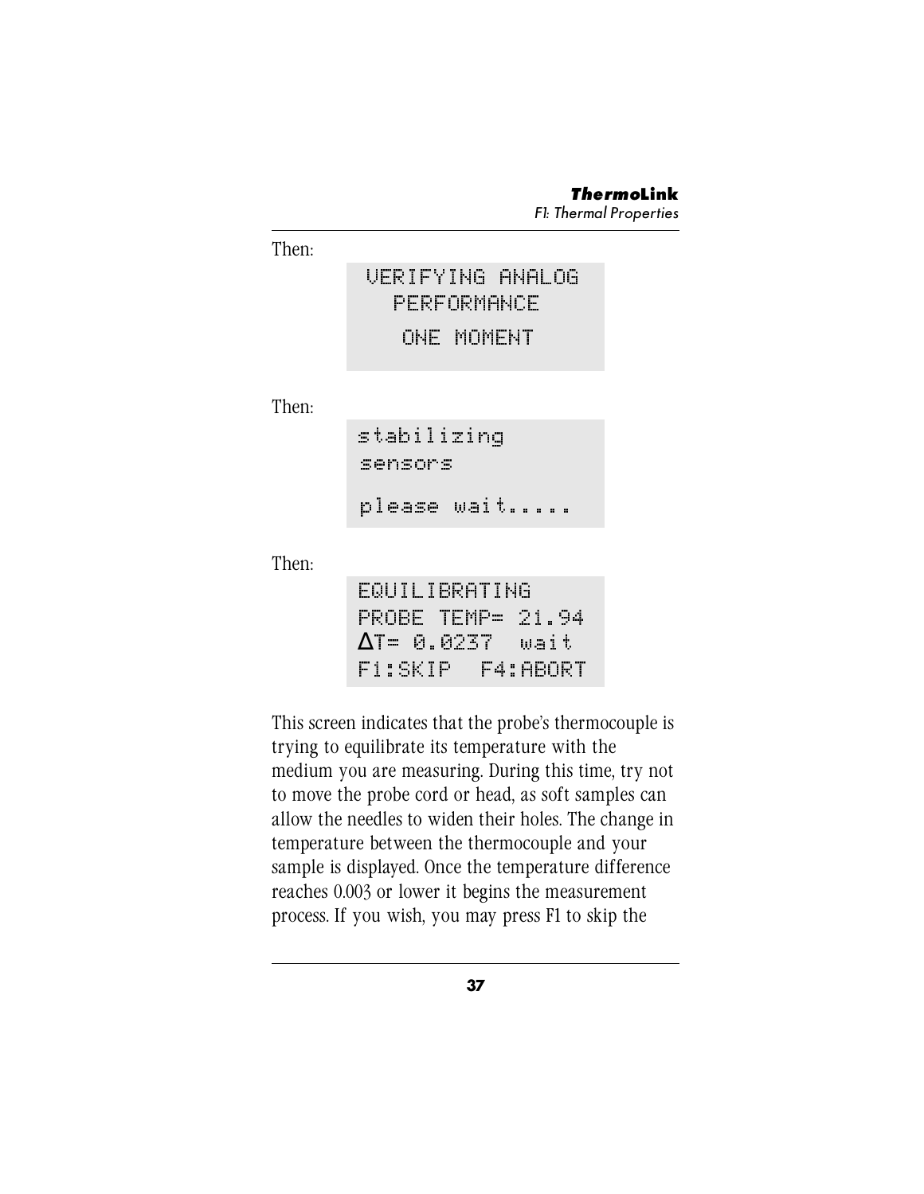Then:

```
VERIFYING ANALOG
  PERFORMANCE
   ONE MOMENT
```

Then:

```
stabilizing
sensors
please wait.....
```

Then:

```
EQUILIBRATING
PROBE TEMP= 21.94
ΔT= 0.0237  wait
F1:SKIP  F4:ABORT
```

This screen indicates that the probe's thermocouple is trying to equilibrate its temperature with the medium you are measuring. During this time, try not to move the probe cord or head, as soft samples can allow the needles to widen their holes. The change in temperature between the thermocouple and your sample is displayed. Once the temperature difference reaches 0.003 or lower it begins the measurement process. If you wish, you may press F1 to skip the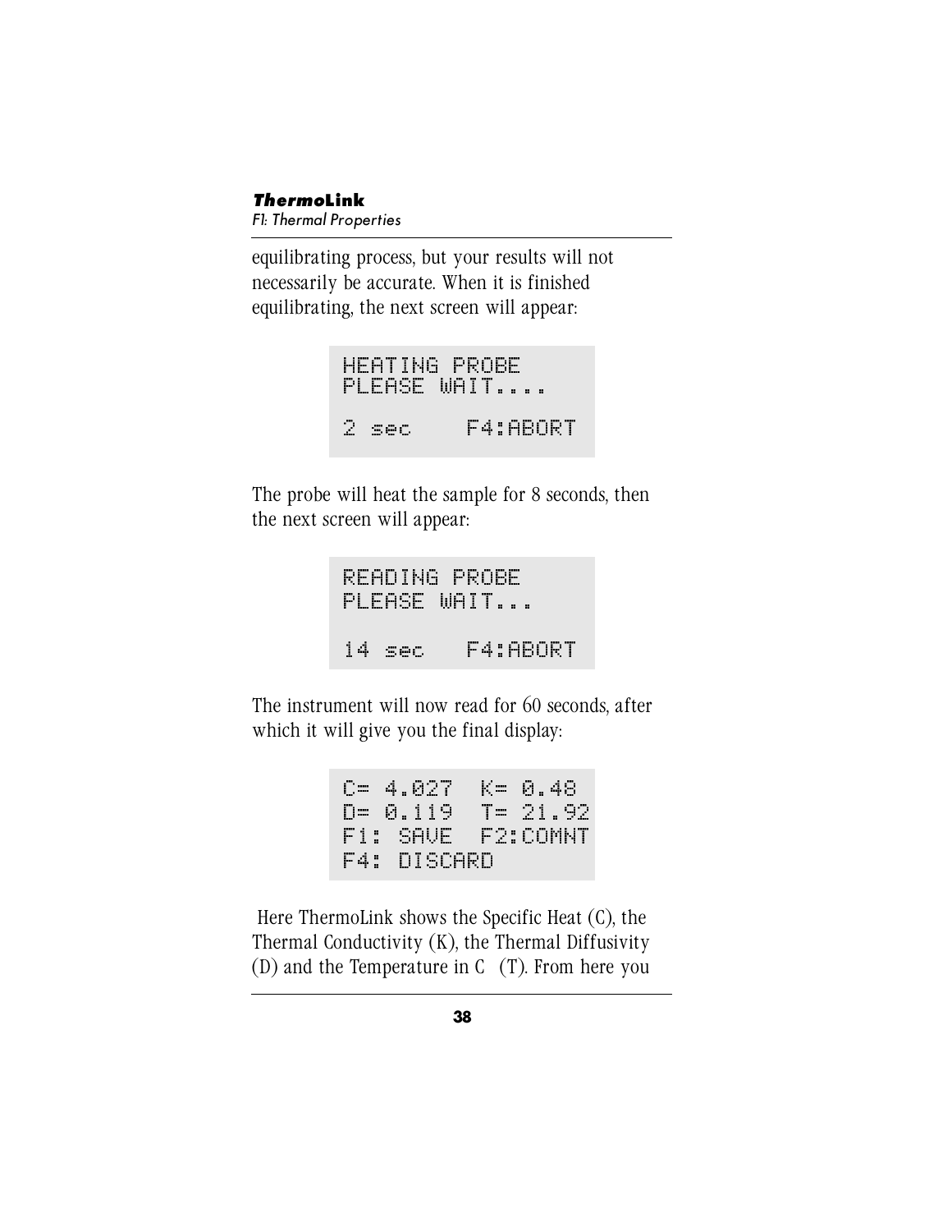equilibrating process, but your results will not necessarily be accurate. When it is finished equilibrating, the next screen will appear:

```
HEATING PROBE
PLEASE WAIT....

2 sec    F4:ABORT
```

The probe will heat the sample for 8 seconds, then the next screen will appear:

```
READING PROBE
PLEASE WAIT...

14 sec   F4:ABORT
```

The instrument will now read for 60 seconds, after which it will give you the final display:

```
C= 4.027  K= 0.48
D= 0.119  T= 21.92
F1: SAVE  F2:COMNT
F4: DISCARD
```

Here ThermoLink shows the Specific Heat (C), the Thermal Conductivity (K), the Thermal Diffusivity (D) and the Temperature in C  (T). From here you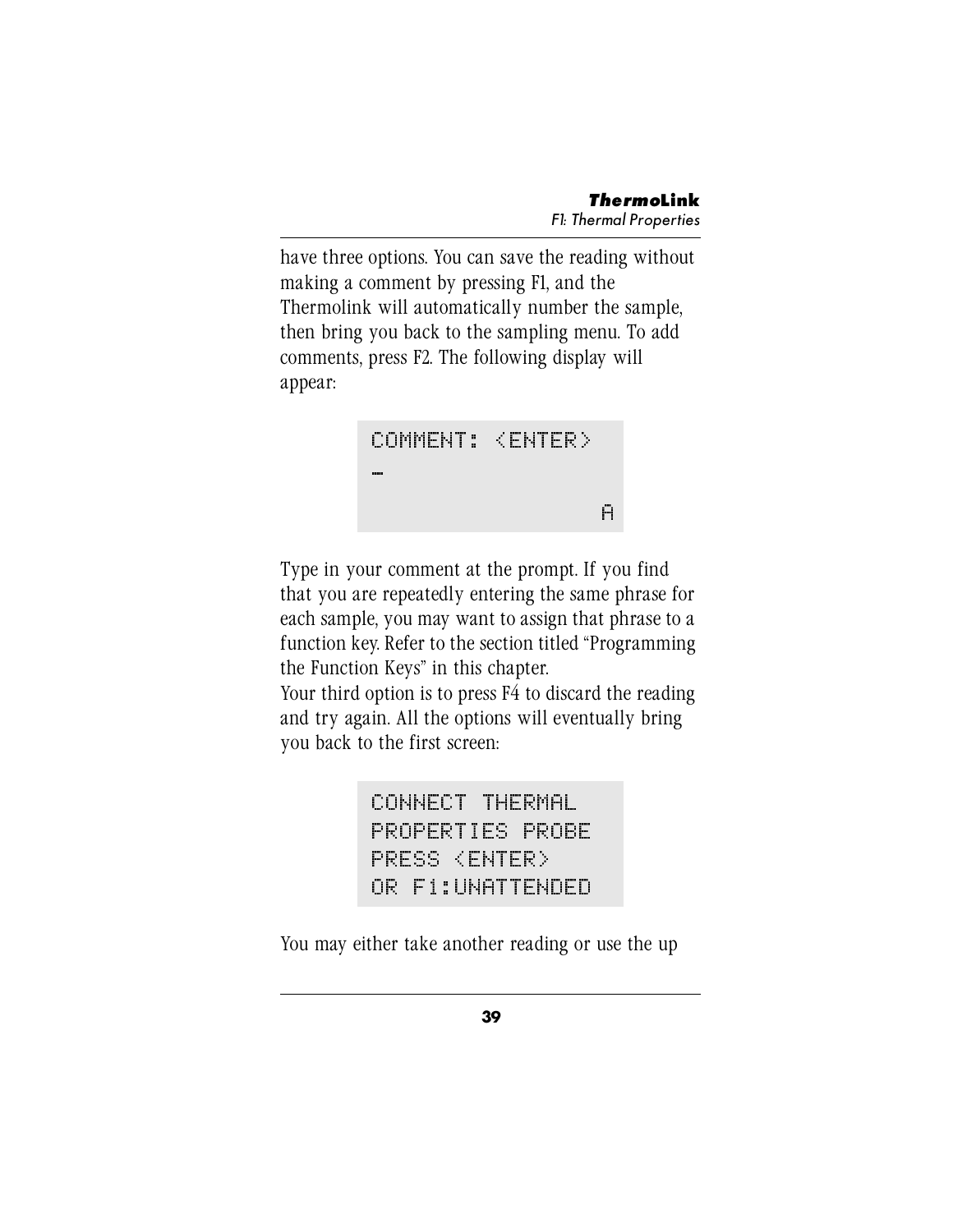have three options. You can save the reading without making a comment by pressing F1, and the Thermolink will automatically number the sample, then bring you back to the sampling menu. To add comments, press F2. The following display will appear:

```
COMMENT: <ENTER>
_
                A
```

Type in your comment at the prompt. If you find that you are repeatedly entering the same phrase for each sample, you may want to assign that phrase to a function key. Refer to the section titled "Programming the Function Keys" in this chapter.

Your third option is to press F4 to discard the reading and try again. All the options will eventually bring you back to the first screen:

```
CONNECT THERMAL
PROPERTIES PROBE
PRESS <ENTER>
OR F1:UNATTENDED
```

You may either take another reading or use the up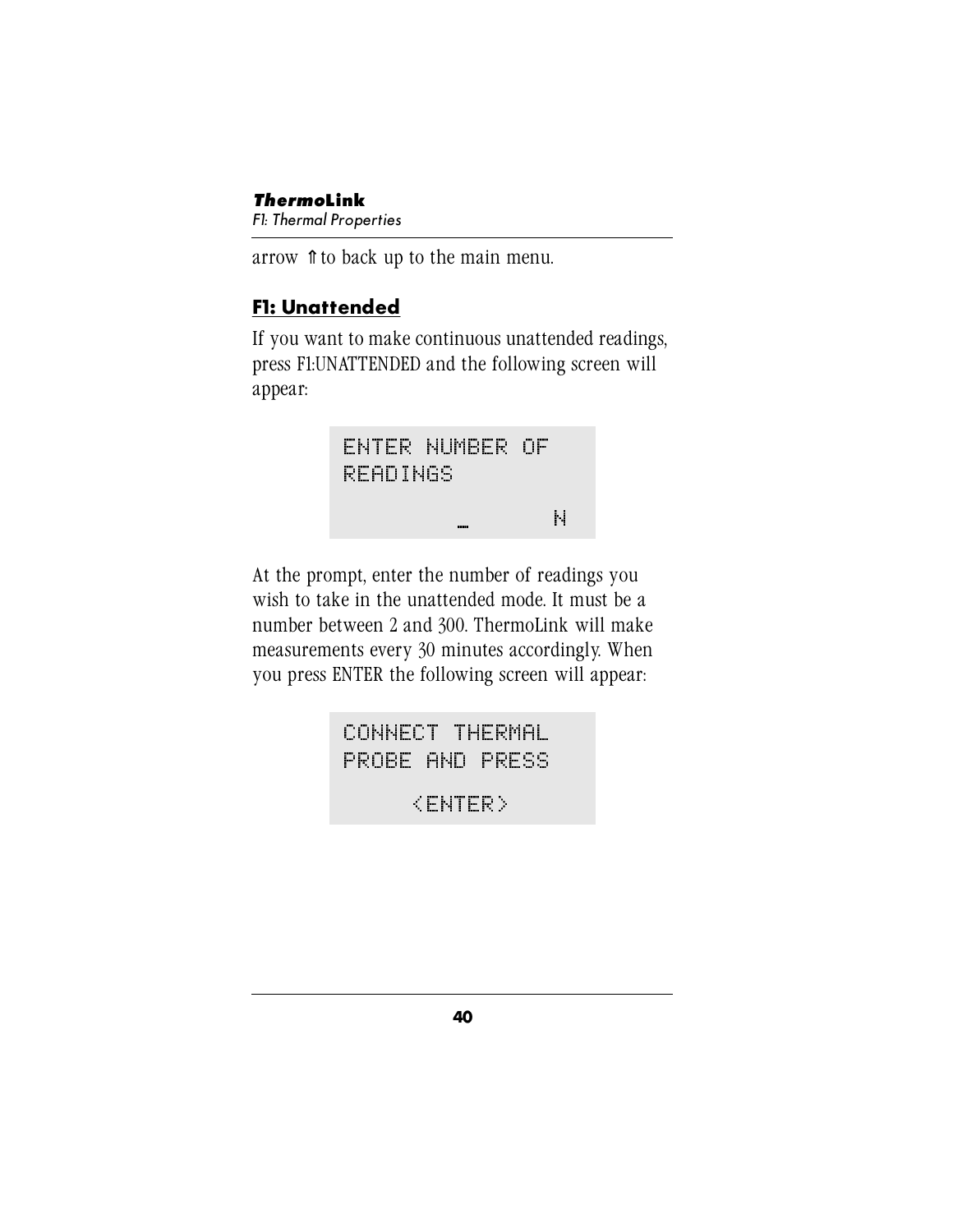arrow ⇑ to back up to the main menu.

## F1: Unattended

If you want to make continuous unattended readings, press F1:UNATTENDED and the following screen will appear:

```
ENTER NUMBER OF
READINGS
          _      N
```

At the prompt, enter the number of readings you wish to take in the unattended mode. It must be a number between 2 and 300. ThermoLink will make measurements every 30 minutes accordingly. When you press ENTER the following screen will appear:

```
CONNECT THERMAL
PROBE AND PRESS
     <ENTER>
```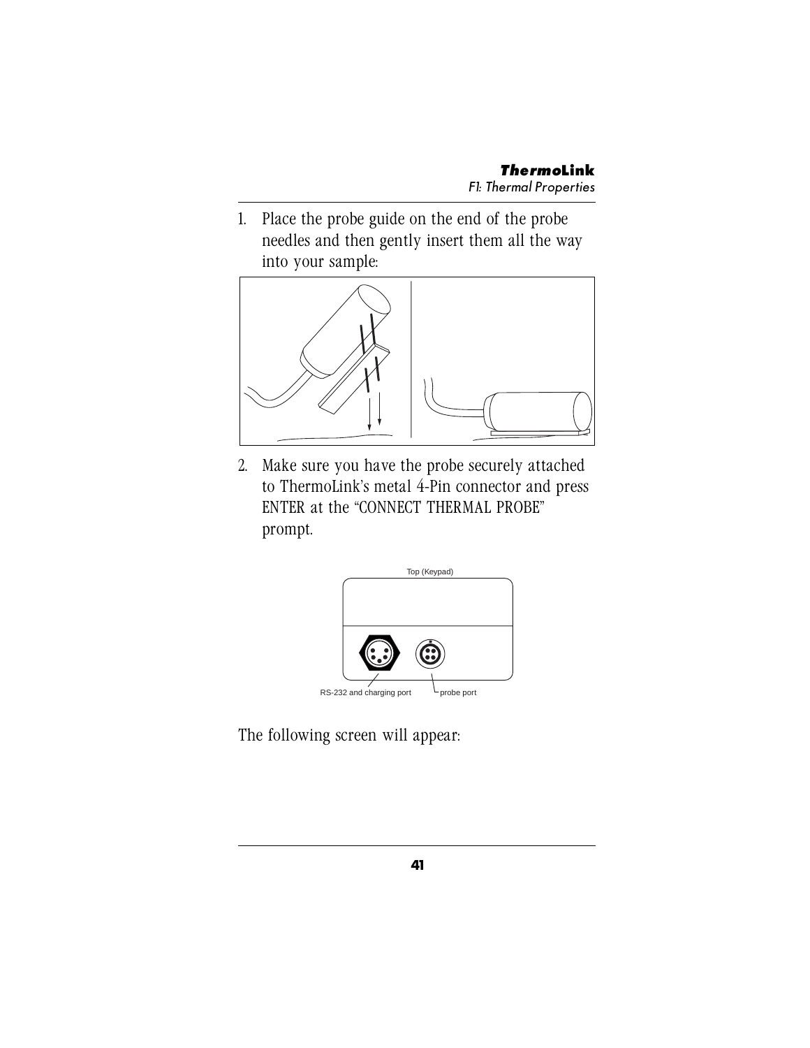1. Place the probe guide on the end of the probe needles and then gently insert them all the way into your sample:

2. Make sure you have the probe securely attached to ThermoLink's metal 4-Pin connector and press ENTER at the "CONNECT THERMAL PROBE" prompt.

The following screen will appear: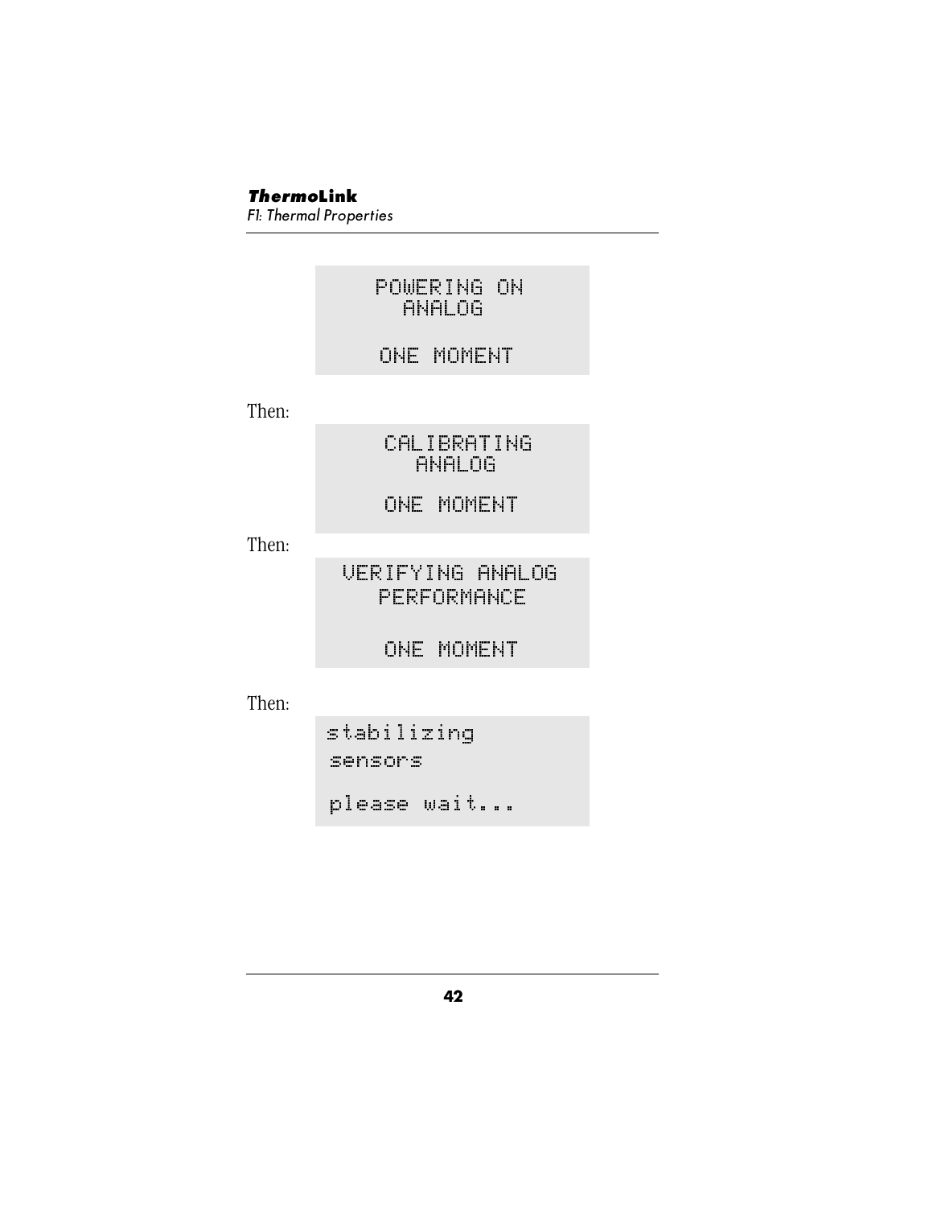```
POWERING ON
  ANALOG

ONE MOMENT
```

Then:

```
CALIBRATING
  ANALOG

ONE MOMENT
```

Then:

```
VERIFYING ANALOG
  PERFORMANCE

ONE MOMENT
```

Then:

```
stabilizing
sensors

please wait...
```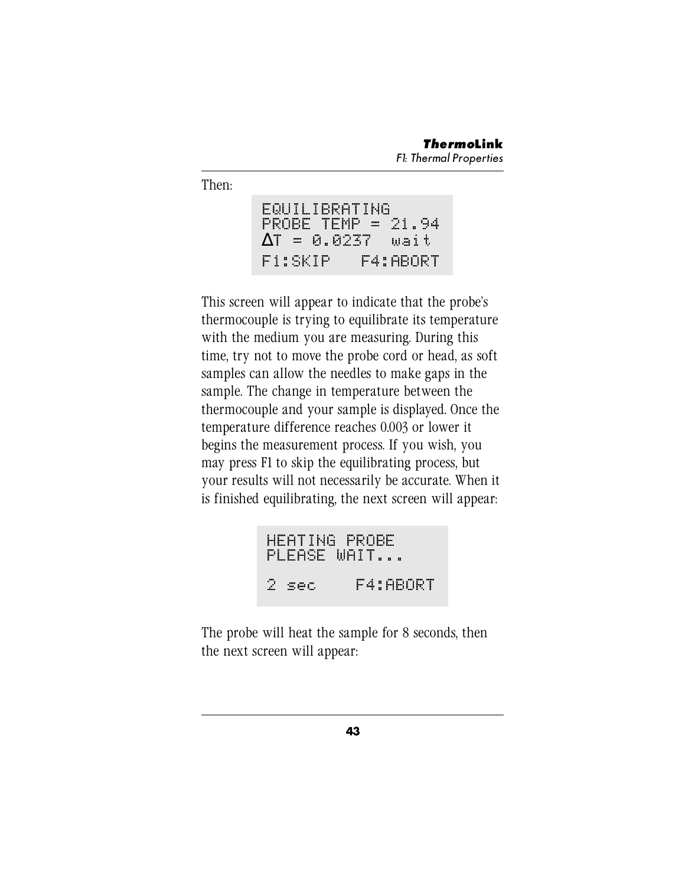Then:

```
EQUILIBRATING
PROBE TEMP = 21.94
ΔT = 0.0237  wait
F1:SKIP   F4:ABORT
```

This screen will appear to indicate that the probe's thermocouple is trying to equilibrate its temperature with the medium you are measuring. During this time, try not to move the probe cord or head, as soft samples can allow the needles to make gaps in the sample. The change in temperature between the thermocouple and your sample is displayed. Once the temperature difference reaches 0.003 or lower it begins the measurement process. If you wish, you may press F1 to skip the equilibrating process, but your results will not necessarily be accurate. When it is finished equilibrating, the next screen will appear:

```
HEATING PROBE
PLEASE WAIT...

2 sec    F4:ABORT
```

The probe will heat the sample for 8 seconds, then the next screen will appear: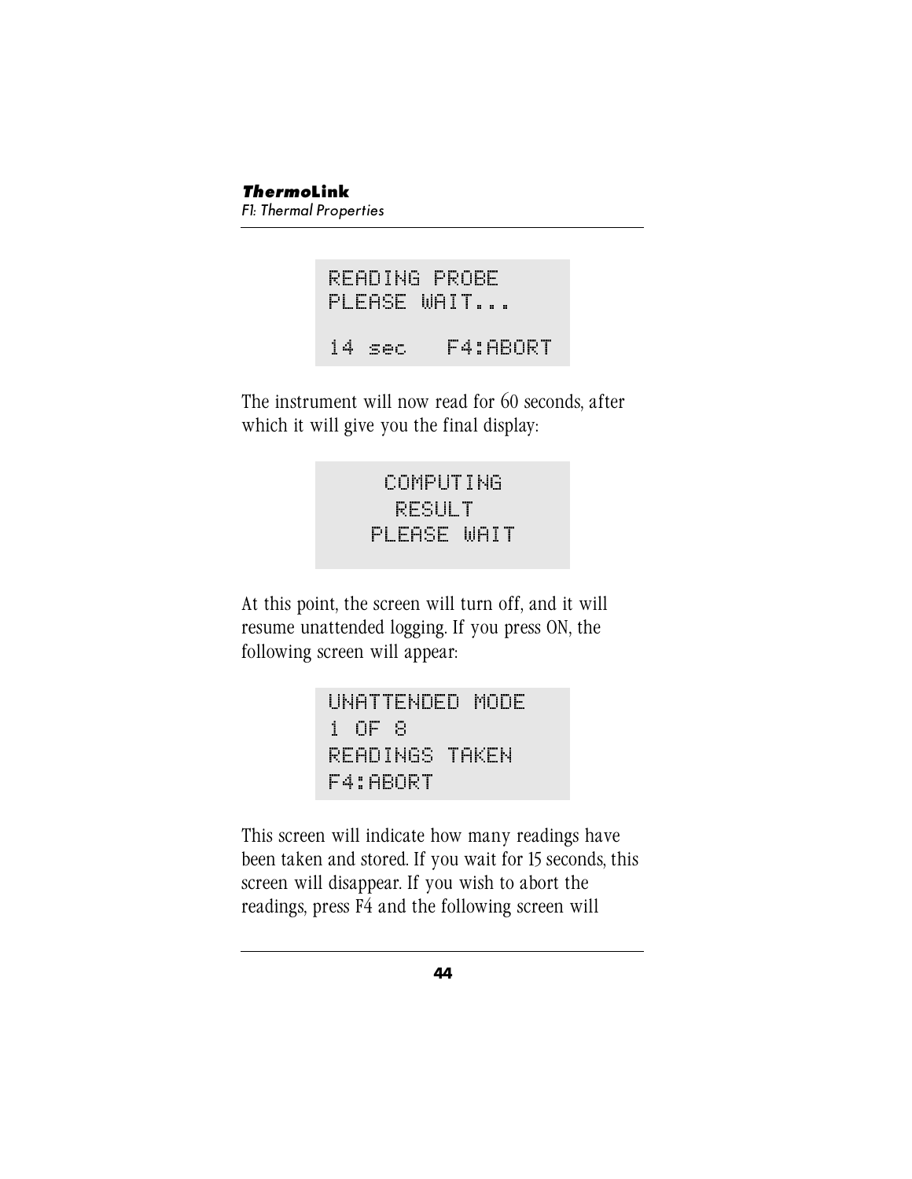```
READING PROBE
PLEASE WAIT...

14 sec   F4:ABORT
```

The instrument will now read for 60 seconds, after which it will give you the final display:

```
     COMPUTING
      RESULT
    PLEASE WAIT
```

At this point, the screen will turn off, and it will resume unattended logging. If you press ON, the following screen will appear:

```
UNATTENDED MODE
1 OF 8
READINGS TAKEN
F4:ABORT
```

This screen will indicate how many readings have been taken and stored. If you wait for 15 seconds, this screen will disappear. If you wish to abort the readings, press F4 and the following screen will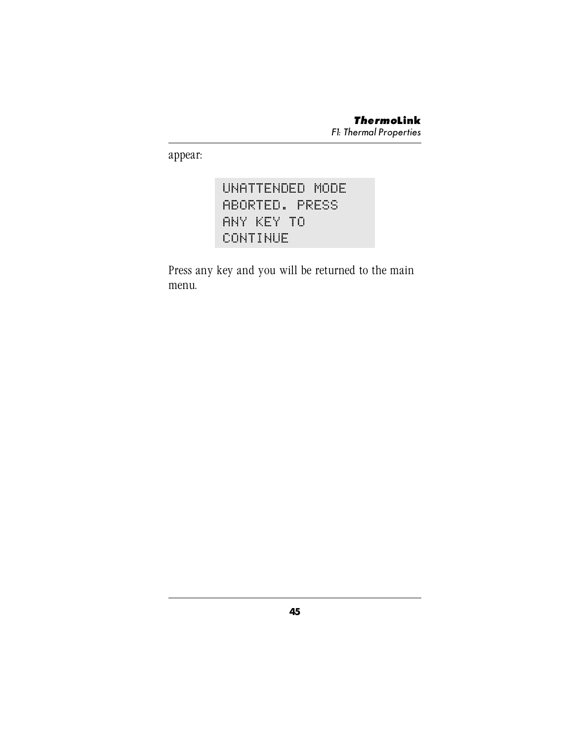appear:

```
UNATTENDED MODE
ABORTED. PRESS
ANY KEY TO
CONTINUE
```

Press any key and you will be returned to the main menu.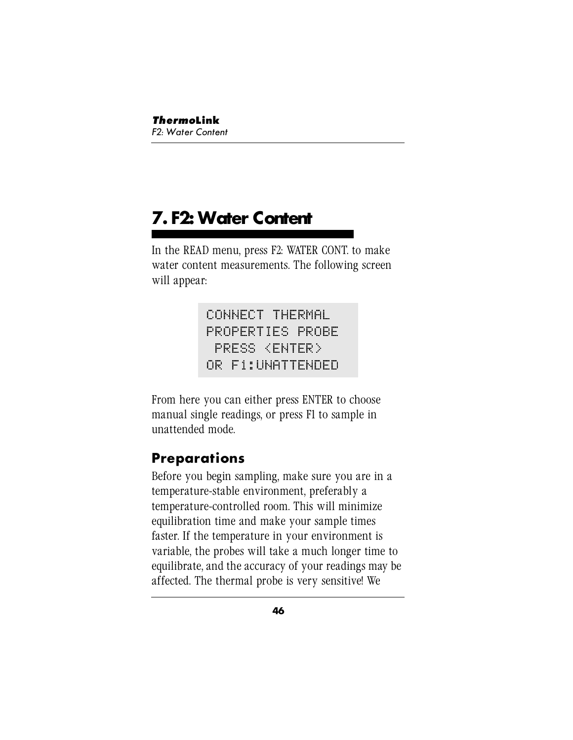# 7. F2: Water Content

In the READ menu, press F2: WATER CONT. to make water content measurements. The following screen will appear:

```
CONNECT THERMAL
PROPERTIES PROBE
 PRESS <ENTER>
OR F1:UNATTENDED
```

From here you can either press ENTER to choose manual single readings, or press F1 to sample in unattended mode.

## Preparations

Before you begin sampling, make sure you are in a temperature-stable environment, preferably a temperature-controlled room. This will minimize equilibration time and make your sample times faster. If the temperature in your environment is variable, the probes will take a much longer time to equilibrate, and the accuracy of your readings may be affected. The thermal probe is very sensitive! We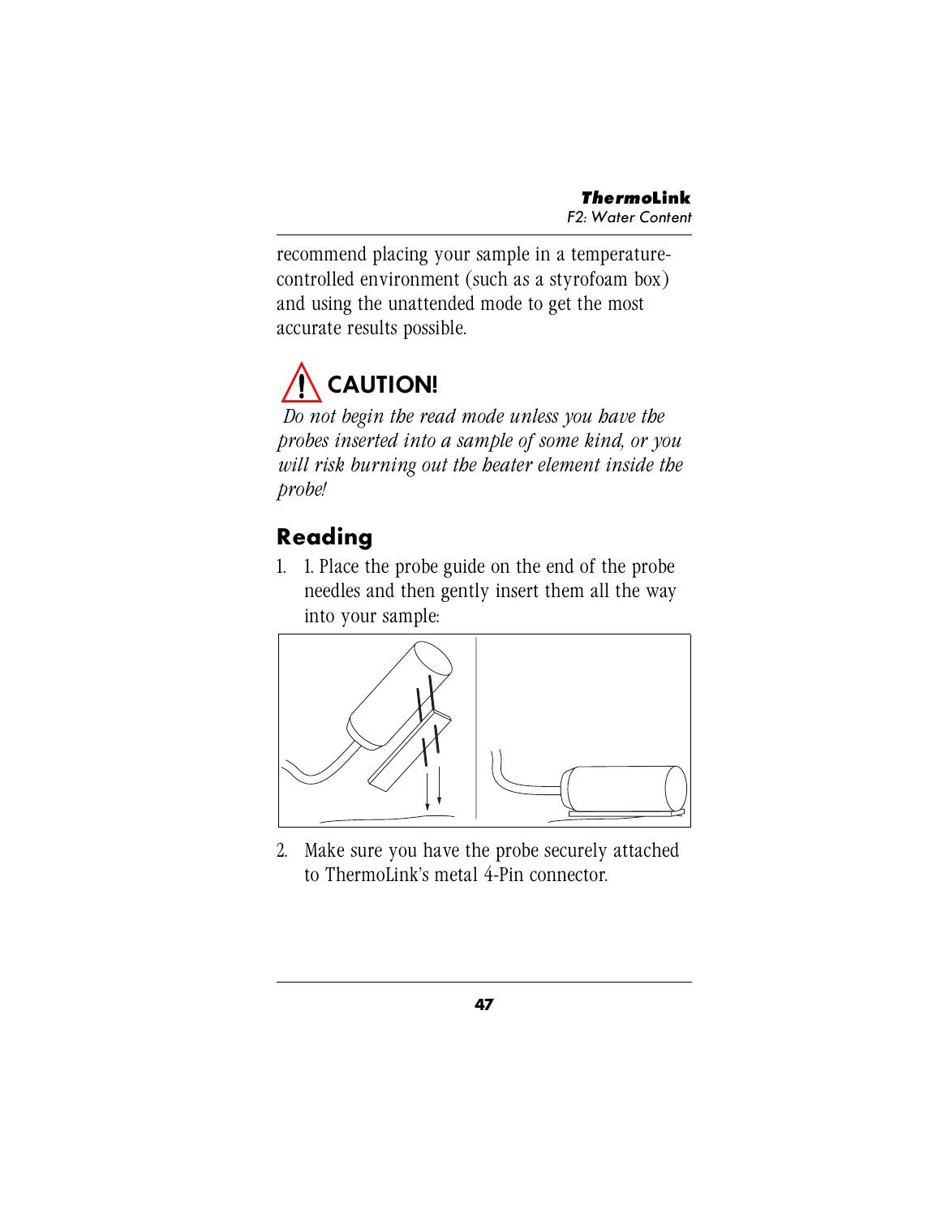recommend placing your sample in a temperature-controlled environment (such as a styrofoam box) and using the unattended mode to get the most accurate results possible.

**CAUTION!**

*Do not begin the read mode unless you have the probes inserted into a sample of some kind, or you will risk burning out the heater element inside the probe!*

## Reading

1. 1. Place the probe guide on the end of the probe needles and then gently insert them all the way into your sample:

2. Make sure you have the probe securely attached to ThermoLink's metal 4-Pin connector.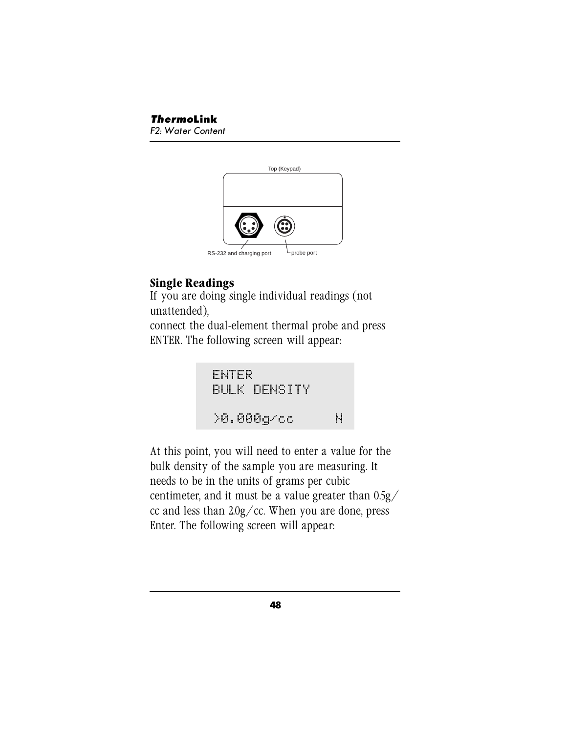Top (Keypad)

RS-232 and charging port

probe port

## Single Readings

If you are doing single individual readings (not unattended),
connect the dual-element thermal probe and press ENTER. The following screen will appear:

```
ENTER
BULK DENSITY

>0.000g/cc      N
```

At this point, you will need to enter a value for the bulk density of the sample you are measuring. It needs to be in the units of grams per cubic centimeter, and it must be a value greater than 0.5g/cc and less than 2.0g/cc. When you are done, press Enter. The following screen will appear: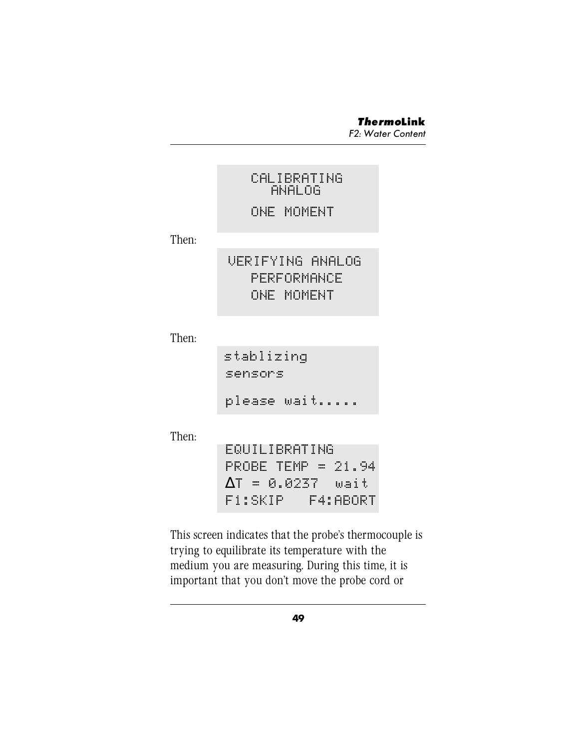```
CALIBRATING
   ANALOG
ONE MOMENT
```

Then:

```
VERIFYING ANALOG
   PERFORMANCE
   ONE MOMENT
```

Then:

```
stablizing
sensors
please wait.....
```

Then:

```
EQUILIBRATING
PROBE TEMP = 21.94
ΔT = 0.0237  wait
F1:SKIP   F4:ABORT
```

This screen indicates that the probe's thermocouple is trying to equilibrate its temperature with the medium you are measuring. During this time, it is important that you don't move the probe cord or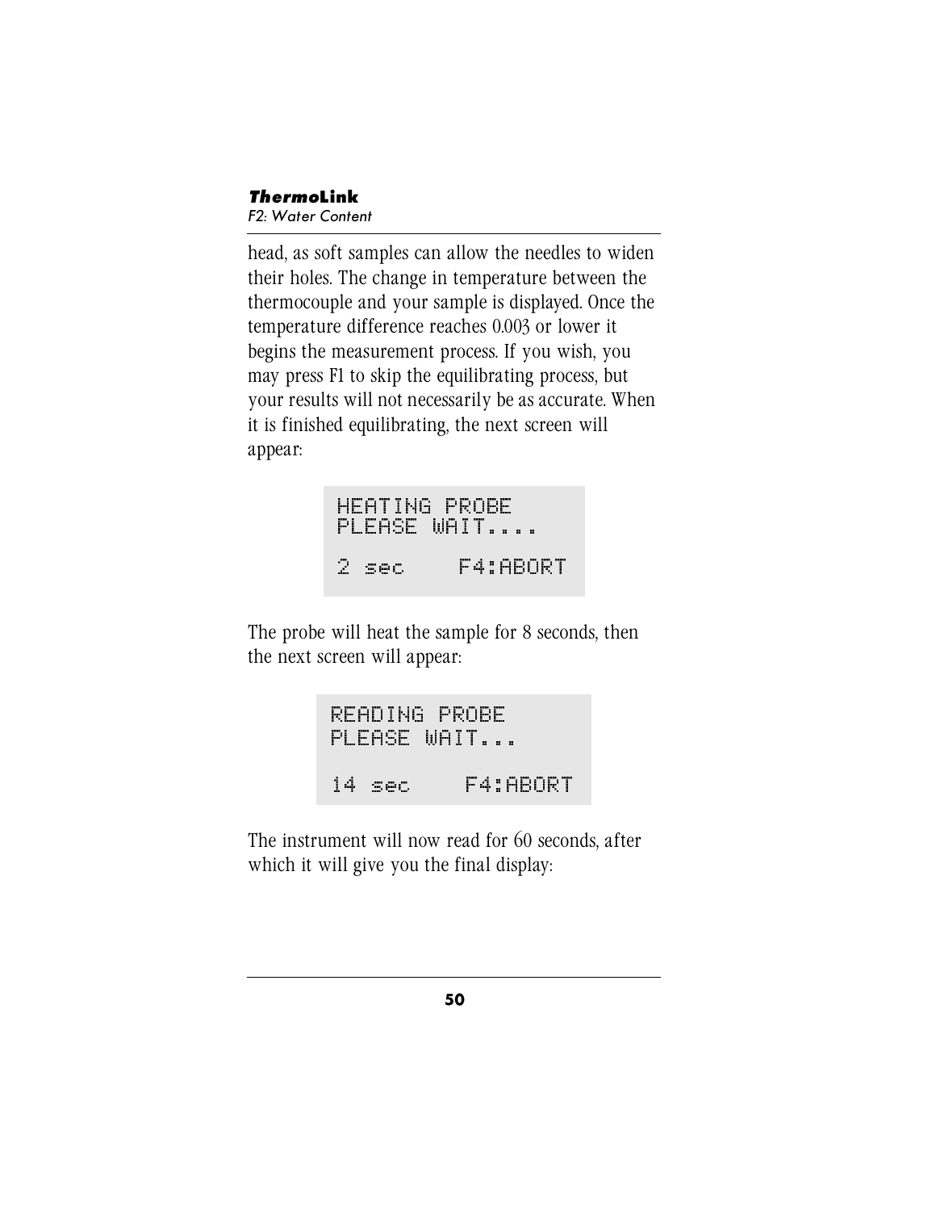head, as soft samples can allow the needles to widen their holes. The change in temperature between the thermocouple and your sample is displayed. Once the temperature difference reaches 0.003 or lower it begins the measurement process. If you wish, you may press F1 to skip the equilibrating process, but your results will not necessarily be as accurate. When it is finished equilibrating, the next screen will appear:

```
HEATING PROBE
PLEASE WAIT....

2 sec    F4:ABORT
```

The probe will heat the sample for 8 seconds, then the next screen will appear:

```
READING PROBE
PLEASE WAIT...

14 sec    F4:ABORT
```

The instrument will now read for 60 seconds, after which it will give you the final display: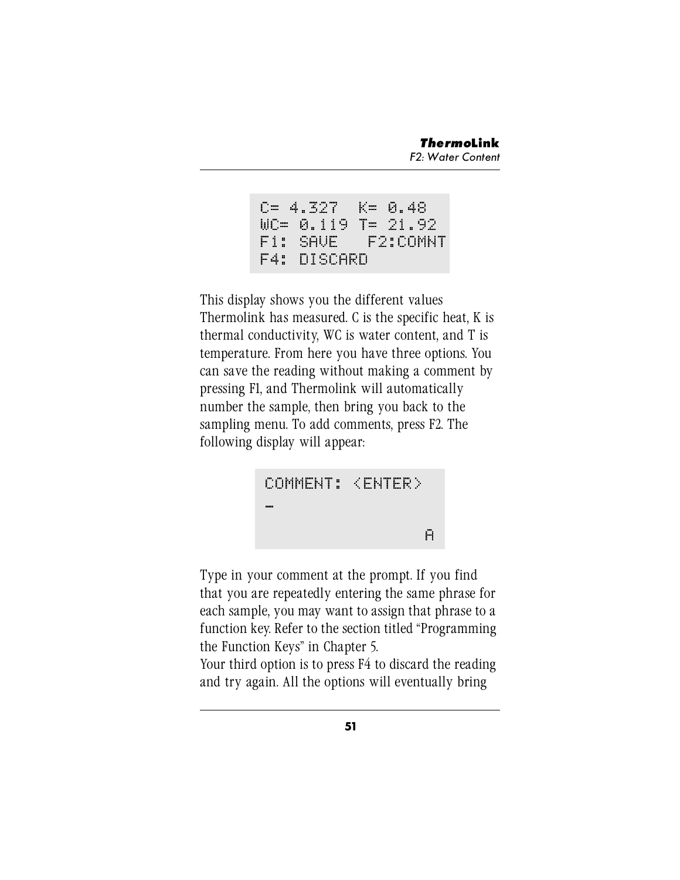```
C= 4.327  K= 0.48
WC= 0.119 T= 21.92
F1: SAVE   F2:COMNT
F4: DISCARD
```

This display shows you the different values Thermolink has measured. C is the specific heat, K is thermal conductivity, WC is water content, and T is temperature. From here you have three options. You can save the reading without making a comment by pressing F1, and Thermolink will automatically number the sample, then bring you back to the sampling menu. To add comments, press F2. The following display will appear:

```
COMMENT: <ENTER>
_
                 A
```

Type in your comment at the prompt. If you find that you are repeatedly entering the same phrase for each sample, you may want to assign that phrase to a function key. Refer to the section titled "Programming the Function Keys" in Chapter 5.

Your third option is to press F4 to discard the reading and try again. All the options will eventually bring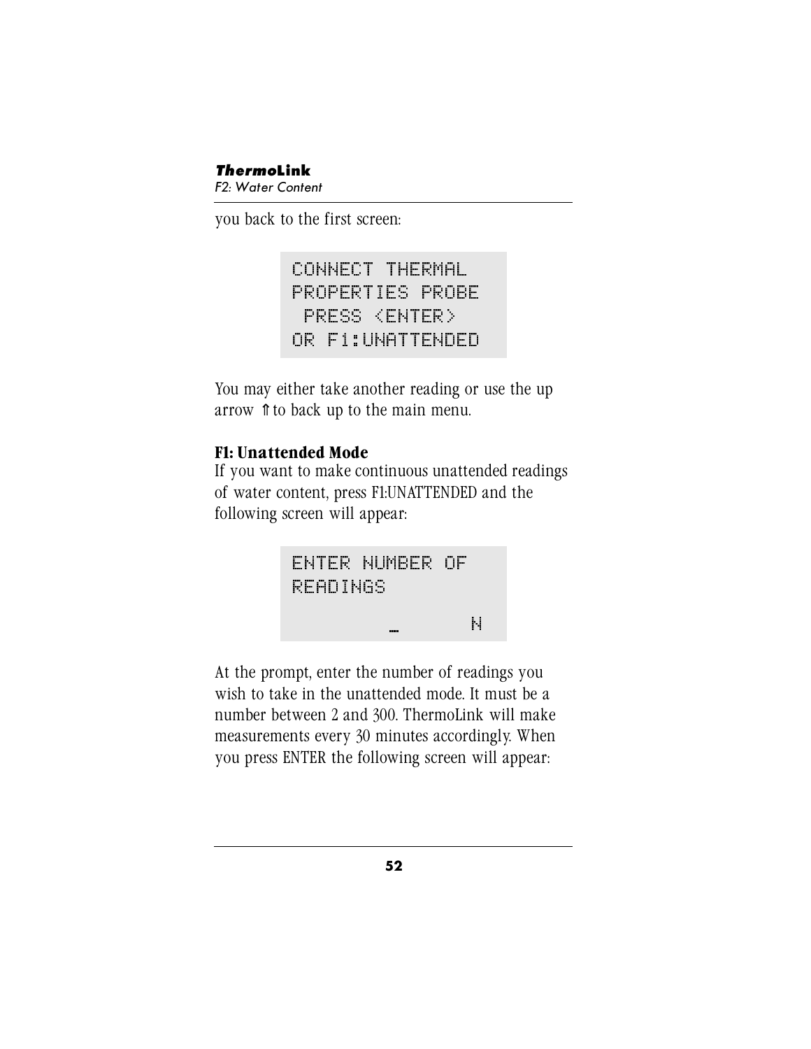you back to the first screen:

```
CONNECT THERMAL
PROPERTIES PROBE
 PRESS <ENTER>
OR F1:UNATTENDED
```

You may either take another reading or use the up arrow ⇑ to back up to the main menu.

**F1: Unattended Mode**

If you want to make continuous unattended readings of water content, press F1:UNATTENDED and the following screen will appear:

```
ENTER NUMBER OF
READINGS

        _      N
```

At the prompt, enter the number of readings you wish to take in the unattended mode. It must be a number between 2 and 300. ThermoLink will make measurements every 30 minutes accordingly. When you press ENTER the following screen will appear: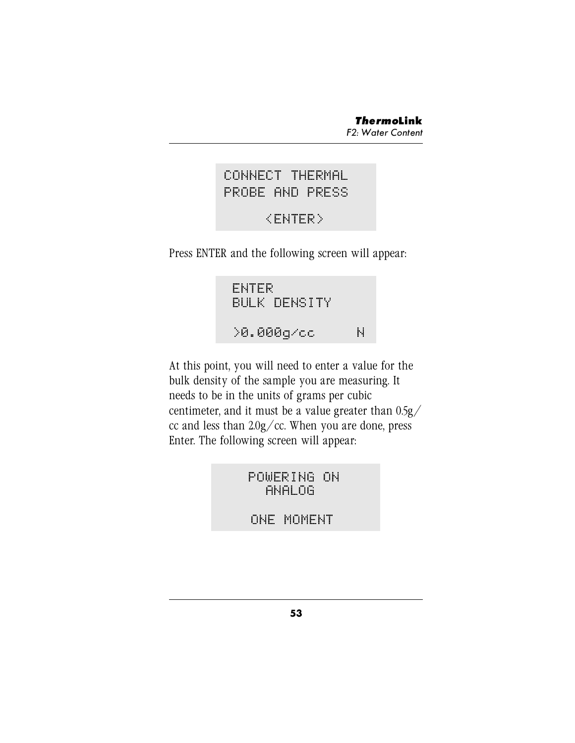```
CONNECT THERMAL
PROBE AND PRESS

     <ENTER>
```

Press ENTER and the following screen will appear:

```
ENTER
BULK DENSITY

>0.000g/cc      N
```

At this point, you will need to enter a value for the bulk density of the sample you are measuring. It needs to be in the units of grams per cubic centimeter, and it must be a value greater than 0.5g/cc and less than 2.0g/cc. When you are done, press Enter. The following screen will appear:

```
  POWERING ON
    ANALOG

  ONE MOMENT
```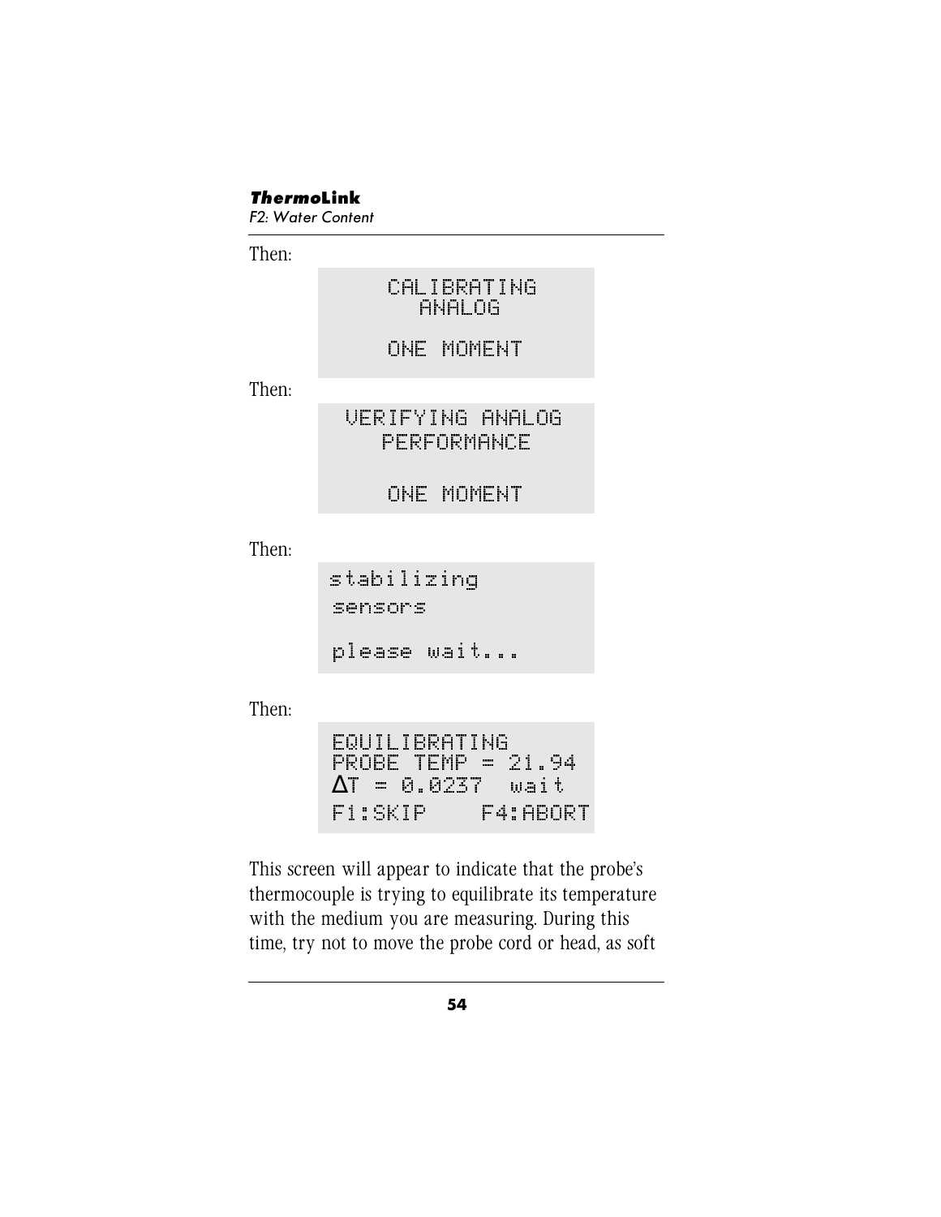Then:

```
CALIBRATING
  ANALOG

ONE MOMENT
```

Then:

```
VERIFYING ANALOG
  PERFORMANCE

   ONE MOMENT
```

Then:

```
stabilizing
sensors

please wait...
```

Then:

```
EQUILIBRATING
PROBE TEMP = 21.94
ΔT = 0.0237  wait
F1:SKIP    F4:ABORT
```

This screen will appear to indicate that the probe's thermocouple is trying to equilibrate its temperature with the medium you are measuring. During this time, try not to move the probe cord or head, as soft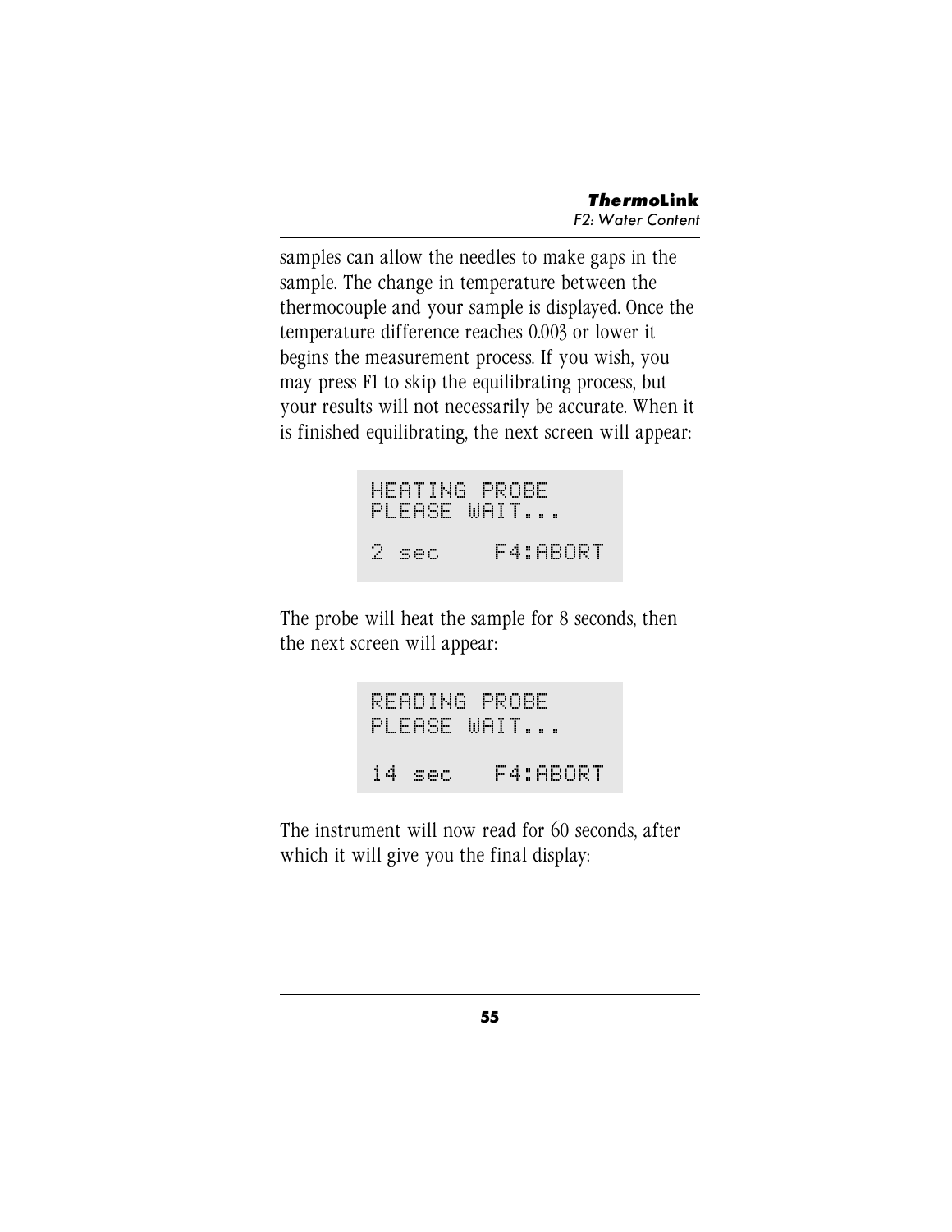samples can allow the needles to make gaps in the sample. The change in temperature between the thermocouple and your sample is displayed. Once the temperature difference reaches 0.003 or lower it begins the measurement process. If you wish, you may press F1 to skip the equilibrating process, but your results will not necessarily be accurate. When it is finished equilibrating, the next screen will appear:

```
HEATING PROBE
PLEASE WAIT...

2 sec    F4:ABORT
```

The probe will heat the sample for 8 seconds, then the next screen will appear:

```
READING PROBE
PLEASE WAIT...

14 sec   F4:ABORT
```

The instrument will now read for 60 seconds, after which it will give you the final display: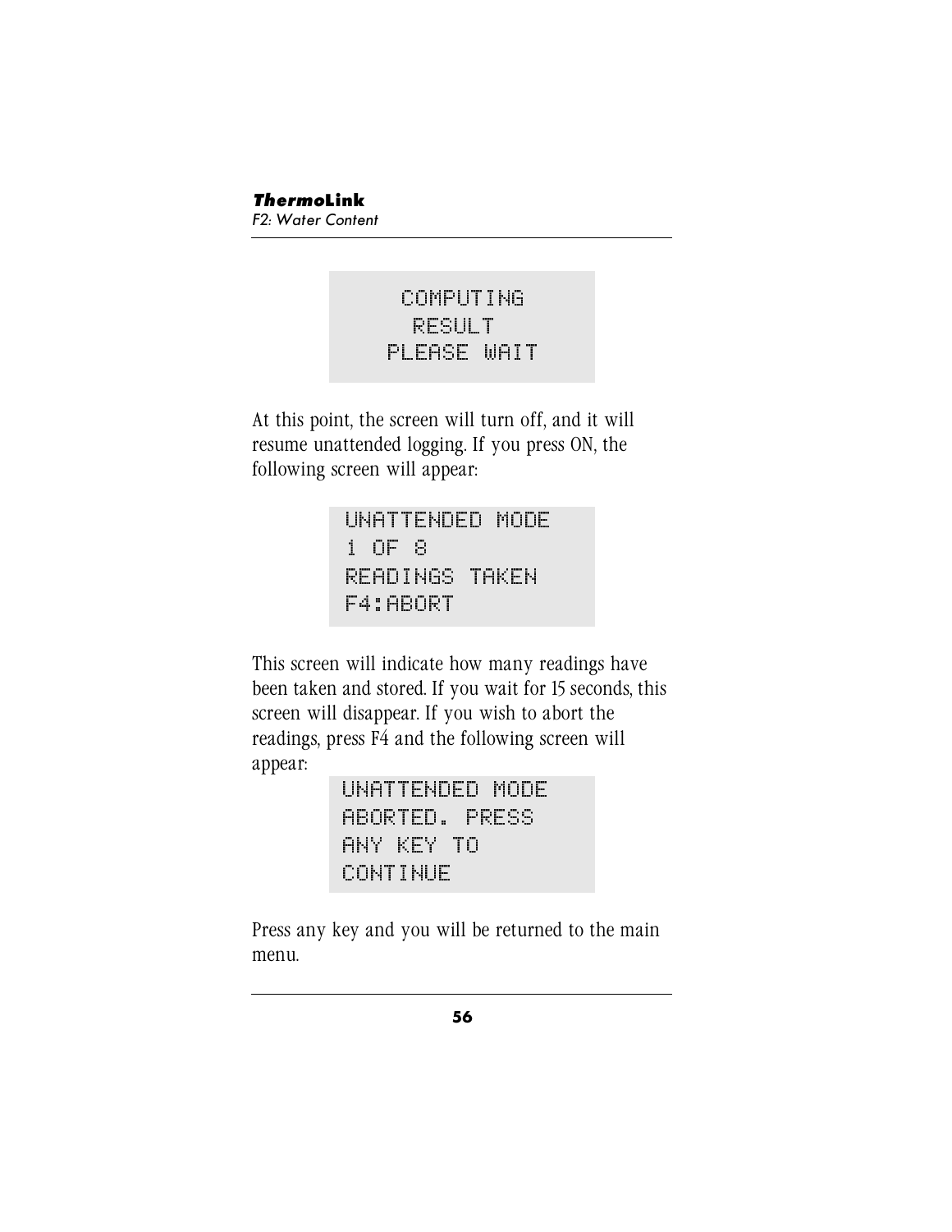```
COMPUTING
RESULT
PLEASE WAIT
```

At this point, the screen will turn off, and it will resume unattended logging. If you press ON, the following screen will appear:

```
UNATTENDED MODE
1 OF 8
READINGS TAKEN
F4:ABORT
```

This screen will indicate how many readings have been taken and stored. If you wait for 15 seconds, this screen will disappear. If you wish to abort the readings, press F4 and the following screen will appear:

```
UNATTENDED MODE
ABORTED. PRESS
ANY KEY TO
CONTINUE
```

Press any key and you will be returned to the main menu.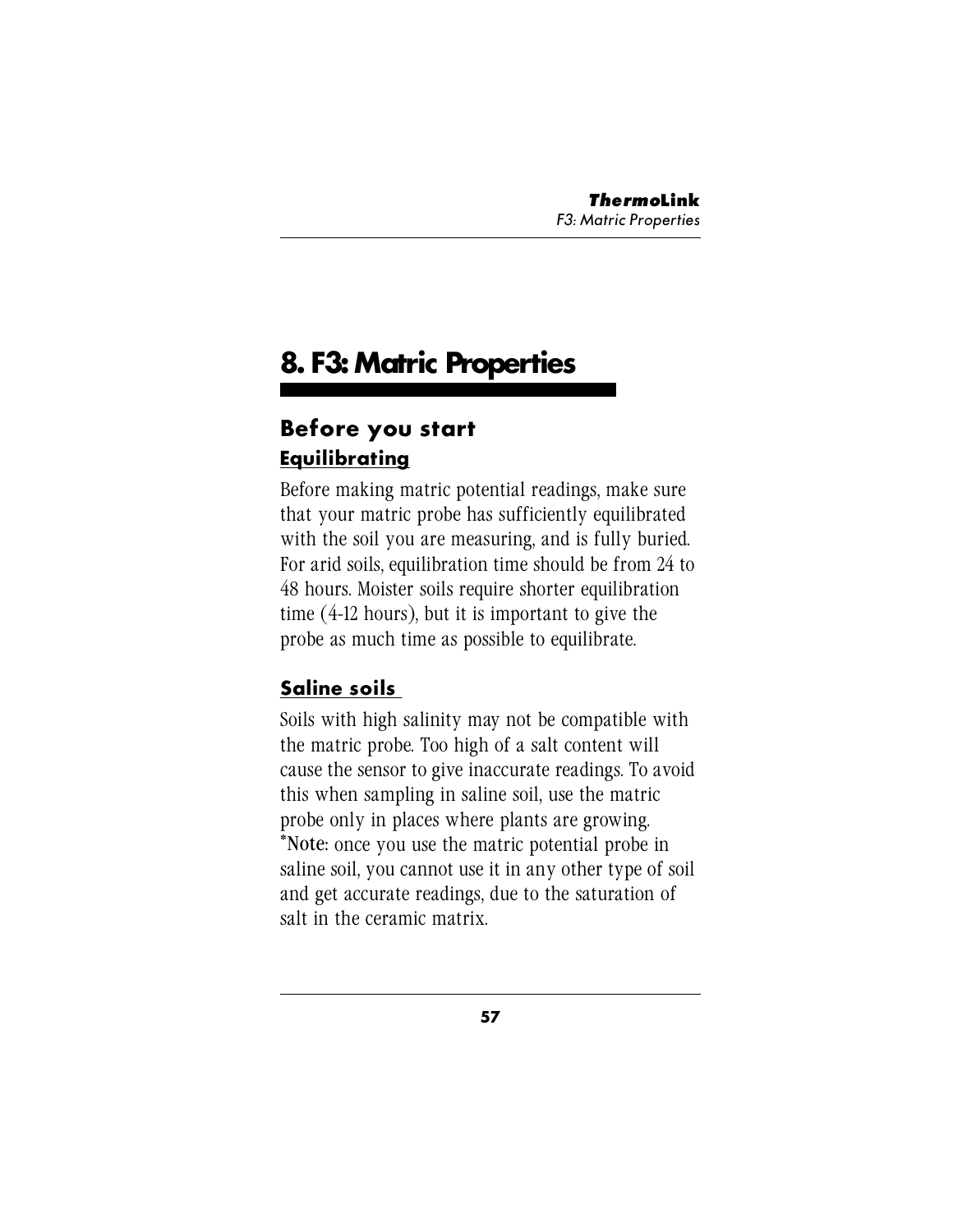# 8. F3: Matric Properties

## Before you start

### Equilibrating

Before making matric potential readings, make sure that your matric probe has sufficiently equilibrated with the soil you are measuring, and is fully buried. For arid soils, equilibration time should be from 24 to 48 hours. Moister soils require shorter equilibration time (4-12 hours), but it is important to give the probe as much time as possible to equilibrate.

### Saline soils

Soils with high salinity may not be compatible with the matric probe. Too high of a salt content will cause the sensor to give inaccurate readings. To avoid this when sampling in saline soil, use the matric probe only in places where plants are growing.
***Note:** once you use the matric potential probe in saline soil, you cannot use it in any other type of soil and get accurate readings, due to the saturation of salt in the ceramic matrix.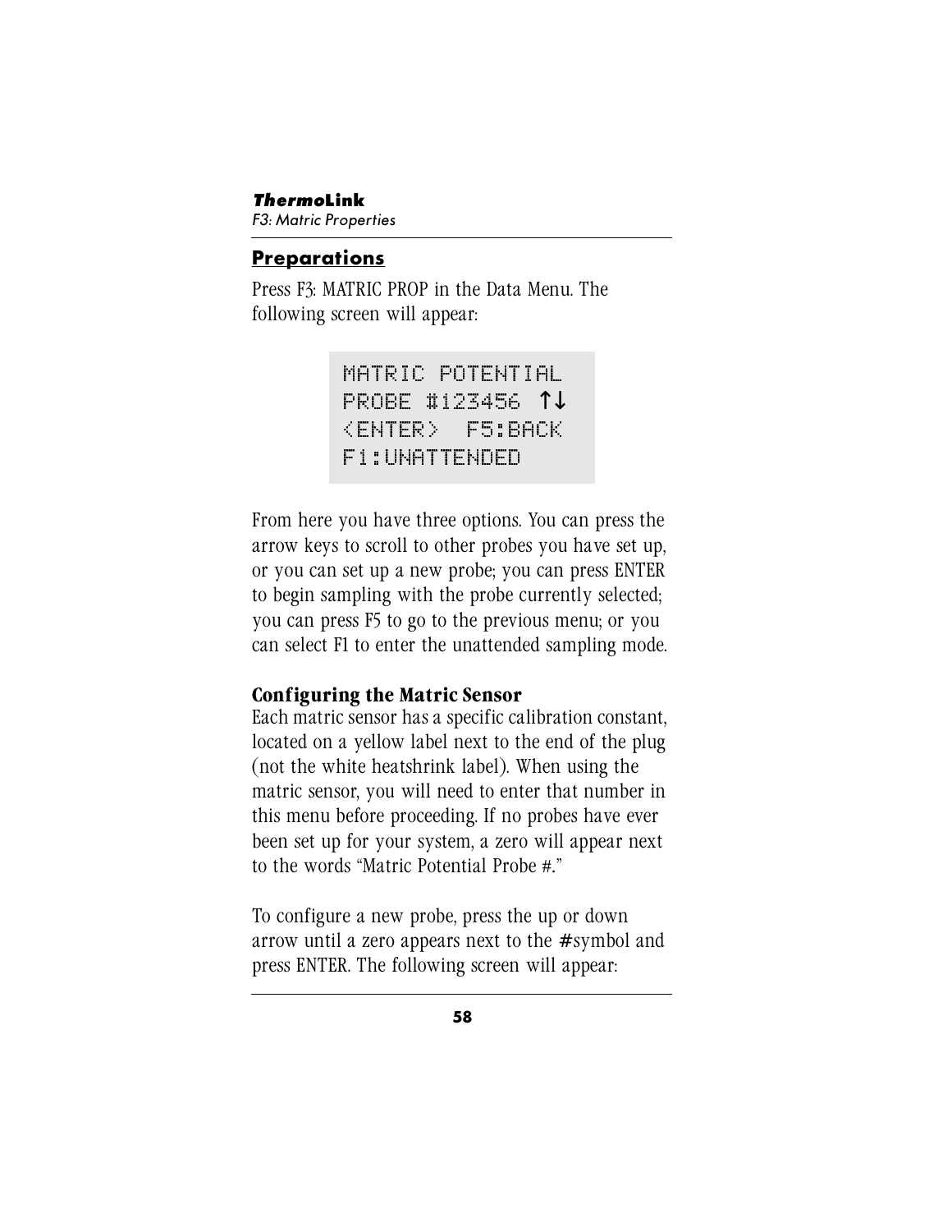## Preparations

Press F3: MATRIC PROP in the Data Menu. The following screen will appear:

```
MATRIC POTENTIAL
PROBE #123456 ↑↓
<ENTER>  F5:BACK
F1:UNATTENDED
```

From here you have three options. You can press the arrow keys to scroll to other probes you have set up, or you can set up a new probe; you can press ENTER to begin sampling with the probe currently selected; you can press F5 to go to the previous menu; or you can select F1 to enter the unattended sampling mode.

**Configuring the Matric Sensor**

Each matric sensor has a specific calibration constant, located on a yellow label next to the end of the plug (not the white heatshrink label). When using the matric sensor, you will need to enter that number in this menu before proceeding. If no probes have ever been set up for your system, a zero will appear next to the words “Matric Potential Probe #.”

To configure a new probe, press the up or down arrow until a zero appears next to the #symbol and press ENTER. The following screen will appear: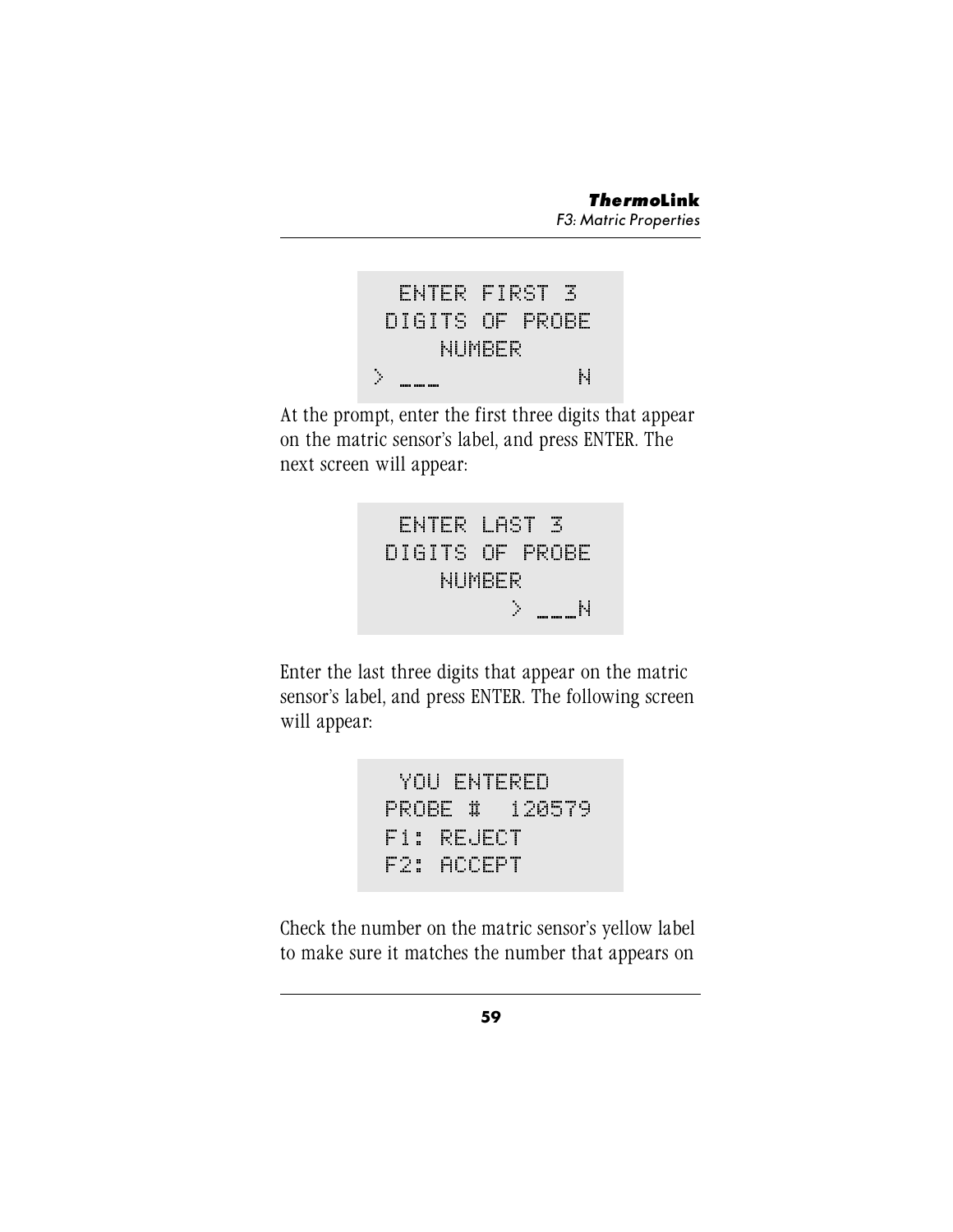```
 ENTER FIRST 3
DIGITS OF PROBE
    NUMBER
> ___           N
```

At the prompt, enter the first three digits that appear on the matric sensor's label, and press ENTER. The next screen will appear:

```
 ENTER LAST 3
DIGITS OF PROBE
    NUMBER
         > ___N
```

Enter the last three digits that appear on the matric sensor's label, and press ENTER. The following screen will appear:

```
 YOU ENTERED
PROBE #  120579
F1: REJECT
F2: ACCEPT
```

Check the number on the matric sensor's yellow label to make sure it matches the number that appears on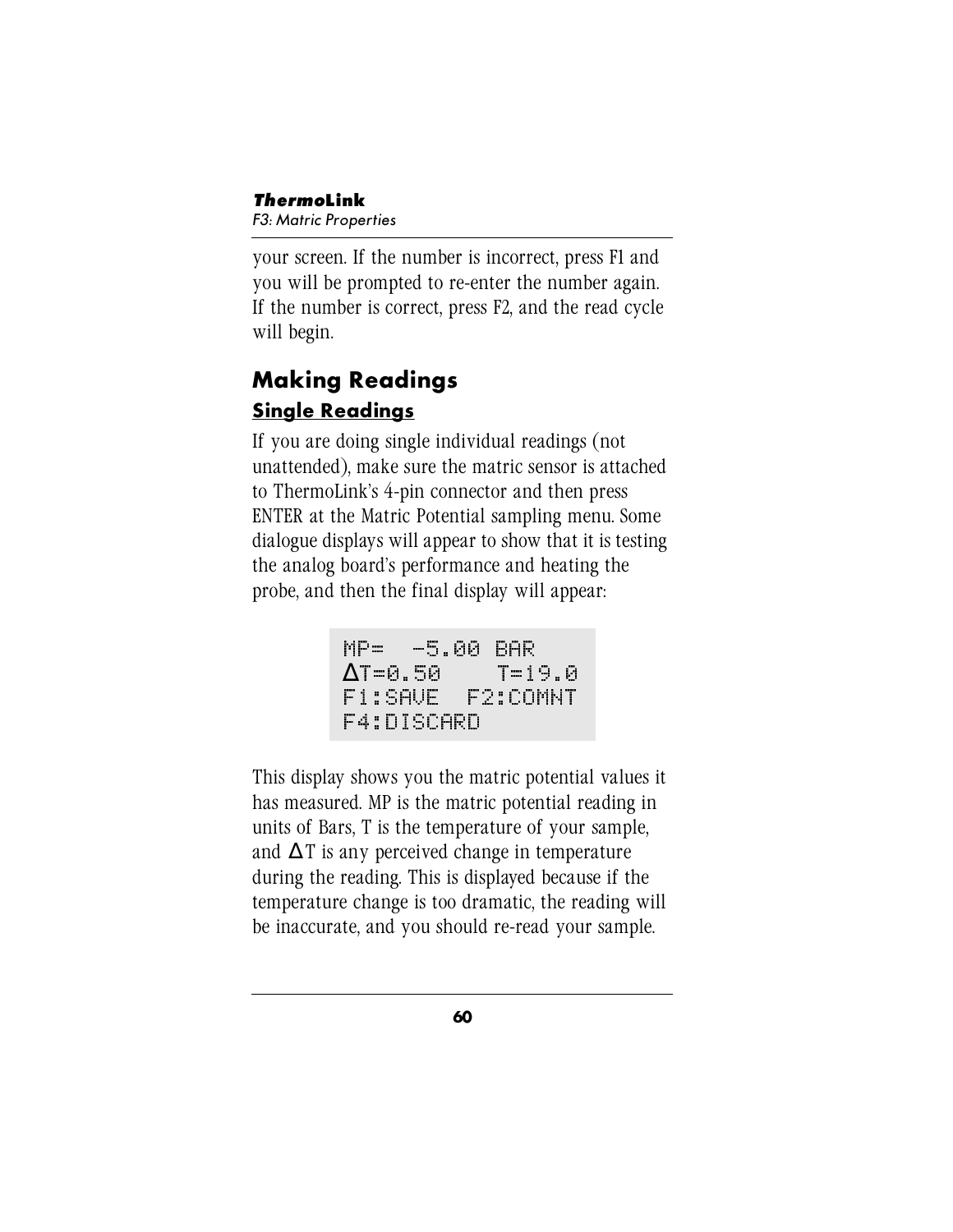your screen. If the number is incorrect, press F1 and you will be prompted to re-enter the number again. If the number is correct, press F2, and the read cycle will begin.

## Making Readings

### Single Readings

If you are doing single individual readings (not unattended), make sure the matric sensor is attached to ThermoLink's 4-pin connector and then press ENTER at the Matric Potential sampling menu. Some dialogue displays will appear to show that it is testing the analog board's performance and heating the probe, and then the final display will appear:

```
MP=  -5.00 BAR
ΔT=0.50    T=19.0
F1:SAVE  F2:COMNT
F4:DISCARD
```

This display shows you the matric potential values it has measured. MP is the matric potential reading in units of Bars, T is the temperature of your sample, and $\Delta T$ is any perceived change in temperature during the reading. This is displayed because if the temperature change is too dramatic, the reading will be inaccurate, and you should re-read your sample.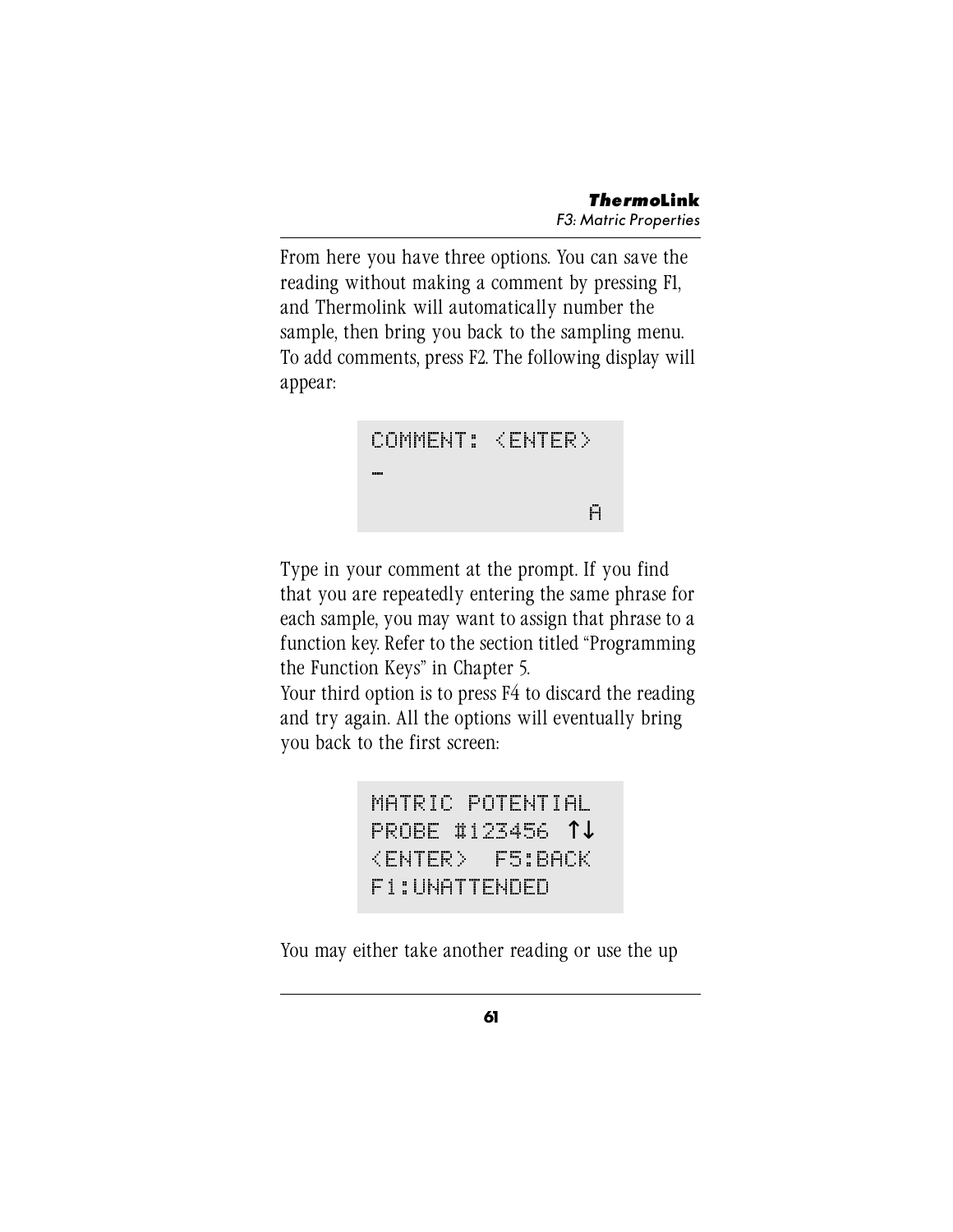From here you have three options. You can save the reading without making a comment by pressing F1, and Thermolink will automatically number the sample, then bring you back to the sampling menu. To add comments, press F2. The following display will appear:

```
COMMENT: <ENTER>
_
                A
```

Type in your comment at the prompt. If you find that you are repeatedly entering the same phrase for each sample, you may want to assign that phrase to a function key. Refer to the section titled "Programming the Function Keys" in Chapter 5.

Your third option is to press F4 to discard the reading and try again. All the options will eventually bring you back to the first screen:

```
MATRIC POTENTIAL
PROBE #123456 ↑↓
<ENTER>  F5:BACK
F1:UNATTENDED
```

You may either take another reading or use the up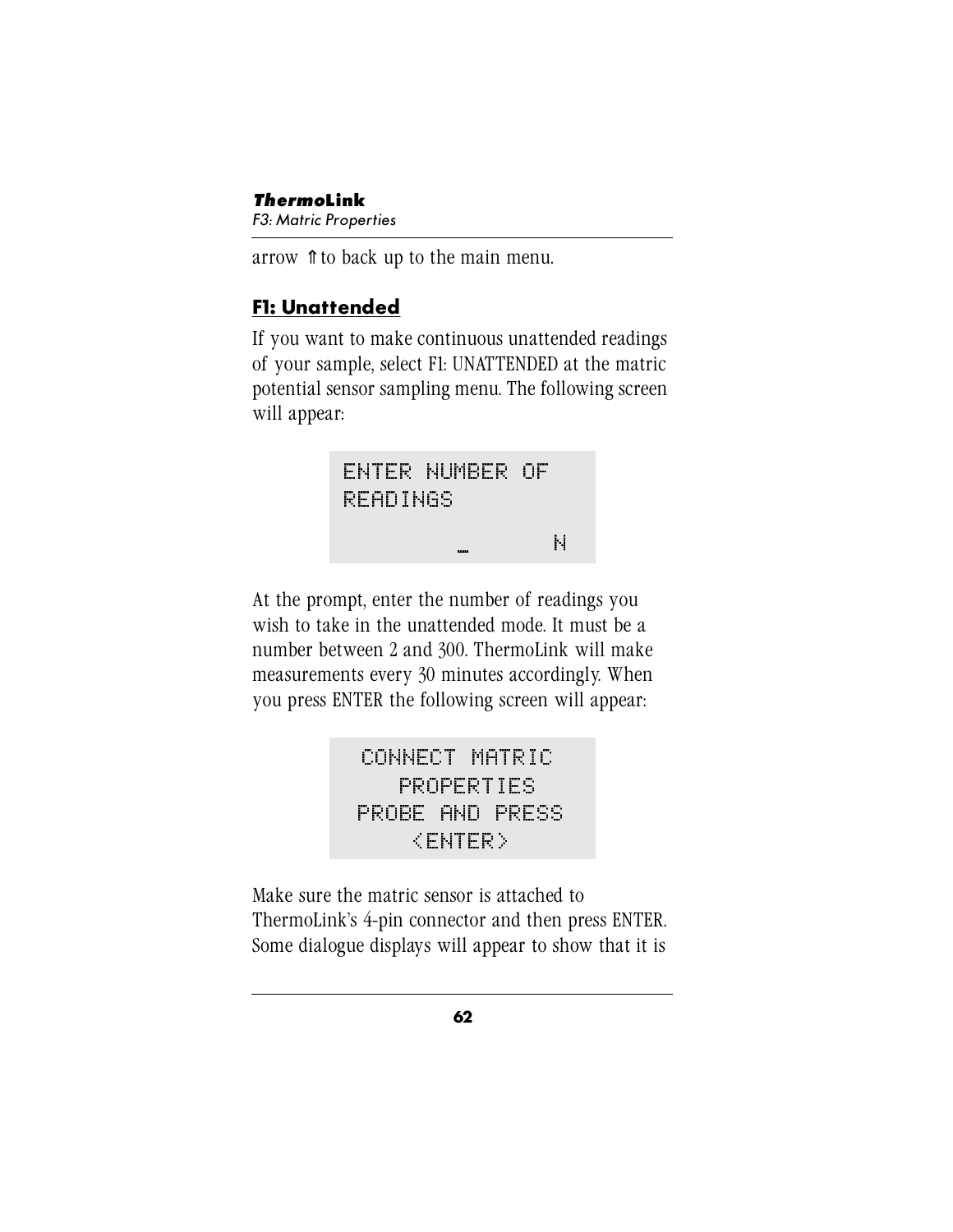arrow ⇑ to back up to the main menu.

## F1: Unattended

If you want to make continuous unattended readings of your sample, select F1: UNATTENDED at the matric potential sensor sampling menu. The following screen will appear:

```
ENTER NUMBER OF
READINGS
         _       N
```

At the prompt, enter the number of readings you wish to take in the unattended mode. It must be a number between 2 and 300. ThermoLink will make measurements every 30 minutes accordingly. When you press ENTER the following screen will appear:

```
 CONNECT MATRIC
   PROPERTIES
 PROBE AND PRESS
     <ENTER>
```

Make sure the matric sensor is attached to ThermoLink's 4-pin connector and then press ENTER. Some dialogue displays will appear to show that it is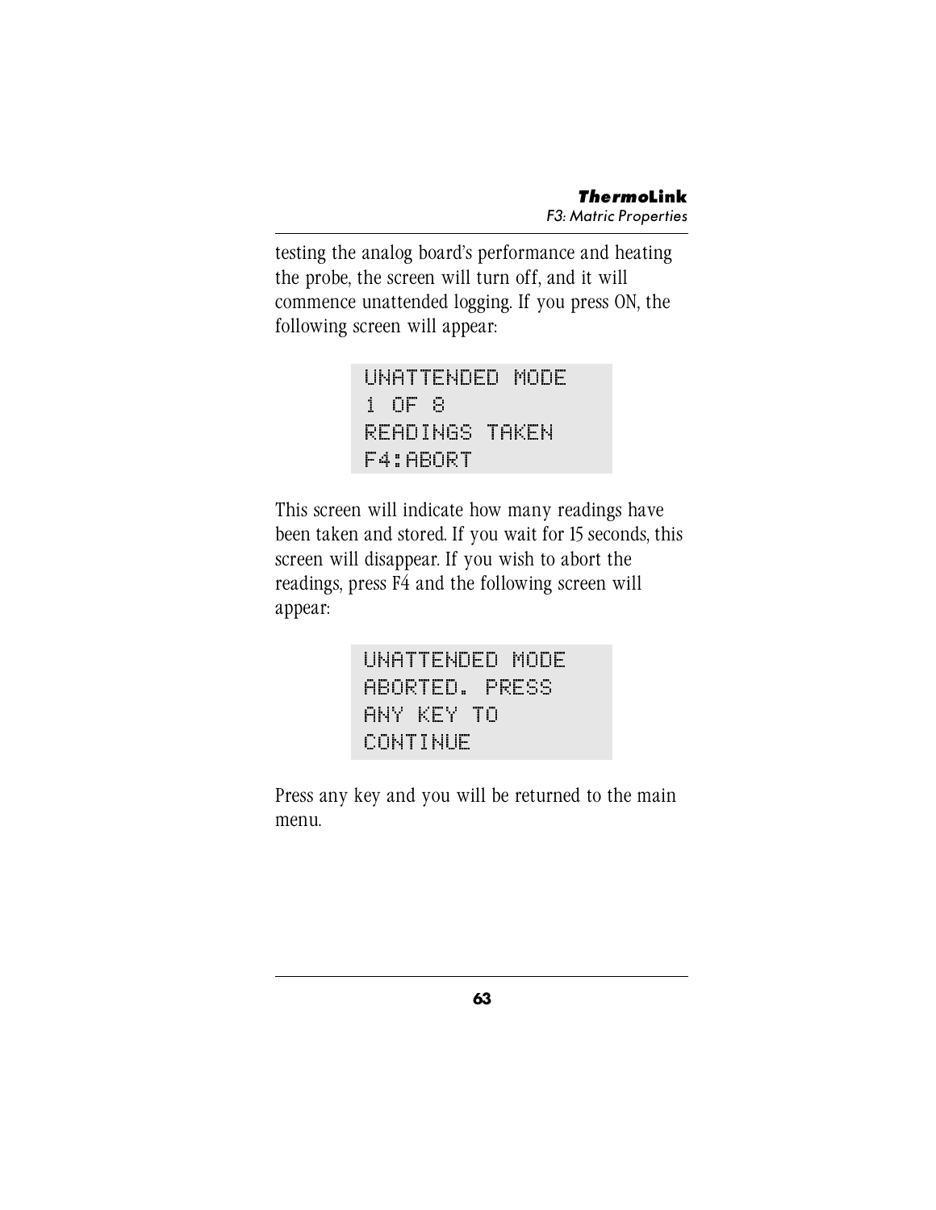testing the analog board's performance and heating the probe, the screen will turn off, and it will commence unattended logging. If you press ON, the following screen will appear:

```
UNATTENDED MODE
1 OF 8
READINGS TAKEN
F4:ABORT
```

This screen will indicate how many readings have been taken and stored. If you wait for 15 seconds, this screen will disappear. If you wish to abort the readings, press F4 and the following screen will appear:

```
UNATTENDED MODE
ABORTED. PRESS
ANY KEY TO
CONTINUE
```

Press any key and you will be returned to the main menu.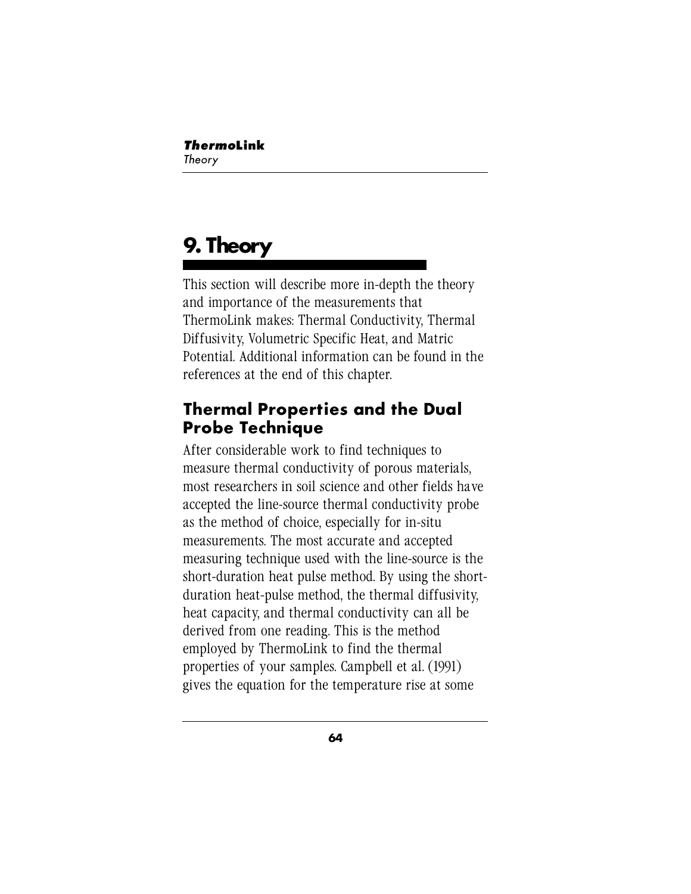# 9. Theory

This section will describe more in-depth the theory and importance of the measurements that ThermoLink makes: Thermal Conductivity, Thermal Diffusivity, Volumetric Specific Heat, and Matric Potential. Additional information can be found in the references at the end of this chapter.

## Thermal Properties and the Dual Probe Technique

After considerable work to find techniques to measure thermal conductivity of porous materials, most researchers in soil science and other fields have accepted the line-source thermal conductivity probe as the method of choice, especially for in-situ measurements. The most accurate and accepted measuring technique used with the line-source is the short-duration heat pulse method. By using the short-duration heat-pulse method, the thermal diffusivity, heat capacity, and thermal conductivity can all be derived from one reading. This is the method employed by ThermoLink to find the thermal properties of your samples. Campbell et al. (1991) gives the equation for the temperature rise at some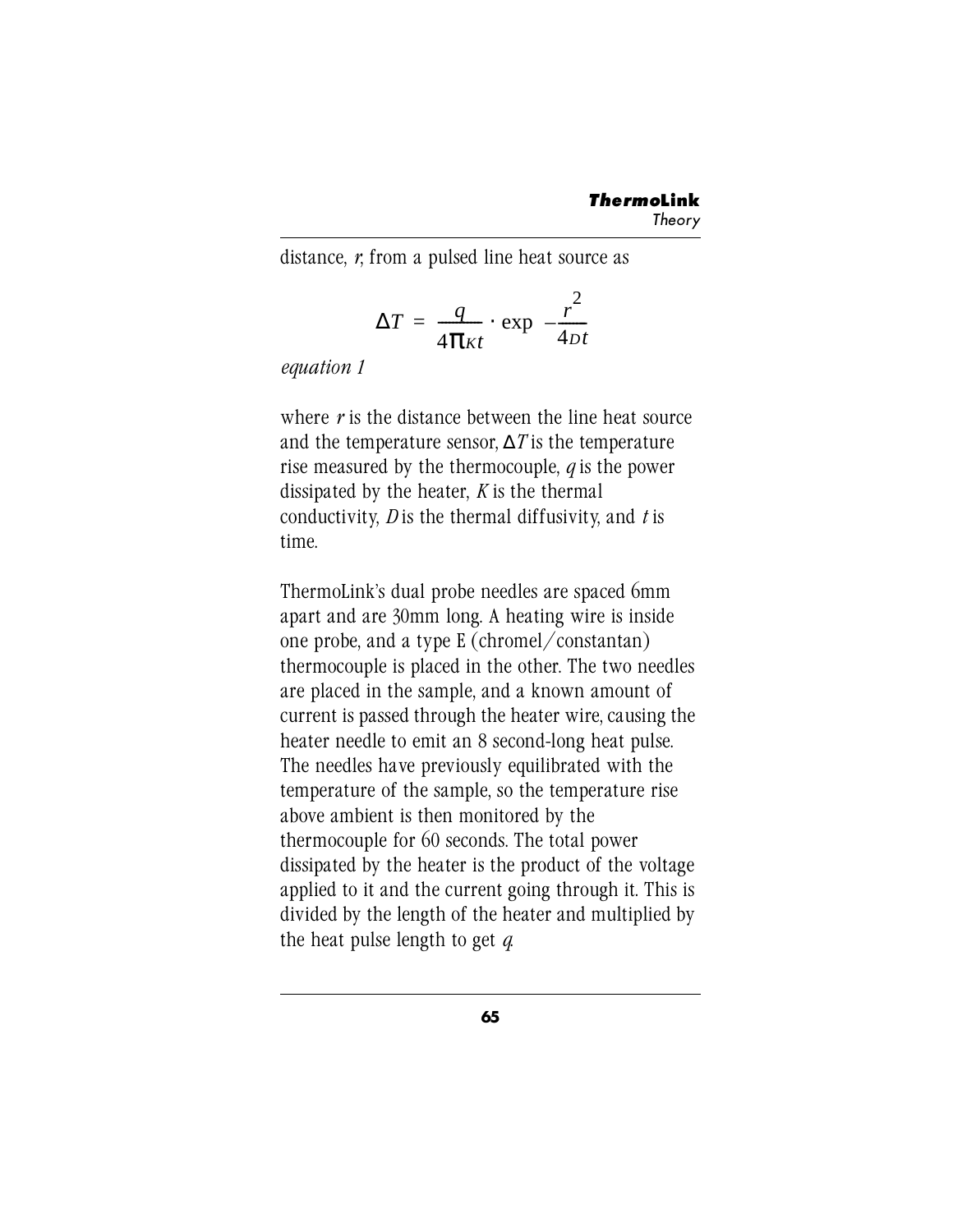distance, $r$, from a pulsed line heat source as

$$\Delta T = \frac{q}{4\pi K t} \cdot \exp\left(-\frac{r^2}{4Dt}\right)$$

*equation 1*

where $r$ is the distance between the line heat source and the temperature sensor, $\Delta T$ is the temperature rise measured by the thermocouple, $q$ is the power dissipated by the heater, $K$ is the thermal conductivity, $D$ is the thermal diffusivity, and $t$ is time.

ThermoLink's dual probe needles are spaced 6mm apart and are 30mm long. A heating wire is inside one probe, and a type E (chromel/constantan) thermocouple is placed in the other. The two needles are placed in the sample, and a known amount of current is passed through the heater wire, causing the heater needle to emit an 8 second-long heat pulse. The needles have previously equilibrated with the temperature of the sample, so the temperature rise above ambient is then monitored by the thermocouple for 60 seconds. The total power dissipated by the heater is the product of the voltage applied to it and the current going through it. This is divided by the length of the heater and multiplied by the heat pulse length to get $q$.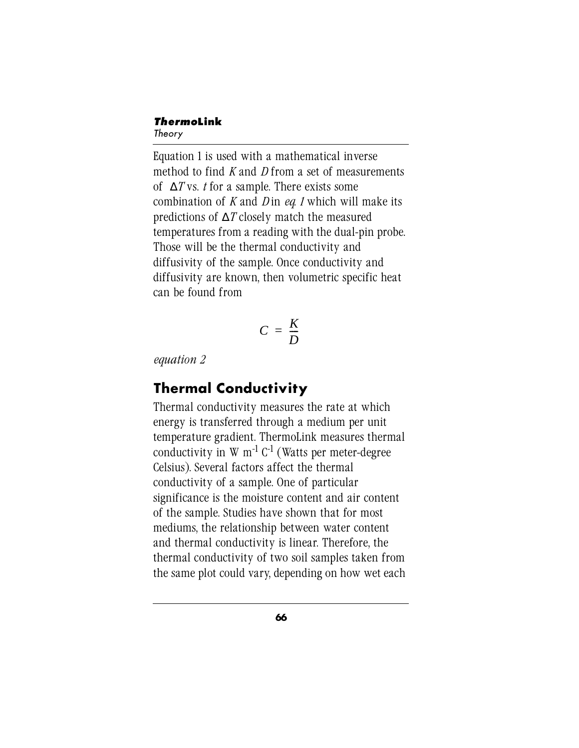Equation 1 is used with a mathematical inverse method to find $K$ and $D$ from a set of measurements of $\Delta T$ vs. $t$ for a sample. There exists some combination of $K$ and $D$ in *eq. 1* which will make its predictions of $\Delta T$ closely match the measured temperatures from a reading with the dual-pin probe. Those will be the thermal conductivity and diffusivity of the sample. Once conductivity and diffusivity are known, then volumetric specific heat can be found from

$$C = \frac{K}{D}$$

*equation 2*

## Thermal Conductivity

Thermal conductivity measures the rate at which energy is transferred through a medium per unit temperature gradient. ThermoLink measures thermal conductivity in $W\ m^{-1}\ C^{-1}$ (Watts per meter-degree Celsius). Several factors affect the thermal conductivity of a sample. One of particular significance is the moisture content and air content of the sample. Studies have shown that for most mediums, the relationship between water content and thermal conductivity is linear. Therefore, the thermal conductivity of two soil samples taken from the same plot could vary, depending on how wet each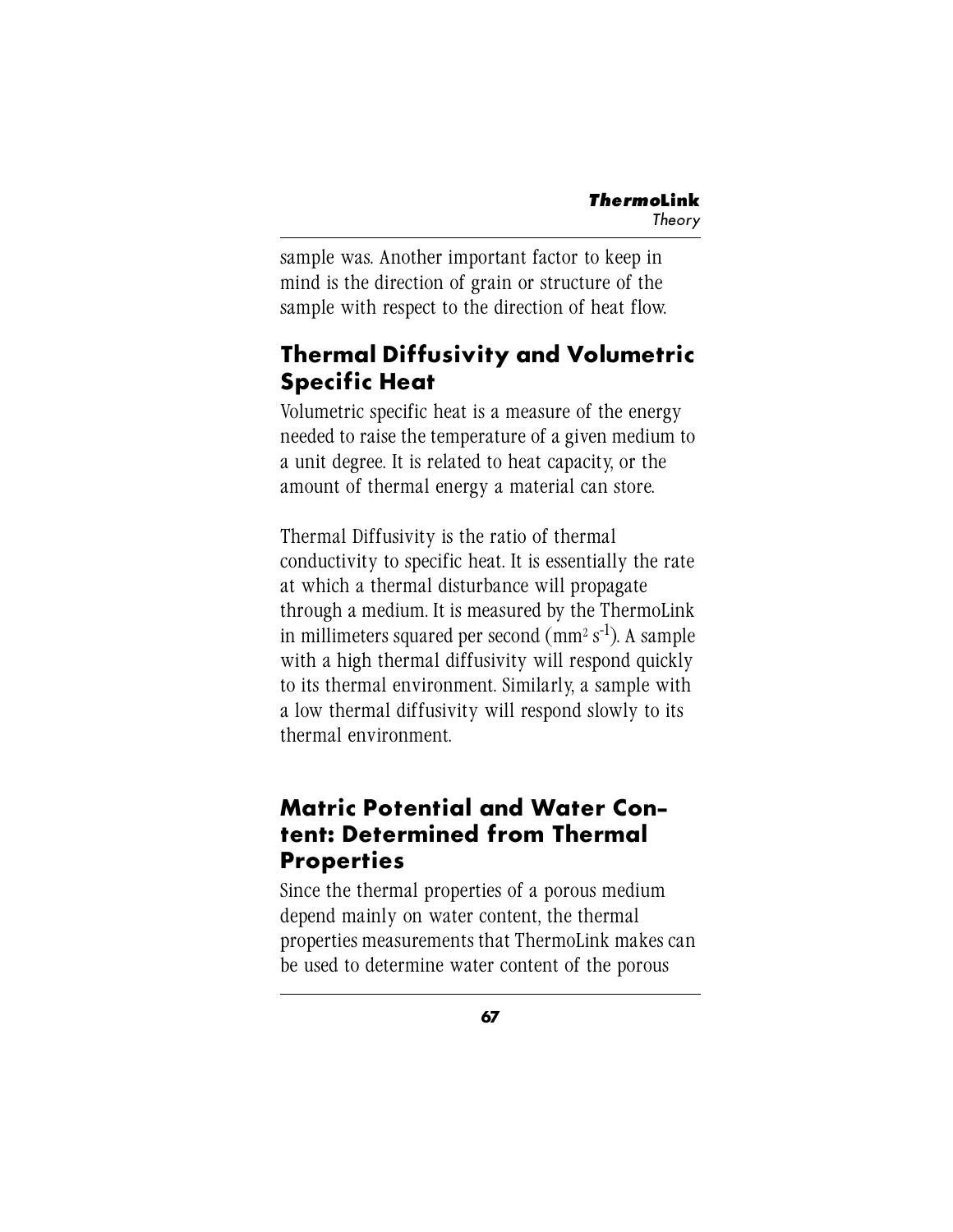sample was. Another important factor to keep in mind is the direction of grain or structure of the sample with respect to the direction of heat flow.

## Thermal Diffusivity and Volumetric Specific Heat

Volumetric specific heat is a measure of the energy needed to raise the temperature of a given medium to a unit degree. It is related to heat capacity, or the amount of thermal energy a material can store.

Thermal Diffusivity is the ratio of thermal conductivity to specific heat. It is essentially the rate at which a thermal disturbance will propagate through a medium. It is measured by the ThermoLink in millimeters squared per second ($mm^2\ s^{-1}$). A sample with a high thermal diffusivity will respond quickly to its thermal environment. Similarly, a sample with a low thermal diffusivity will respond slowly to its thermal environment.

## Matric Potential and Water Content: Determined from Thermal Properties

Since the thermal properties of a porous medium depend mainly on water content, the thermal properties measurements that ThermoLink makes can be used to determine water content of the porous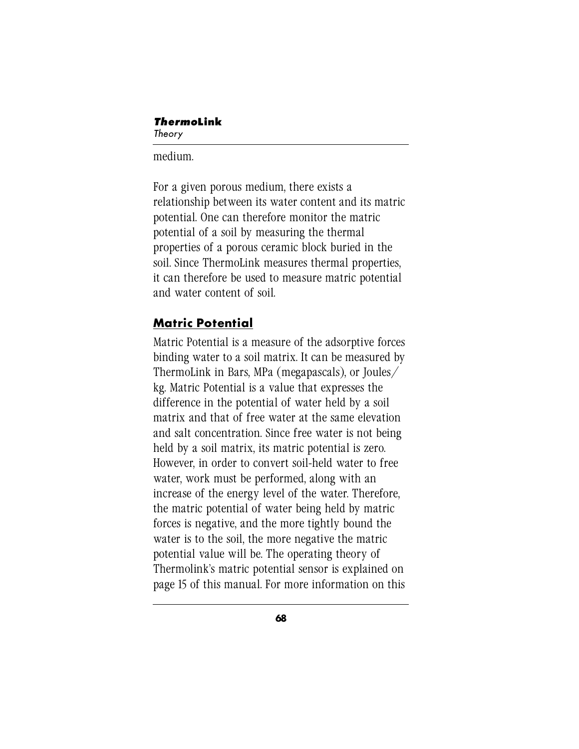medium.

For a given porous medium, there exists a relationship between its water content and its matric potential. One can therefore monitor the matric potential of a soil by measuring the thermal properties of a porous ceramic block buried in the soil. Since ThermoLink measures thermal properties, it can therefore be used to measure matric potential and water content of soil.

## Matric Potential

Matric Potential is a measure of the adsorptive forces binding water to a soil matrix. It can be measured by ThermoLink in Bars, MPa (megapascals), or Joules/kg. Matric Potential is a value that expresses the difference in the potential of water held by a soil matrix and that of free water at the same elevation and salt concentration. Since free water is not being held by a soil matrix, its matric potential is zero. However, in order to convert soil-held water to free water, work must be performed, along with an increase of the energy level of the water. Therefore, the matric potential of water being held by matric forces is negative, and the more tightly bound the water is to the soil, the more negative the matric potential value will be. The operating theory of Thermolink's matric potential sensor is explained on page 15 of this manual. For more information on this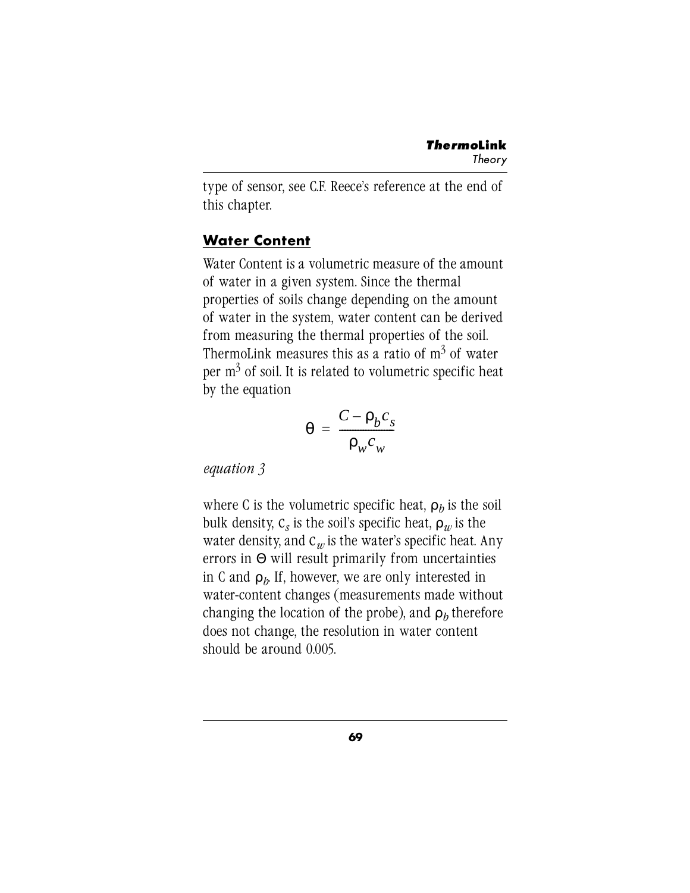type of sensor, see C.F. Reece's reference at the end of this chapter.

## Water Content

Water Content is a volumetric measure of the amount of water in a given system. Since the thermal properties of soils change depending on the amount of water in the system, water content can be derived from measuring the thermal properties of the soil. ThermoLink measures this as a ratio of $m^3$ of water per $m^3$ of soil. It is related to volumetric specific heat by the equation

$$\theta = \frac{C - \rho_b c_s}{\rho_w c_w}$$

*equation 3*

where C is the volumetric specific heat, $\rho_b$ is the soil bulk density, $c_s$ is the soil's specific heat, $\rho_w$ is the water density, and $c_w$ is the water's specific heat. Any errors in $\Theta$ will result primarily from uncertainties in C and $\rho_b$. If, however, we are only interested in water-content changes (measurements made without changing the location of the probe), and $\rho_b$ therefore does not change, the resolution in water content should be around 0.005.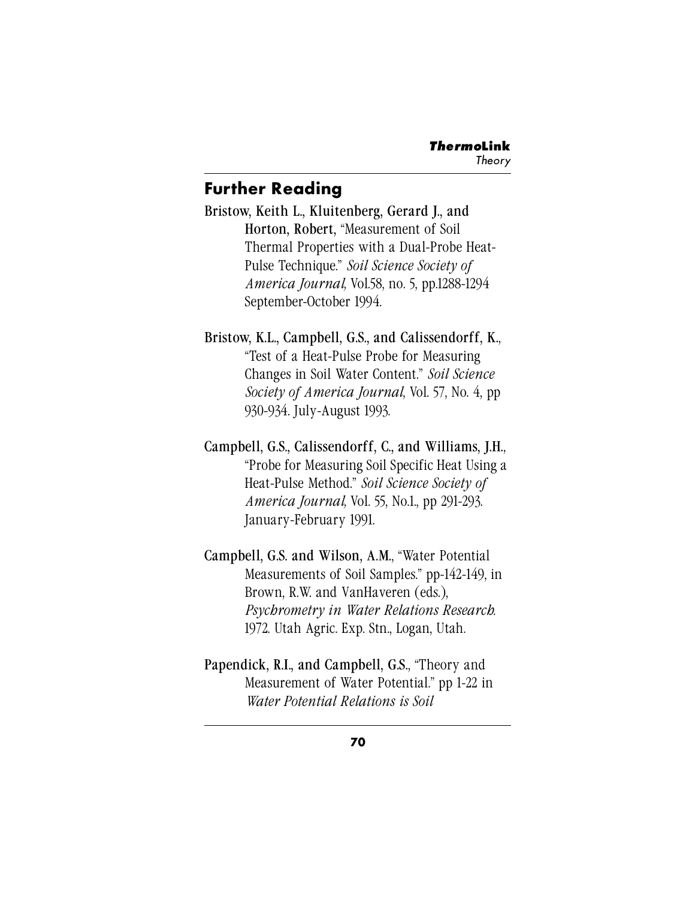## Further Reading

**Bristow, Keith L., Kluitenberg, Gerard J., and Horton, Robert**, "Measurement of Soil Thermal Properties with a Dual-Probe Heat-Pulse Technique." *Soil Science Society of America Journal,* Vol.58, no. 5, pp.1288-1294 September-October 1994.

**Bristow, K.L., Campbell, G.S., and Calissendorff, K.**, "Test of a Heat-Pulse Probe for Measuring Changes in Soil Water Content." *Soil Science Society of America Journal*, Vol. 57, No. 4, pp 930-934. July-August 1993.

**Campbell, G.S., Calissendorff, C., and Williams, J.H.**, "Probe for Measuring Soil Specific Heat Using a Heat-Pulse Method." *Soil Science Society of America Journal,* Vol. 55, No.1., pp 291-293. January-February 1991.

**Campbell, G.S. and Wilson, A.M.**, "Water Potential Measurements of Soil Samples." pp-142-149, in Brown, R.W. and VanHaveren (eds.), *Psychrometry in Water Relations Research.* 1972. Utah Agric. Exp. Stn., Logan, Utah.

**Papendick, R.I., and Campbell, G.S.**, "Theory and Measurement of Water Potential." pp 1-22 in *Water Potential Relations is Soil*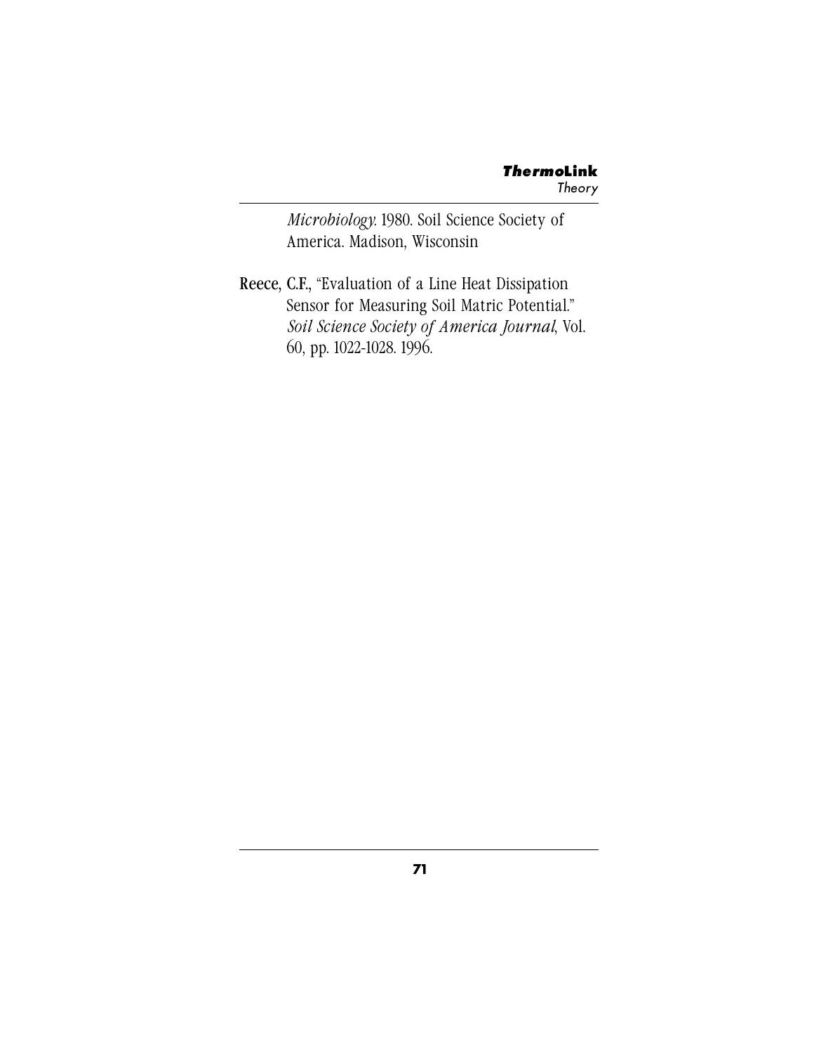*Microbiology.* 1980. Soil Science Society of America. Madison, Wisconsin

Reece, C.F., “Evaluation of a Line Heat Dissipation Sensor for Measuring Soil Matric Potential.” *Soil Science Society of America Journal*, Vol. 60, pp. 1022-1028. 1996.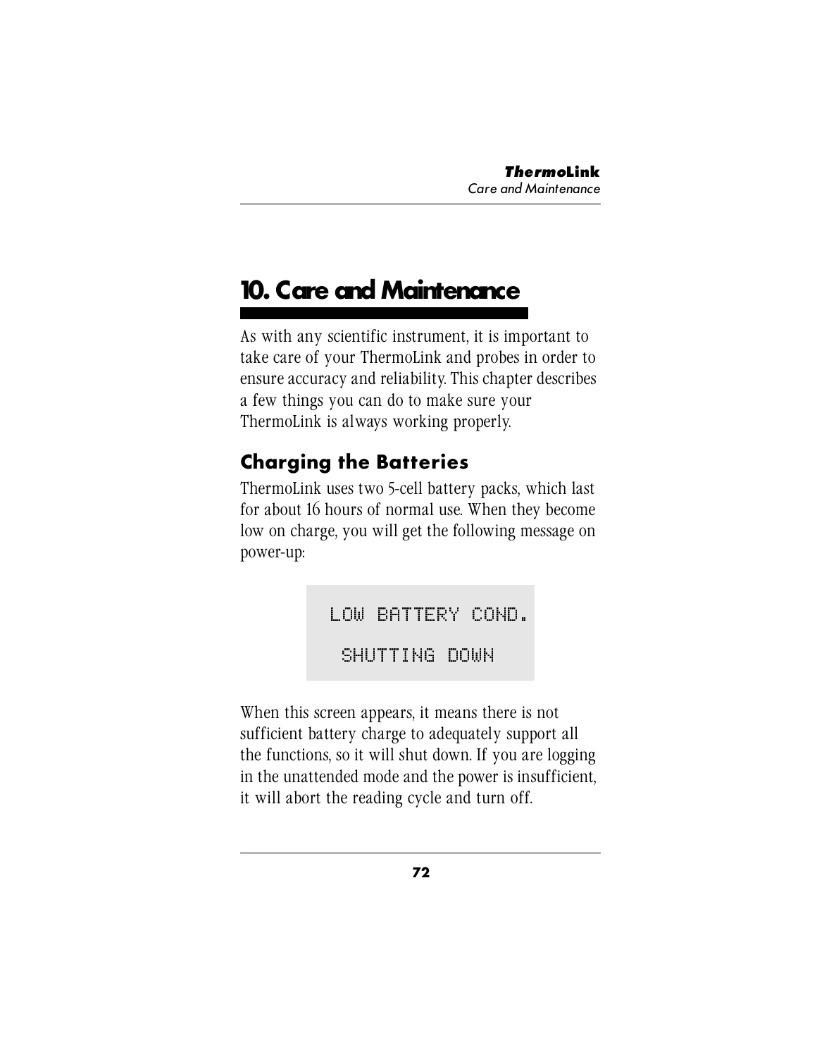# 10. Care and Maintenance

As with any scientific instrument, it is important to take care of your ThermoLink and probes in order to ensure accuracy and reliability. This chapter describes a few things you can do to make sure your ThermoLink is always working properly.

## Charging the Batteries

ThermoLink uses two 5-cell battery packs, which last for about 16 hours of normal use. When they become low on charge, you will get the following message on power-up:

```
LOW BATTERY COND.
 SHUTTING DOWN
```

When this screen appears, it means there is not sufficient battery charge to adequately support all the functions, so it will shut down. If you are logging in the unattended mode and the power is insufficient, it will abort the reading cycle and turn off.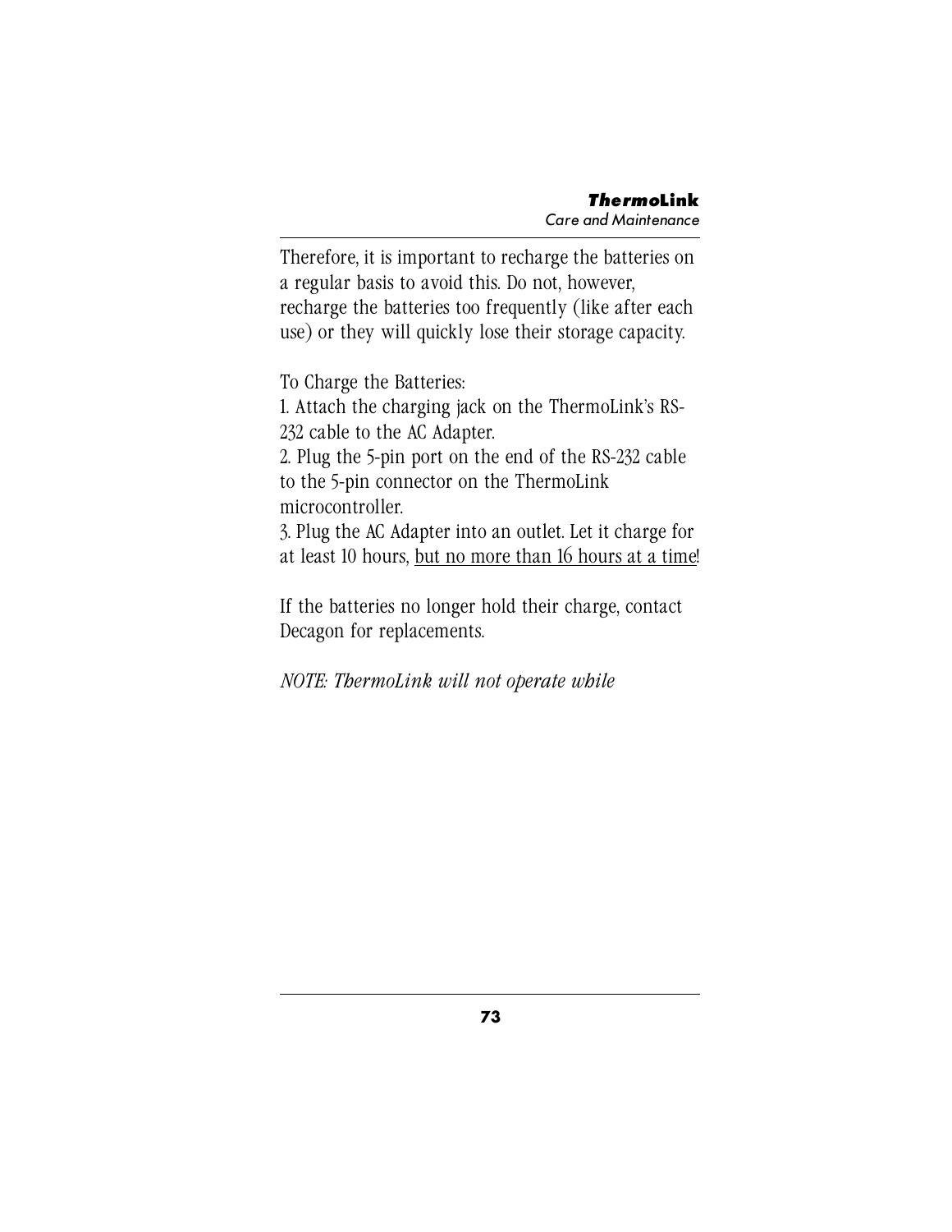Therefore, it is important to recharge the batteries on a regular basis to avoid this. Do not, however, recharge the batteries too frequently (like after each use) or they will quickly lose their storage capacity.

To Charge the Batteries:

1. Attach the charging jack on the ThermoLink's RS-232 cable to the AC Adapter.
2. Plug the 5-pin port on the end of the RS-232 cable to the 5-pin connector on the ThermoLink microcontroller.
3. Plug the AC Adapter into an outlet. Let it charge for at least 10 hours, <u>but no more than 16 hours at a time</u>!

If the batteries no longer hold their charge, contact Decagon for replacements.

*NOTE: ThermoLink will not operate while*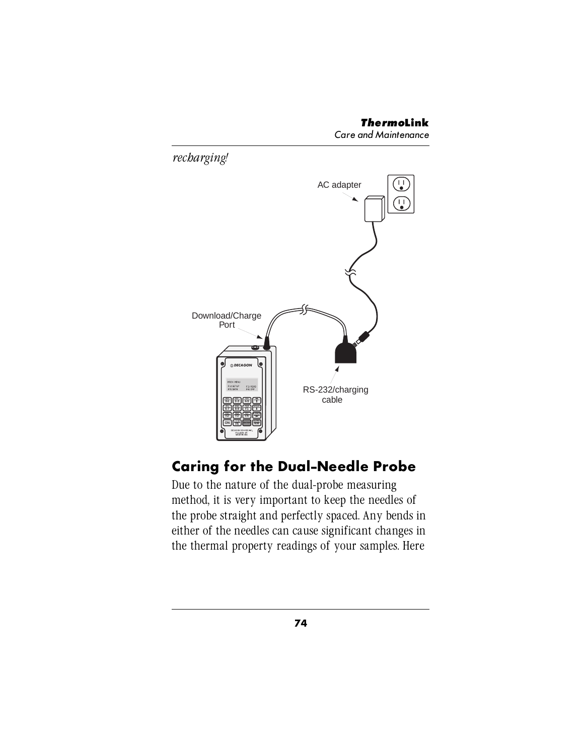*recharging!*

## Caring for the Dual-Needle Probe

Due to the nature of the dual-probe measuring method, it is very important to keep the needles of the probe straight and perfectly spaced. Any bends in either of the needles can cause significant changes in the thermal property readings of your samples. Here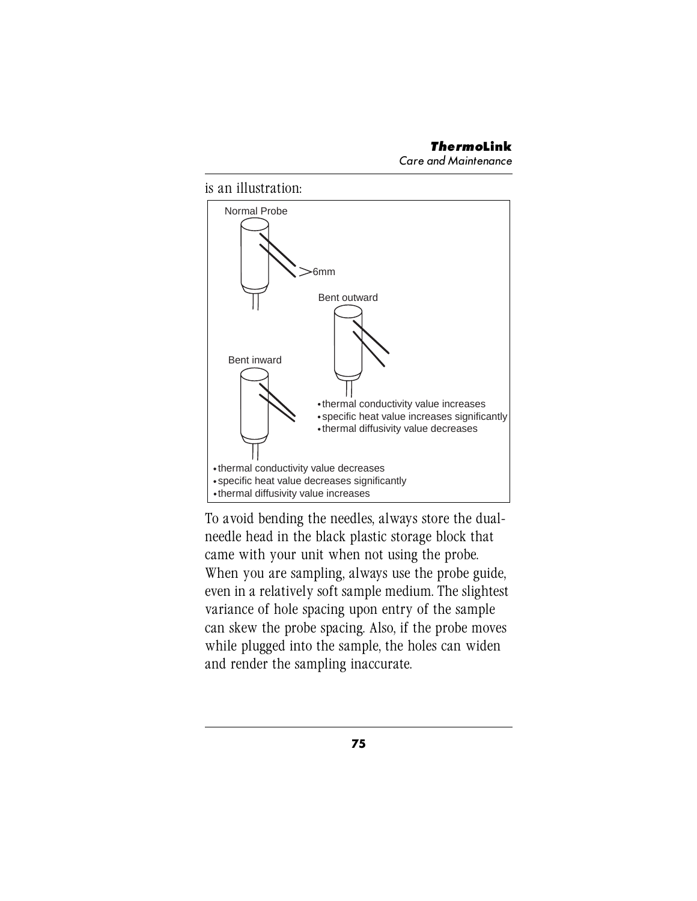is an illustration:

Normal Probe

6mm

Bent outward

- thermal conductivity value increases
- specific heat value increases significantly
- thermal diffusivity value decreases

Bent inward

- thermal conductivity value decreases
- specific heat value decreases significantly
- thermal diffusivity value increases

To avoid bending the needles, always store the dual-needle head in the black plastic storage block that came with your unit when not using the probe. When you are sampling, always use the probe guide, even in a relatively soft sample medium. The slightest variance of hole spacing upon entry of the sample can skew the probe spacing. Also, if the probe moves while plugged into the sample, the holes can widen and render the sampling inaccurate.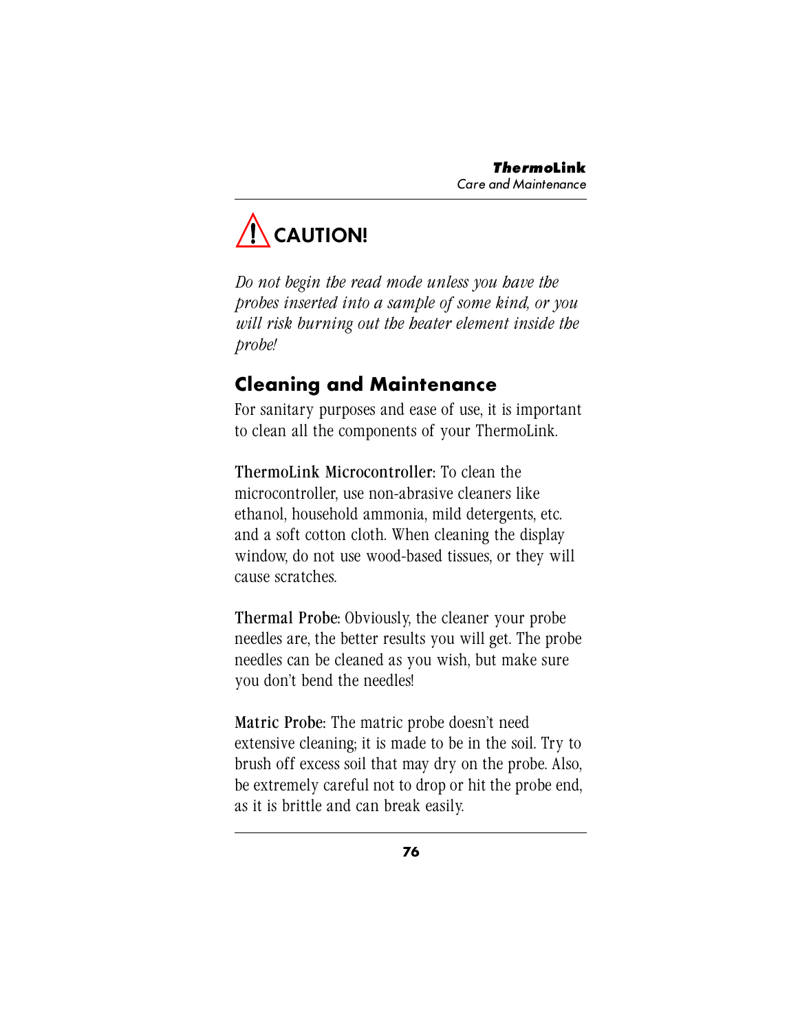## ⚠ CAUTION!

*Do not begin the read mode unless you have the probes inserted into a sample of some kind, or you will risk burning out the heater element inside the probe!*

## Cleaning and Maintenance

For sanitary purposes and ease of use, it is important to clean all the components of your ThermoLink.

**ThermoLink Microcontroller:** To clean the microcontroller, use non-abrasive cleaners like ethanol, household ammonia, mild detergents, etc. and a soft cotton cloth. When cleaning the display window, do not use wood-based tissues, or they will cause scratches.

**Thermal Probe:** Obviously, the cleaner your probe needles are, the better results you will get. The probe needles can be cleaned as you wish, but make sure you don't bend the needles!

**Matric Probe:** The matric probe doesn't need extensive cleaning; it is made to be in the soil. Try to brush off excess soil that may dry on the probe. Also, be extremely careful not to drop or hit the probe end, as it is brittle and can break easily.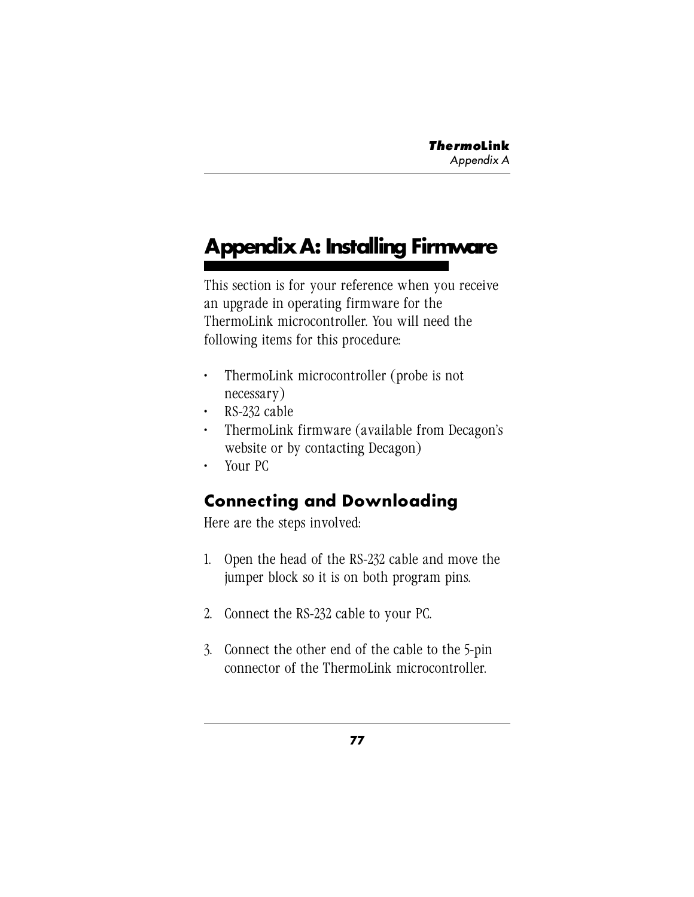# Appendix A: Installing Firmware

This section is for your reference when you receive an upgrade in operating firmware for the ThermoLink microcontroller. You will need the following items for this procedure:

- ThermoLink microcontroller (probe is not necessary)
- RS-232 cable
- ThermoLink firmware (available from Decagon's website or by contacting Decagon)
- Your PC

## Connecting and Downloading

Here are the steps involved:

1. Open the head of the RS-232 cable and move the jumper block so it is on both program pins.

2. Connect the RS-232 cable to your PC.

3. Connect the other end of the cable to the 5-pin connector of the ThermoLink microcontroller.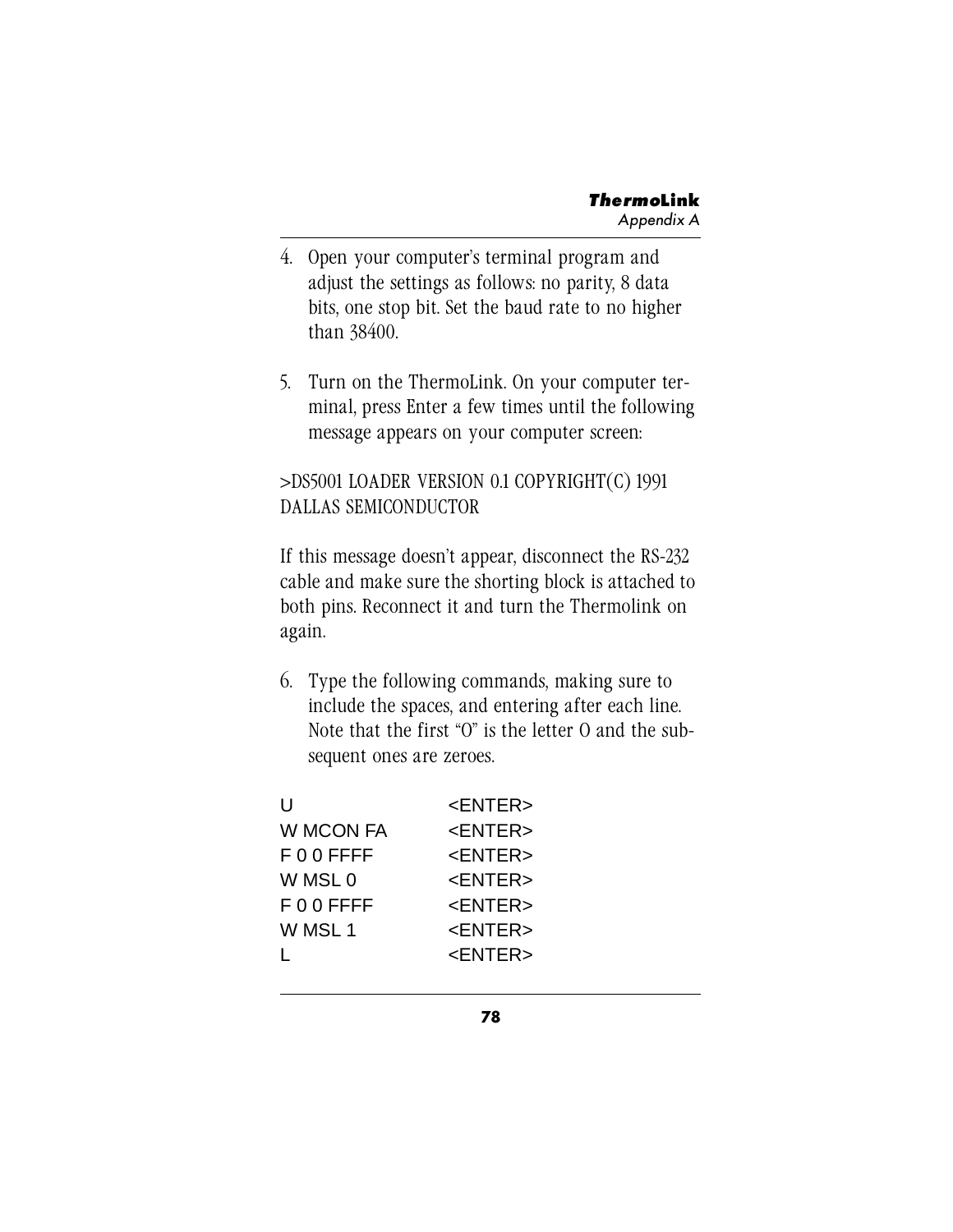4. Open your computer's terminal program and adjust the settings as follows: no parity, 8 data bits, one stop bit. Set the baud rate to no higher than 38400.

5. Turn on the ThermoLink. On your computer terminal, press Enter a few times until the following message appears on your computer screen:

>DS5001 LOADER VERSION 0.1 COPYRIGHT(C) 1991 DALLAS SEMICONDUCTOR

If this message doesn't appear, disconnect the RS-232 cable and make sure the shorting block is attached to both pins. Reconnect it and turn the Thermolink on again.

6. Type the following commands, making sure to include the spaces, and entering after each line. Note that the first "O" is the letter O and the subsequent ones are zeroes.

```
U               <ENTER>
W MCON FA       <ENTER>
F 0 0 FFFF      <ENTER>
W MSL 0         <ENTER>
F 0 0 FFFF      <ENTER>
W MSL 1         <ENTER>
L               <ENTER>
```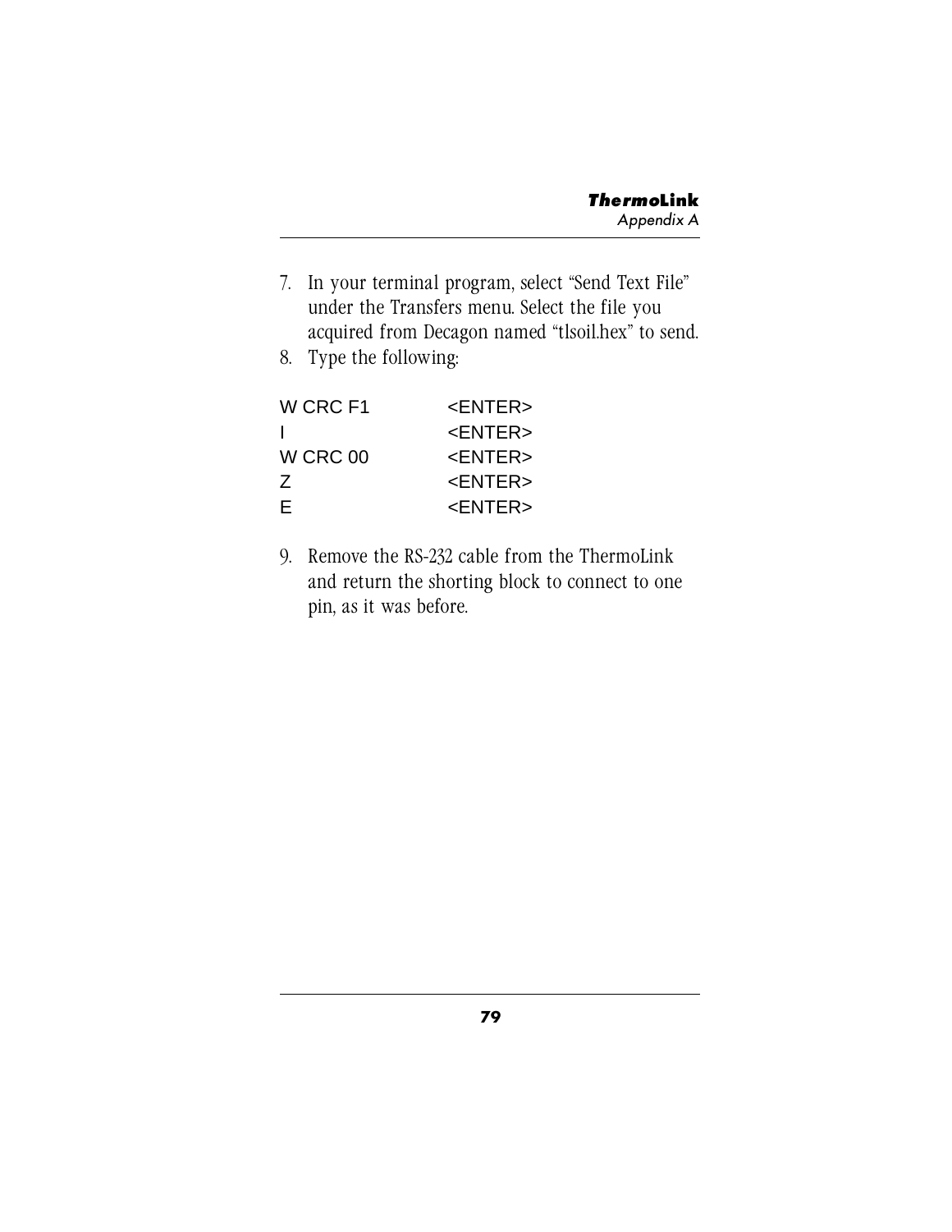7. In your terminal program, select “Send Text File” under the Transfers menu. Select the file you acquired from Decagon named “tlsoil.hex” to send.
8. Type the following:

```
W CRC F1        <ENTER>
I               <ENTER>
W CRC 00        <ENTER>
Z               <ENTER>
E               <ENTER>
```

9. Remove the RS-232 cable from the ThermoLink and return the shorting block to connect to one pin, as it was before.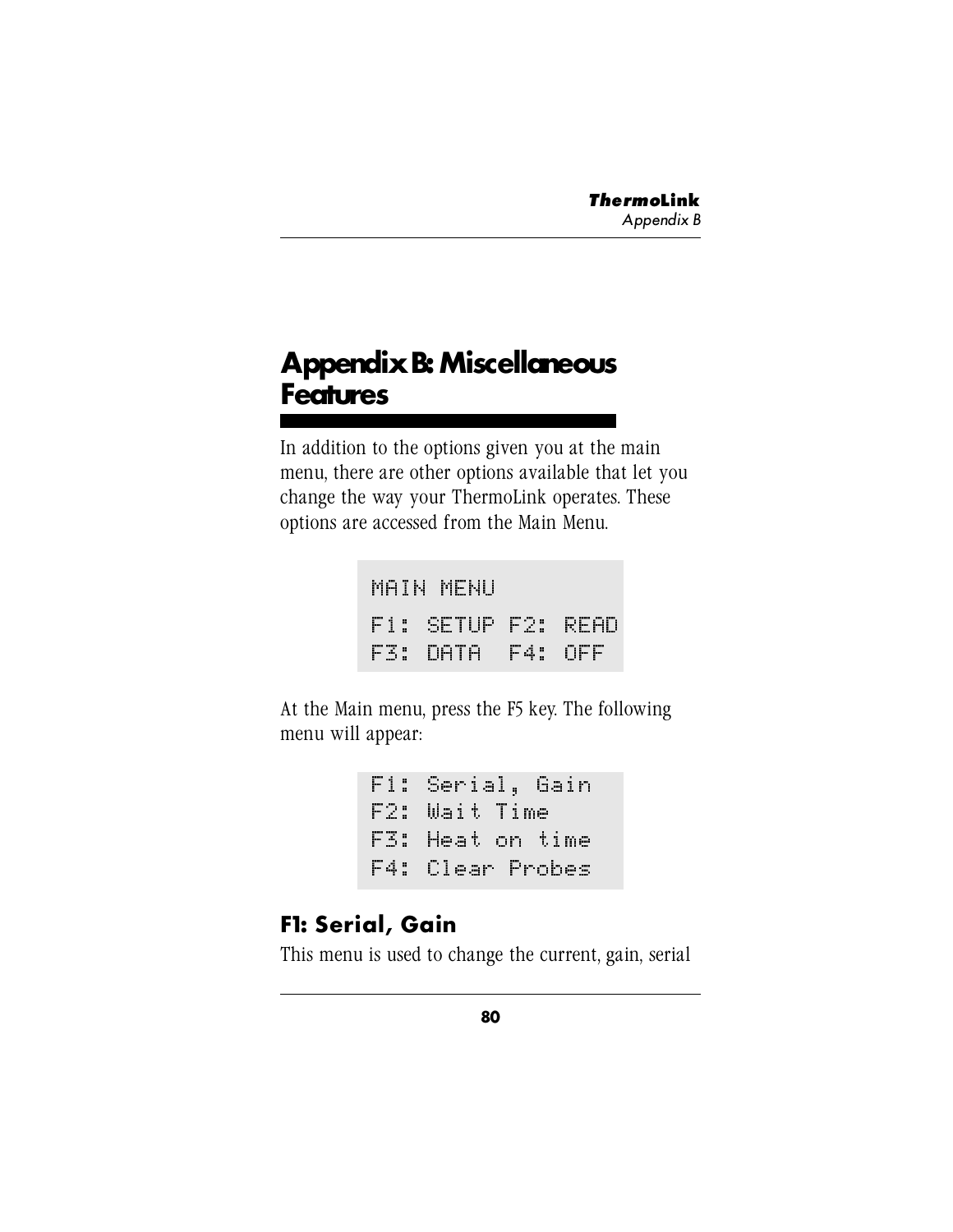# Appendix B: Miscellaneous Features

In addition to the options given you at the main menu, there are other options available that let you change the way your ThermoLink operates. These options are accessed from the Main Menu.

```
MAIN MENU
F1: SETUP F2: READ
F3: DATA  F4: OFF
```

At the Main menu, press the F5 key. The following menu will appear:

```
F1: Serial, Gain
F2: Wait Time
F3: Heat on time
F4: Clear Probes
```

## F1: Serial, Gain

This menu is used to change the current, gain, serial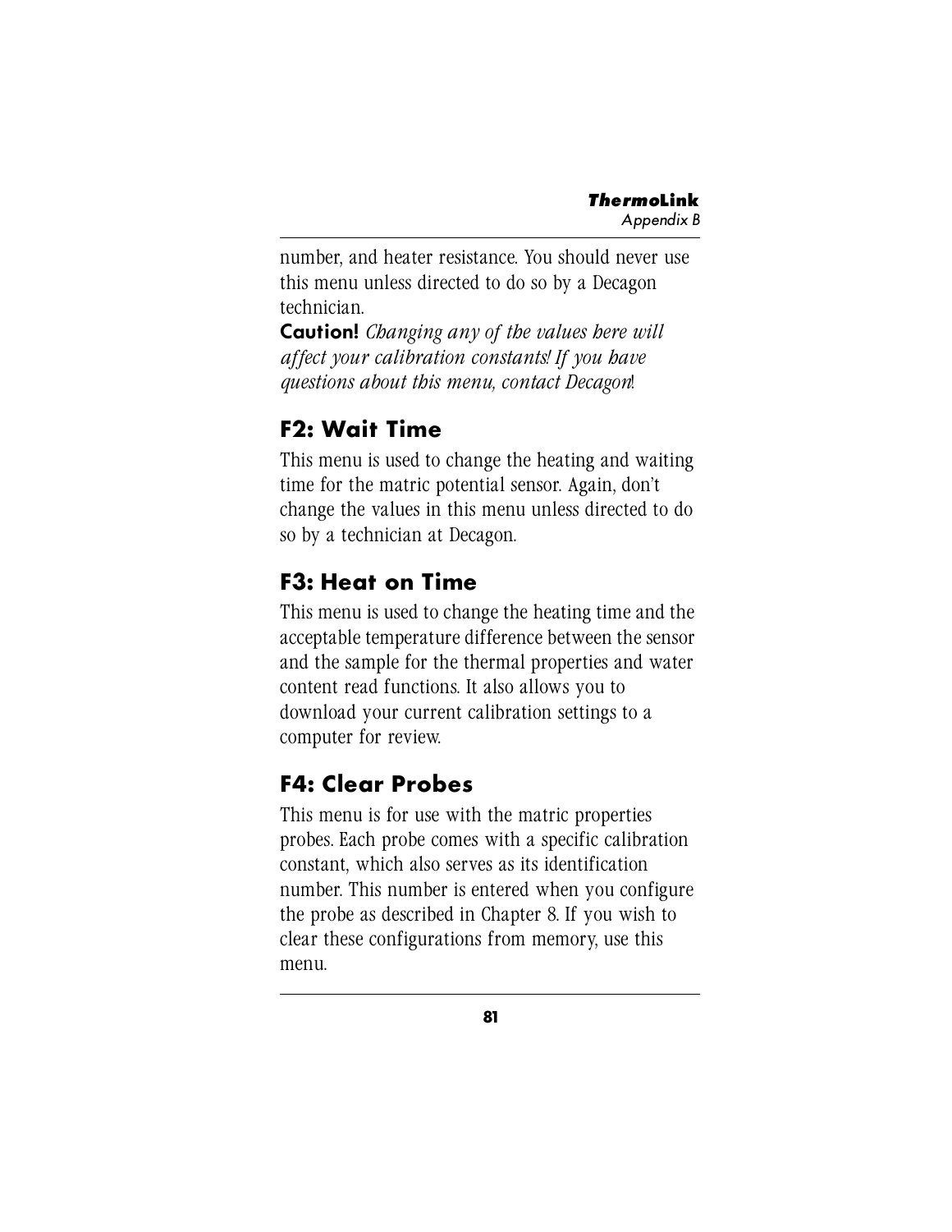number, and heater resistance. You should never use this menu unless directed to do so by a Decagon technician.

**Caution!** *Changing any of the values here will affect your calibration constants! If you have questions about this menu, contact Decagon*!

## F2: Wait Time

This menu is used to change the heating and waiting time for the matric potential sensor. Again, don't change the values in this menu unless directed to do so by a technician at Decagon.

## F3: Heat on Time

This menu is used to change the heating time and the acceptable temperature difference between the sensor and the sample for the thermal properties and water content read functions. It also allows you to download your current calibration settings to a computer for review.

## F4: Clear Probes

This menu is for use with the matric properties probes. Each probe comes with a specific calibration constant, which also serves as its identification number. This number is entered when you configure the probe as described in Chapter 8. If you wish to clear these configurations from memory, use this menu.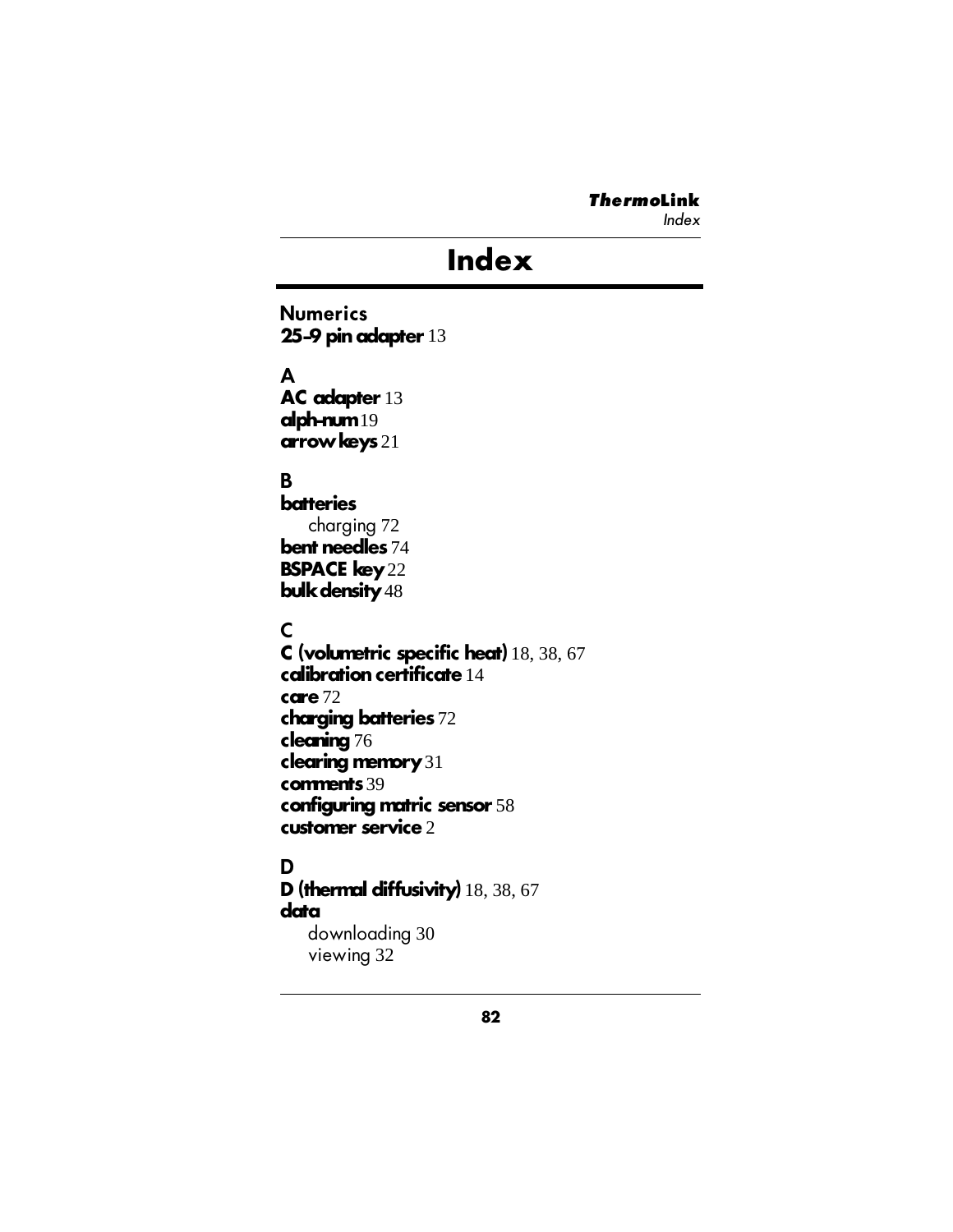# Index

## Numerics

**25-9 pin adapter** 13

## A

**AC adapter** 13
**alph-num** 19
**arrow keys** 21

## B

**batteries**
  charging 72
**bent needles** 74
**BSPACE key** 22
**bulk density** 48

## C

**C (volumetric specific heat)** 18, 38, 67
**calibration certificate** 14
**care** 72
**charging batteries** 72
**cleaning** 76
**clearing memory** 31
**comments** 39
**configuring matric sensor** 58
**customer service** 2

## D

**D (thermal diffusivity)** 18, 38, 67
**data**
  downloading 30
  viewing 32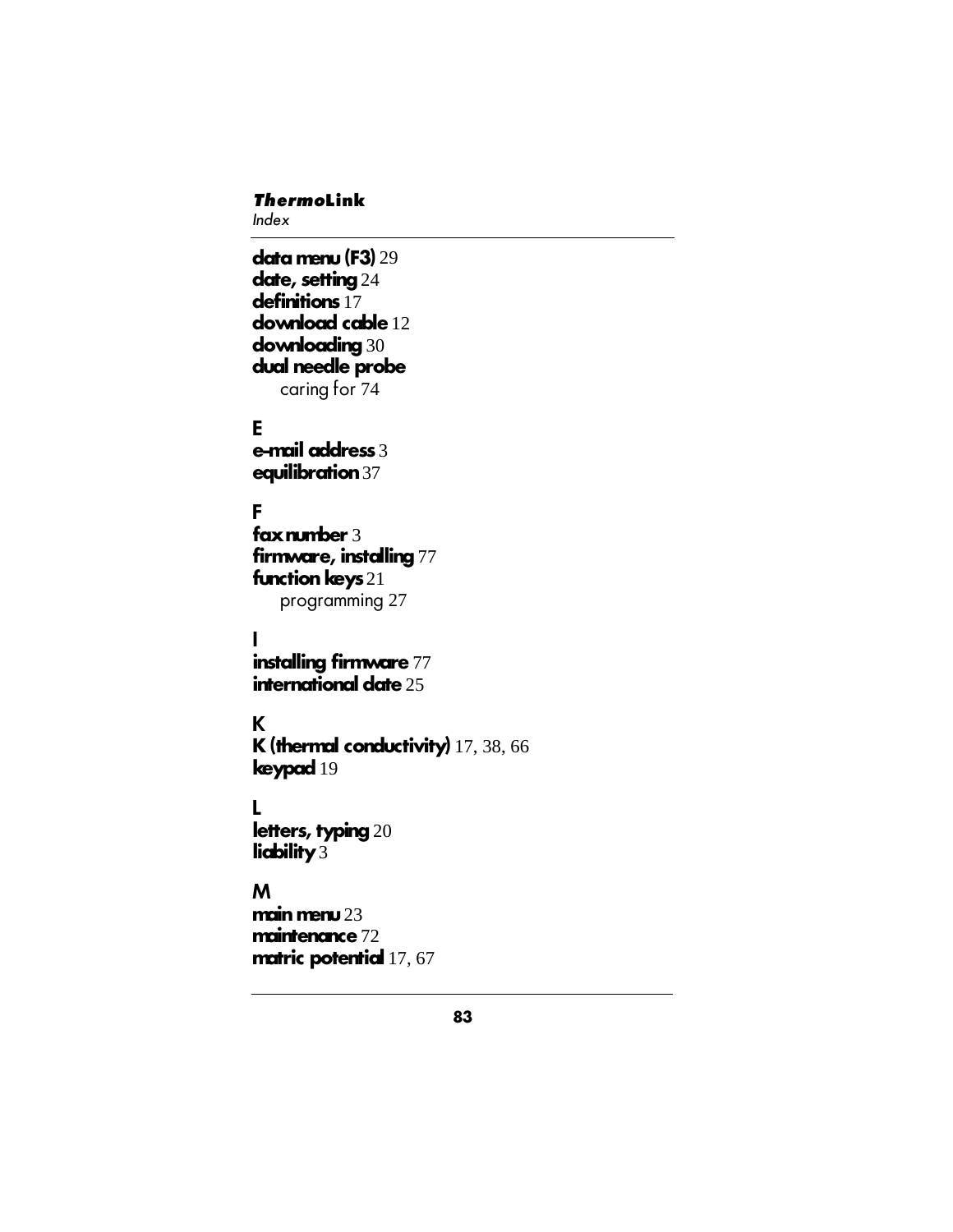**data menu (F3)** 29
**date, setting** 24
**definitions** 17
**download cable** 12
**downloading** 30
**dual needle probe**
  caring for 74

## E

**e-mail address** 3
**equilibration** 37

## F

**fax number** 3
**firmware, installing** 77
**function keys** 21
  programming 27

## I

**installing firmware** 77
**international date** 25

## K

**K (thermal conductivity)** 17, 38, 66
**keypad** 19

## L

**letters, typing** 20
**liability** 3

## M

**main menu** 23
**maintenance** 72
**matric potential** 17, 67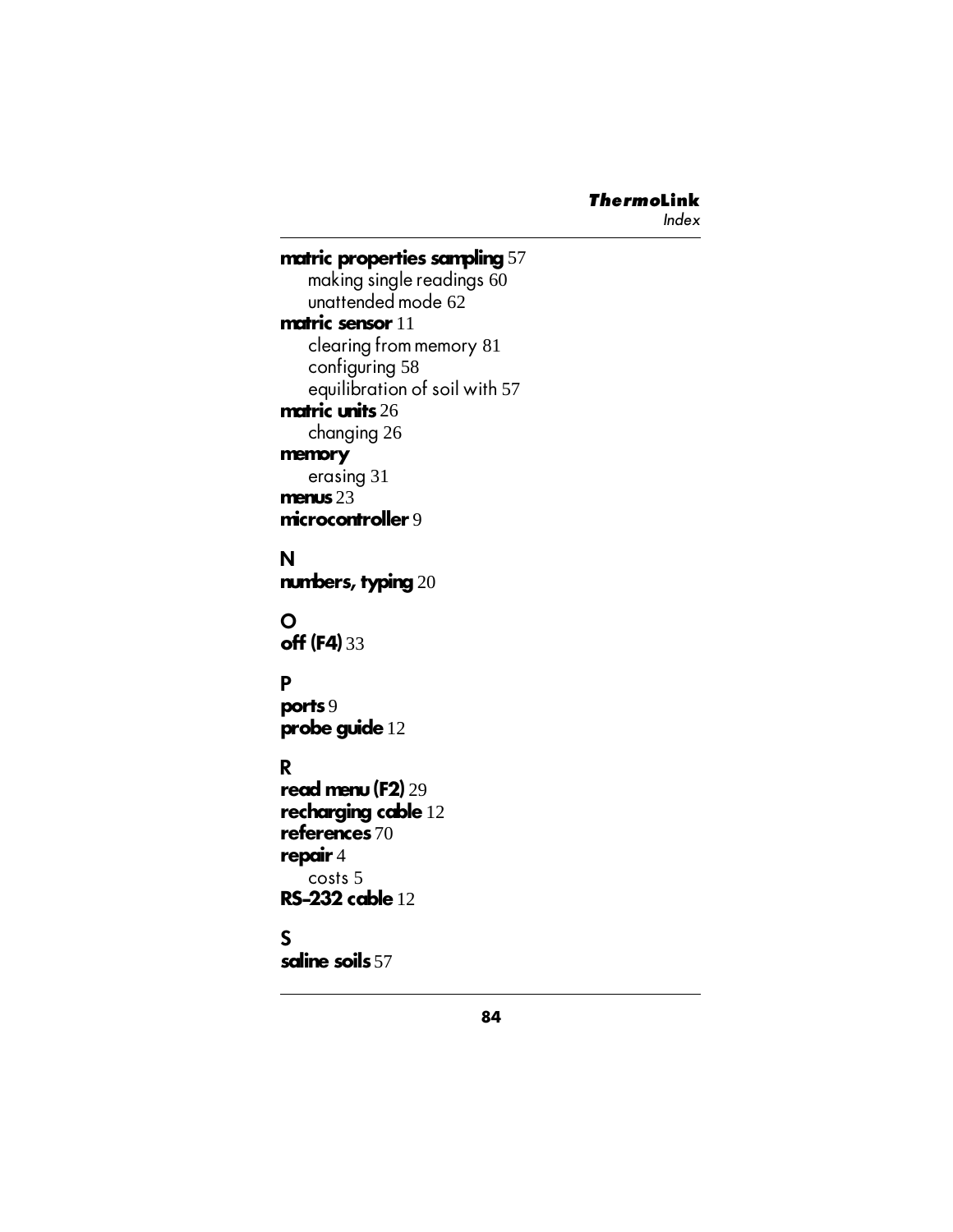**matric properties sampling** 57
  making single readings 60
  unattended mode 62
**matric sensor** 11
  clearing from memory 81
  configuring 58
  equilibration of soil with 57
**matric units** 26
  changing 26
**memory**
  erasing 31
**menus** 23
**microcontroller** 9

## N

**numbers, typing** 20

## O

**off (F4)** 33

## P

**ports** 9
**probe guide** 12

## R

**read menu (F2)** 29
**recharging cable** 12
**references** 70
**repair** 4
  costs 5
**RS-232 cable** 12

## S

**saline soils** 57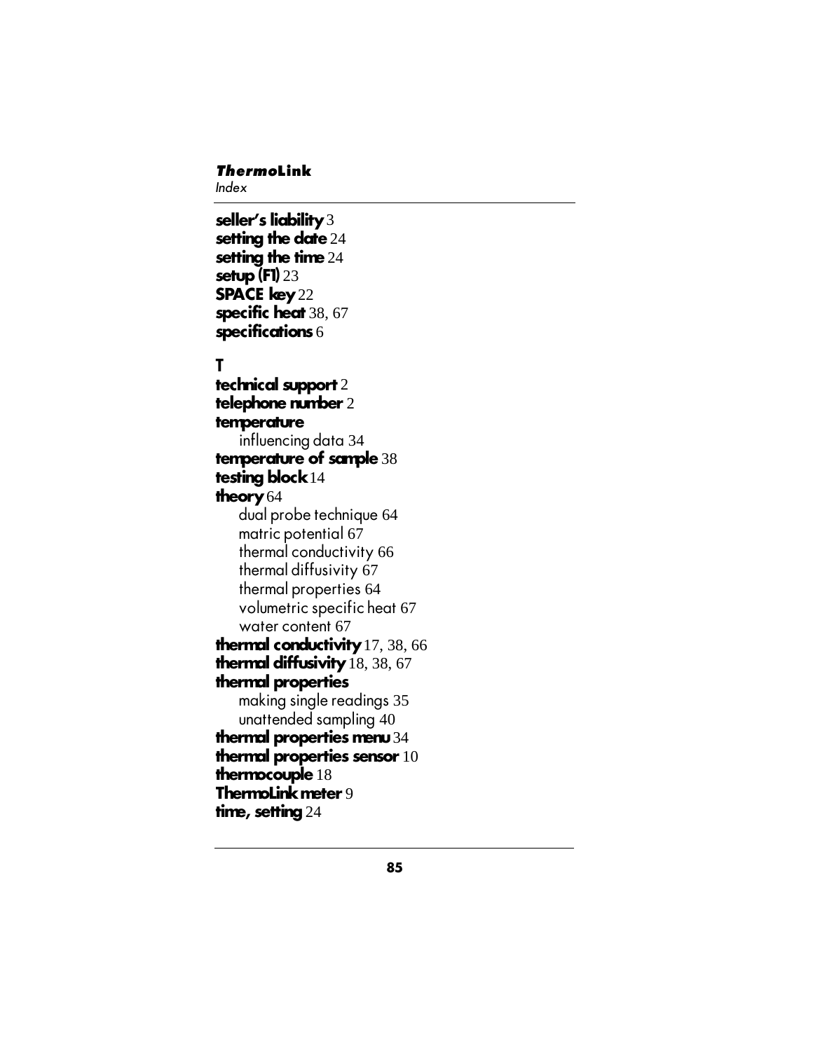**seller's liability** 3
**setting the date** 24
**setting the time** 24
**setup (F1)** 23
**SPACE key** 22
**specific heat** 38, 67
**specifications** 6

## T

**technical support** 2
**telephone number** 2
**temperature**
- influencing data 34

**temperature of sample** 38
**testing block** 14
**theory** 64
- dual probe technique 64
- matric potential 67
- thermal conductivity 66
- thermal diffusivity 67
- thermal properties 64
- volumetric specific heat 67
- water content 67

**thermal conductivity** 17, 38, 66
**thermal diffusivity** 18, 38, 67
**thermal properties**
- making single readings 35
- unattended sampling 40

**thermal properties menu** 34
**thermal properties sensor** 10
**thermocouple** 18
**ThermoLink meter** 9
**time, setting** 24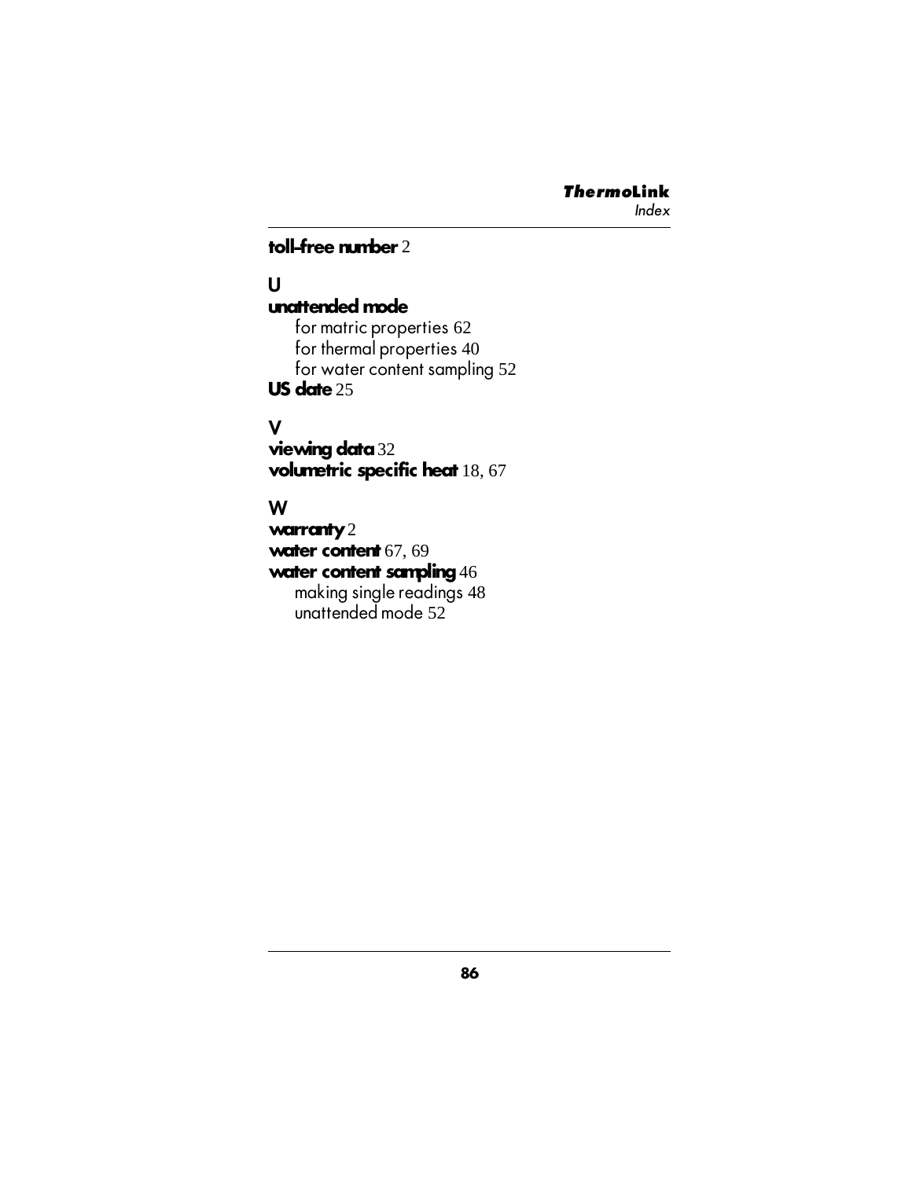**toll-free number** 2

## U

**unattended mode**
    for matric properties 62
    for thermal properties 40
    for water content sampling 52
**US date** 25

## V

**viewing data** 32
**volumetric specific heat** 18, 67

## W

**warranty** 2
**water content** 67, 69
**water content sampling** 46
    making single readings 48
    unattended mode 52